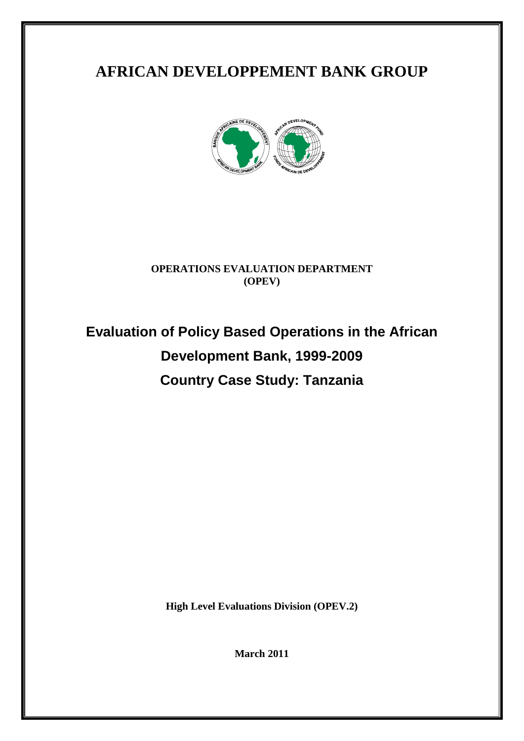# AFRICAN DEVELOPPEMENT BANK GROUP

**OPERATIONS EVALUATION DEPARTMENT**
**(OPEV)**

## Evaluation of Policy Based Operations in the African Development Bank, 1999-2009

## Country Case Study: Tanzania

**High Level Evaluations Division (OPEV.2)**

**March 2011**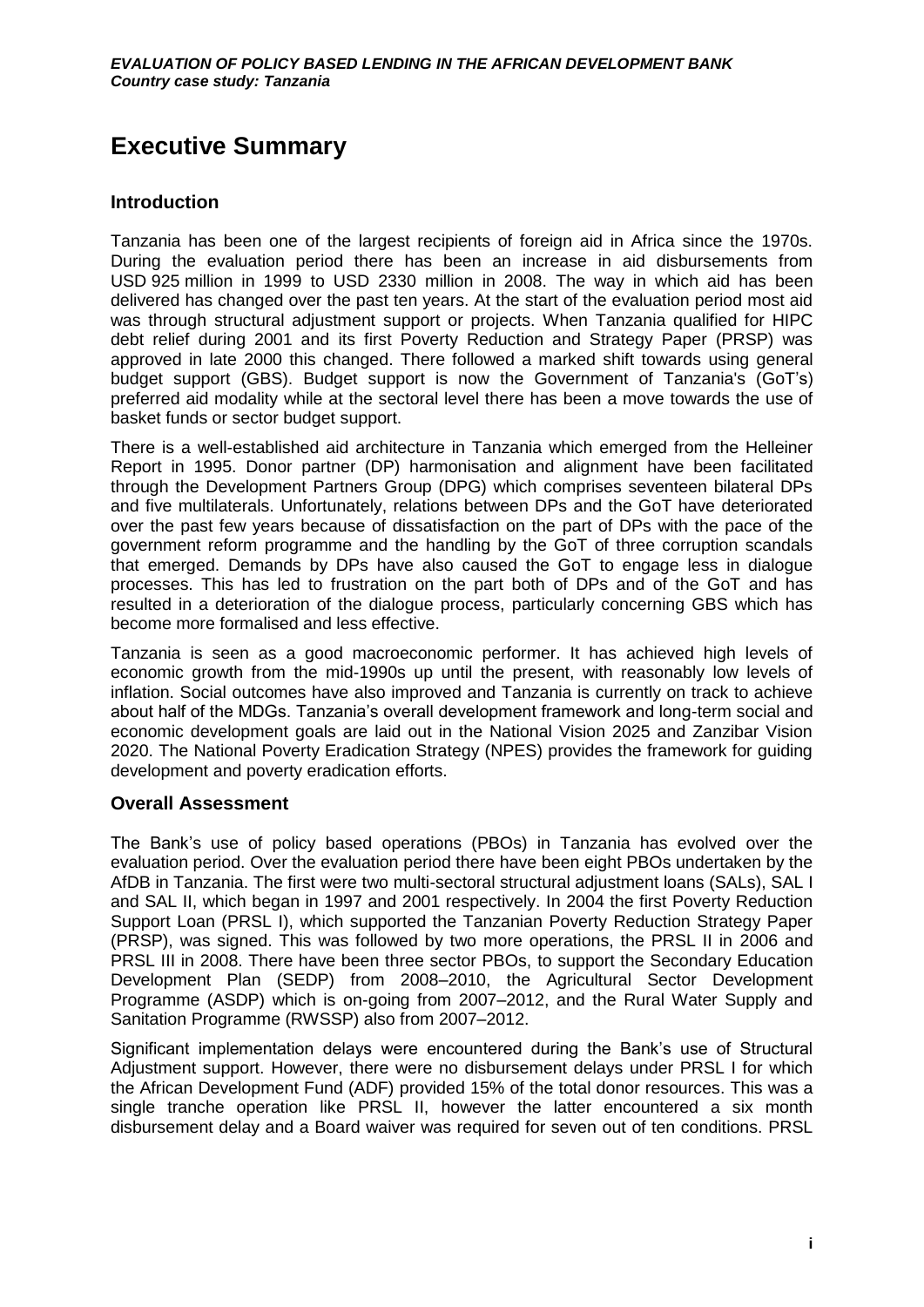# Executive Summary

## Introduction

Tanzania has been one of the largest recipients of foreign aid in Africa since the 1970s. During the evaluation period there has been an increase in aid disbursements from USD 925 million in 1999 to USD 2330 million in 2008. The way in which aid has been delivered has changed over the past ten years. At the start of the evaluation period most aid was through structural adjustment support or projects. When Tanzania qualified for HIPC debt relief during 2001 and its first Poverty Reduction and Strategy Paper (PRSP) was approved in late 2000 this changed. There followed a marked shift towards using general budget support (GBS). Budget support is now the Government of Tanzania's (GoT's) preferred aid modality while at the sectoral level there has been a move towards the use of basket funds or sector budget support.

There is a well-established aid architecture in Tanzania which emerged from the Helleiner Report in 1995. Donor partner (DP) harmonisation and alignment have been facilitated through the Development Partners Group (DPG) which comprises seventeen bilateral DPs and five multilaterals. Unfortunately, relations between DPs and the GoT have deteriorated over the past few years because of dissatisfaction on the part of DPs with the pace of the government reform programme and the handling by the GoT of three corruption scandals that emerged. Demands by DPs have also caused the GoT to engage less in dialogue processes. This has led to frustration on the part both of DPs and of the GoT and has resulted in a deterioration of the dialogue process, particularly concerning GBS which has become more formalised and less effective.

Tanzania is seen as a good macroeconomic performer. It has achieved high levels of economic growth from the mid-1990s up until the present, with reasonably low levels of inflation. Social outcomes have also improved and Tanzania is currently on track to achieve about half of the MDGs. Tanzania's overall development framework and long-term social and economic development goals are laid out in the National Vision 2025 and Zanzibar Vision 2020. The National Poverty Eradication Strategy (NPES) provides the framework for guiding development and poverty eradication efforts.

## Overall Assessment

The Bank's use of policy based operations (PBOs) in Tanzania has evolved over the evaluation period. Over the evaluation period there have been eight PBOs undertaken by the AfDB in Tanzania. The first were two multi-sectoral structural adjustment loans (SALs), SAL I and SAL II, which began in 1997 and 2001 respectively. In 2004 the first Poverty Reduction Support Loan (PRSL I), which supported the Tanzanian Poverty Reduction Strategy Paper (PRSP), was signed. This was followed by two more operations, the PRSL II in 2006 and PRSL III in 2008. There have been three sector PBOs, to support the Secondary Education Development Plan (SEDP) from 2008–2010, the Agricultural Sector Development Programme (ASDP) which is on-going from 2007–2012, and the Rural Water Supply and Sanitation Programme (RWSSP) also from 2007–2012.

Significant implementation delays were encountered during the Bank's use of Structural Adjustment support. However, there were no disbursement delays under PRSL I for which the African Development Fund (ADF) provided 15% of the total donor resources. This was a single tranche operation like PRSL II, however the latter encountered a six month disbursement delay and a Board waiver was required for seven out of ten conditions. PRSL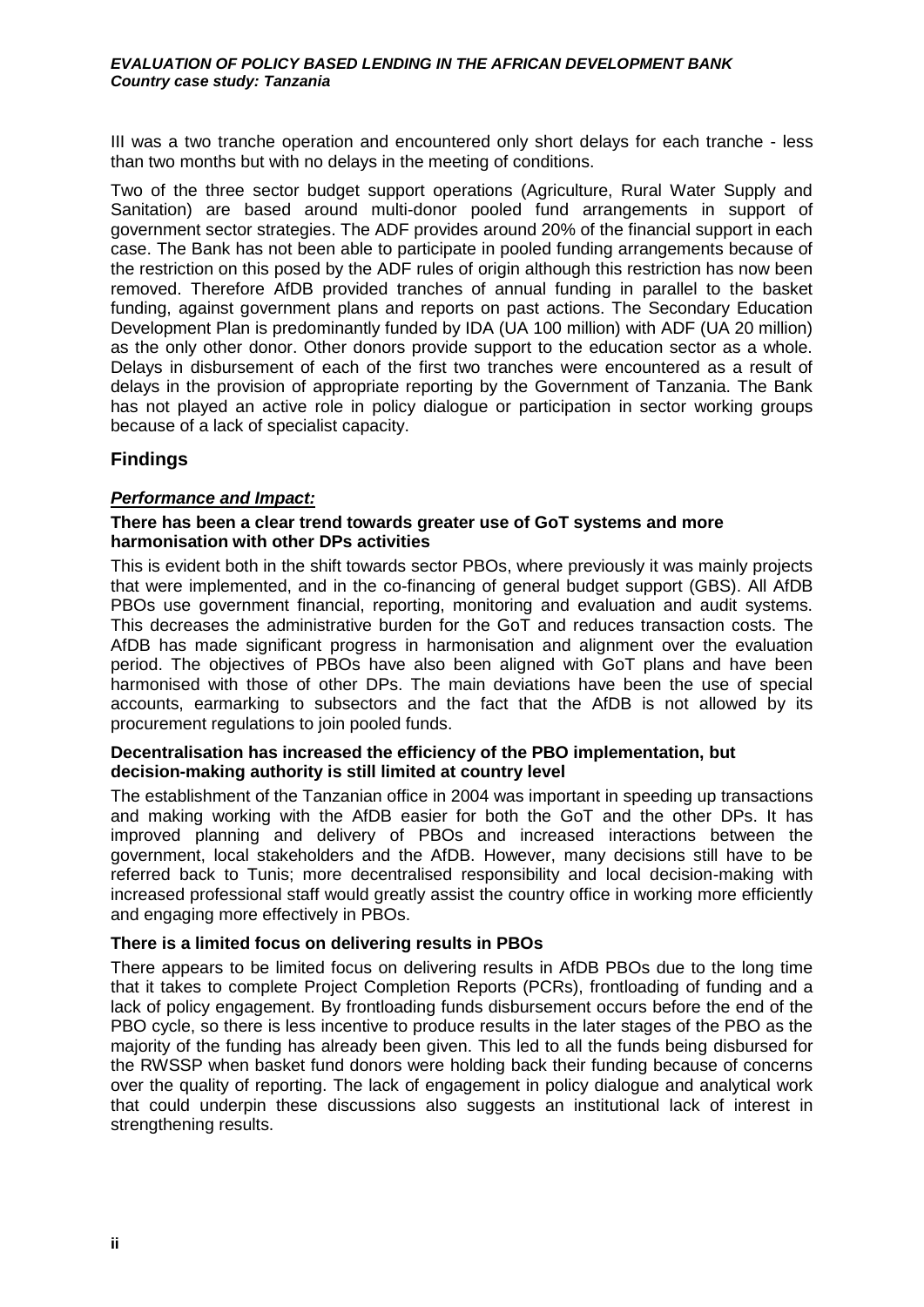III was a two tranche operation and encountered only short delays for each tranche - less than two months but with no delays in the meeting of conditions.

Two of the three sector budget support operations (Agriculture, Rural Water Supply and Sanitation) are based around multi-donor pooled fund arrangements in support of government sector strategies. The ADF provides around 20% of the financial support in each case. The Bank has not been able to participate in pooled funding arrangements because of the restriction on this posed by the ADF rules of origin although this restriction has now been removed. Therefore AfDB provided tranches of annual funding in parallel to the basket funding, against government plans and reports on past actions. The Secondary Education Development Plan is predominantly funded by IDA (UA 100 million) with ADF (UA 20 million) as the only other donor. Other donors provide support to the education sector as a whole. Delays in disbursement of each of the first two tranches were encountered as a result of delays in the provision of appropriate reporting by the Government of Tanzania. The Bank has not played an active role in policy dialogue or participation in sector working groups because of a lack of specialist capacity.

## Findings

### ***Performance and Impact:***

**There has been a clear trend towards greater use of GoT systems and more harmonisation with other DPs activities**

This is evident both in the shift towards sector PBOs, where previously it was mainly projects that were implemented, and in the co-financing of general budget support (GBS). All AfDB PBOs use government financial, reporting, monitoring and evaluation and audit systems. This decreases the administrative burden for the GoT and reduces transaction costs. The AfDB has made significant progress in harmonisation and alignment over the evaluation period. The objectives of PBOs have also been aligned with GoT plans and have been harmonised with those of other DPs. The main deviations have been the use of special accounts, earmarking to subsectors and the fact that the AfDB is not allowed by its procurement regulations to join pooled funds.

**Decentralisation has increased the efficiency of the PBO implementation, but decision-making authority is still limited at country level**

The establishment of the Tanzanian office in 2004 was important in speeding up transactions and making working with the AfDB easier for both the GoT and the other DPs. It has improved planning and delivery of PBOs and increased interactions between the government, local stakeholders and the AfDB. However, many decisions still have to be referred back to Tunis; more decentralised responsibility and local decision-making with increased professional staff would greatly assist the country office in working more efficiently and engaging more effectively in PBOs.

**There is a limited focus on delivering results in PBOs**

There appears to be limited focus on delivering results in AfDB PBOs due to the long time that it takes to complete Project Completion Reports (PCRs), frontloading of funding and a lack of policy engagement. By frontloading funds disbursement occurs before the end of the PBO cycle, so there is less incentive to produce results in the later stages of the PBO as the majority of the funding has already been given. This led to all the funds being disbursed for the RWSSP when basket fund donors were holding back their funding because of concerns over the quality of reporting. The lack of engagement in policy dialogue and analytical work that could underpin these discussions also suggests an institutional lack of interest in strengthening results.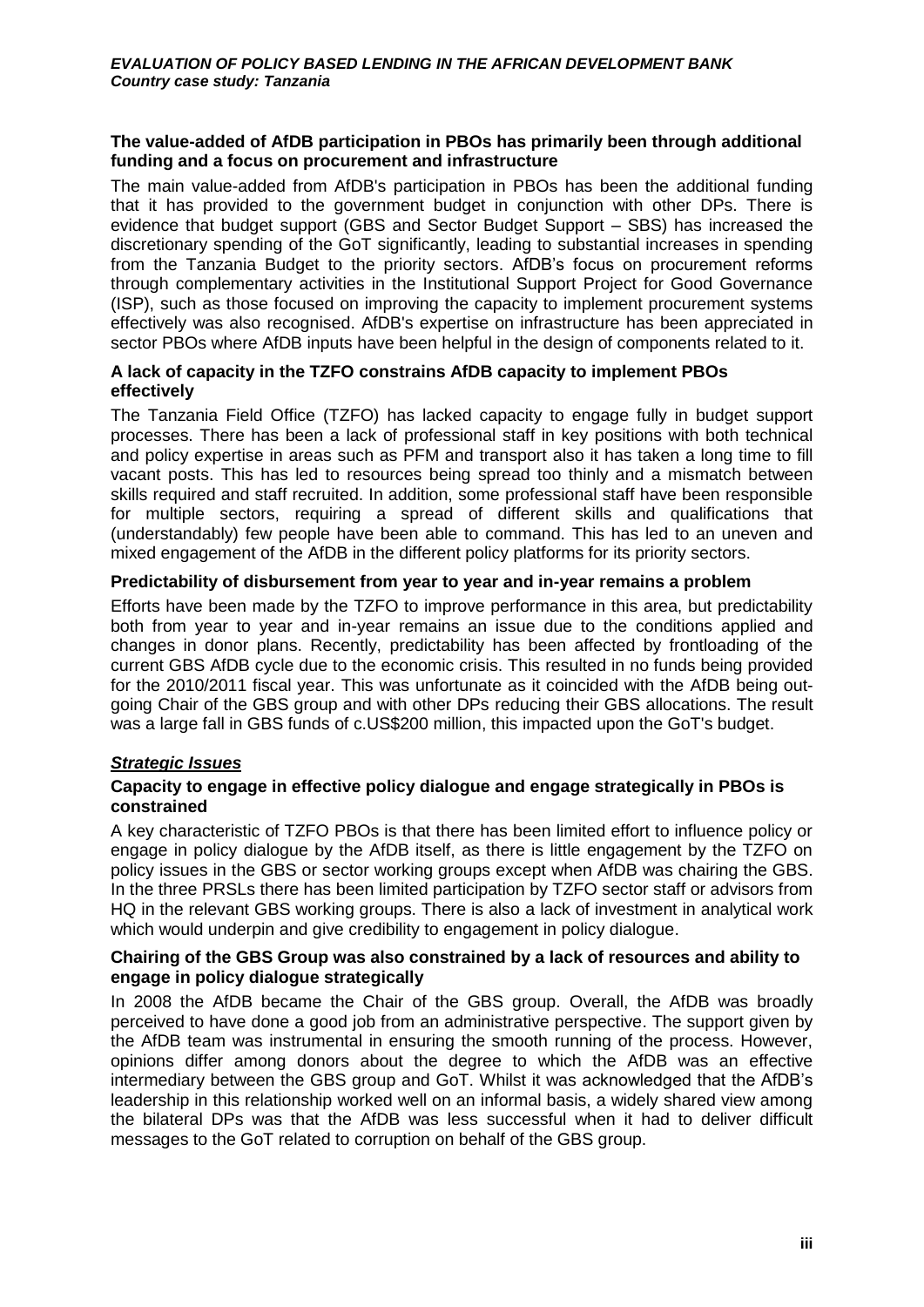**The value-added of AfDB participation in PBOs has primarily been through additional funding and a focus on procurement and infrastructure**

The main value-added from AfDB's participation in PBOs has been the additional funding that it has provided to the government budget in conjunction with other DPs. There is evidence that budget support (GBS and Sector Budget Support – SBS) has increased the discretionary spending of the GoT significantly, leading to substantial increases in spending from the Tanzania Budget to the priority sectors. AfDB's focus on procurement reforms through complementary activities in the Institutional Support Project for Good Governance (ISP), such as those focused on improving the capacity to implement procurement systems effectively was also recognised. AfDB's expertise on infrastructure has been appreciated in sector PBOs where AfDB inputs have been helpful in the design of components related to it.

**A lack of capacity in the TZFO constrains AfDB capacity to implement PBOs effectively**

The Tanzania Field Office (TZFO) has lacked capacity to engage fully in budget support processes. There has been a lack of professional staff in key positions with both technical and policy expertise in areas such as PFM and transport also it has taken a long time to fill vacant posts. This has led to resources being spread too thinly and a mismatch between skills required and staff recruited. In addition, some professional staff have been responsible for multiple sectors, requiring a spread of different skills and qualifications that (understandably) few people have been able to command. This has led to an uneven and mixed engagement of the AfDB in the different policy platforms for its priority sectors.

**Predictability of disbursement from year to year and in-year remains a problem**

Efforts have been made by the TZFO to improve performance in this area, but predictability both from year to year and in-year remains an issue due to the conditions applied and changes in donor plans. Recently, predictability has been affected by frontloading of the current GBS AfDB cycle due to the economic crisis. This resulted in no funds being provided for the 2010/2011 fiscal year. This was unfortunate as it coincided with the AfDB being out-going Chair of the GBS group and with other DPs reducing their GBS allocations. The result was a large fall in GBS funds of c.US$200 million, this impacted upon the GoT's budget.

## ***Strategic Issues***

**Capacity to engage in effective policy dialogue and engage strategically in PBOs is constrained**

A key characteristic of TZFO PBOs is that there has been limited effort to influence policy or engage in policy dialogue by the AfDB itself, as there is little engagement by the TZFO on policy issues in the GBS or sector working groups except when AfDB was chairing the GBS. In the three PRSLs there has been limited participation by TZFO sector staff or advisors from HQ in the relevant GBS working groups. There is also a lack of investment in analytical work which would underpin and give credibility to engagement in policy dialogue.

**Chairing of the GBS Group was also constrained by a lack of resources and ability to engage in policy dialogue strategically**

In 2008 the AfDB became the Chair of the GBS group. Overall, the AfDB was broadly perceived to have done a good job from an administrative perspective. The support given by the AfDB team was instrumental in ensuring the smooth running of the process. However, opinions differ among donors about the degree to which the AfDB was an effective intermediary between the GBS group and GoT. Whilst it was acknowledged that the AfDB's leadership in this relationship worked well on an informal basis, a widely shared view among the bilateral DPs was that the AfDB was less successful when it had to deliver difficult messages to the GoT related to corruption on behalf of the GBS group.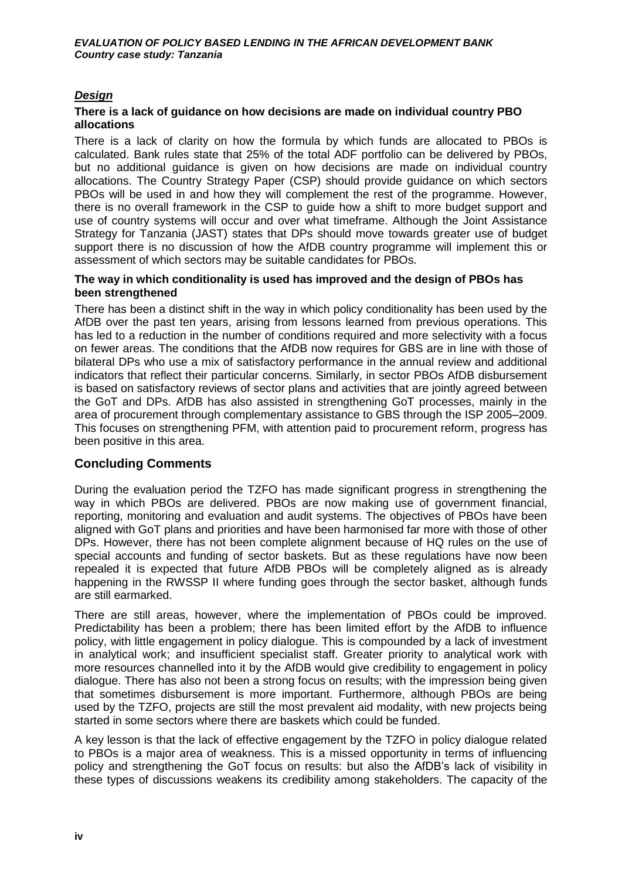### *Design*

**There is a lack of guidance on how decisions are made on individual country PBO allocations**

There is a lack of clarity on how the formula by which funds are allocated to PBOs is calculated. Bank rules state that 25% of the total ADF portfolio can be delivered by PBOs, but no additional guidance is given on how decisions are made on individual country allocations. The Country Strategy Paper (CSP) should provide guidance on which sectors PBOs will be used in and how they will complement the rest of the programme. However, there is no overall framework in the CSP to guide how a shift to more budget support and use of country systems will occur and over what timeframe. Although the Joint Assistance Strategy for Tanzania (JAST) states that DPs should move towards greater use of budget support there is no discussion of how the AfDB country programme will implement this or assessment of which sectors may be suitable candidates for PBOs.

**The way in which conditionality is used has improved and the design of PBOs has been strengthened**

There has been a distinct shift in the way in which policy conditionality has been used by the AfDB over the past ten years, arising from lessons learned from previous operations. This has led to a reduction in the number of conditions required and more selectivity with a focus on fewer areas. The conditions that the AfDB now requires for GBS are in line with those of bilateral DPs who use a mix of satisfactory performance in the annual review and additional indicators that reflect their particular concerns. Similarly, in sector PBOs AfDB disbursement is based on satisfactory reviews of sector plans and activities that are jointly agreed between the GoT and DPs. AfDB has also assisted in strengthening GoT processes, mainly in the area of procurement through complementary assistance to GBS through the ISP 2005–2009. This focuses on strengthening PFM, with attention paid to procurement reform, progress has been positive in this area.

## Concluding Comments

During the evaluation period the TZFO has made significant progress in strengthening the way in which PBOs are delivered. PBOs are now making use of government financial, reporting, monitoring and evaluation and audit systems. The objectives of PBOs have been aligned with GoT plans and priorities and have been harmonised far more with those of other DPs. However, there has not been complete alignment because of HQ rules on the use of special accounts and funding of sector baskets. But as these regulations have now been repealed it is expected that future AfDB PBOs will be completely aligned as is already happening in the RWSSP II where funding goes through the sector basket, although funds are still earmarked.

There are still areas, however, where the implementation of PBOs could be improved. Predictability has been a problem; there has been limited effort by the AfDB to influence policy, with little engagement in policy dialogue. This is compounded by a lack of investment in analytical work; and insufficient specialist staff. Greater priority to analytical work with more resources channelled into it by the AfDB would give credibility to engagement in policy dialogue. There has also not been a strong focus on results; with the impression being given that sometimes disbursement is more important. Furthermore, although PBOs are being used by the TZFO, projects are still the most prevalent aid modality, with new projects being started in some sectors where there are baskets which could be funded.

A key lesson is that the lack of effective engagement by the TZFO in policy dialogue related to PBOs is a major area of weakness. This is a missed opportunity in terms of influencing policy and strengthening the GoT focus on results: but also the AfDB's lack of visibility in these types of discussions weakens its credibility among stakeholders. The capacity of the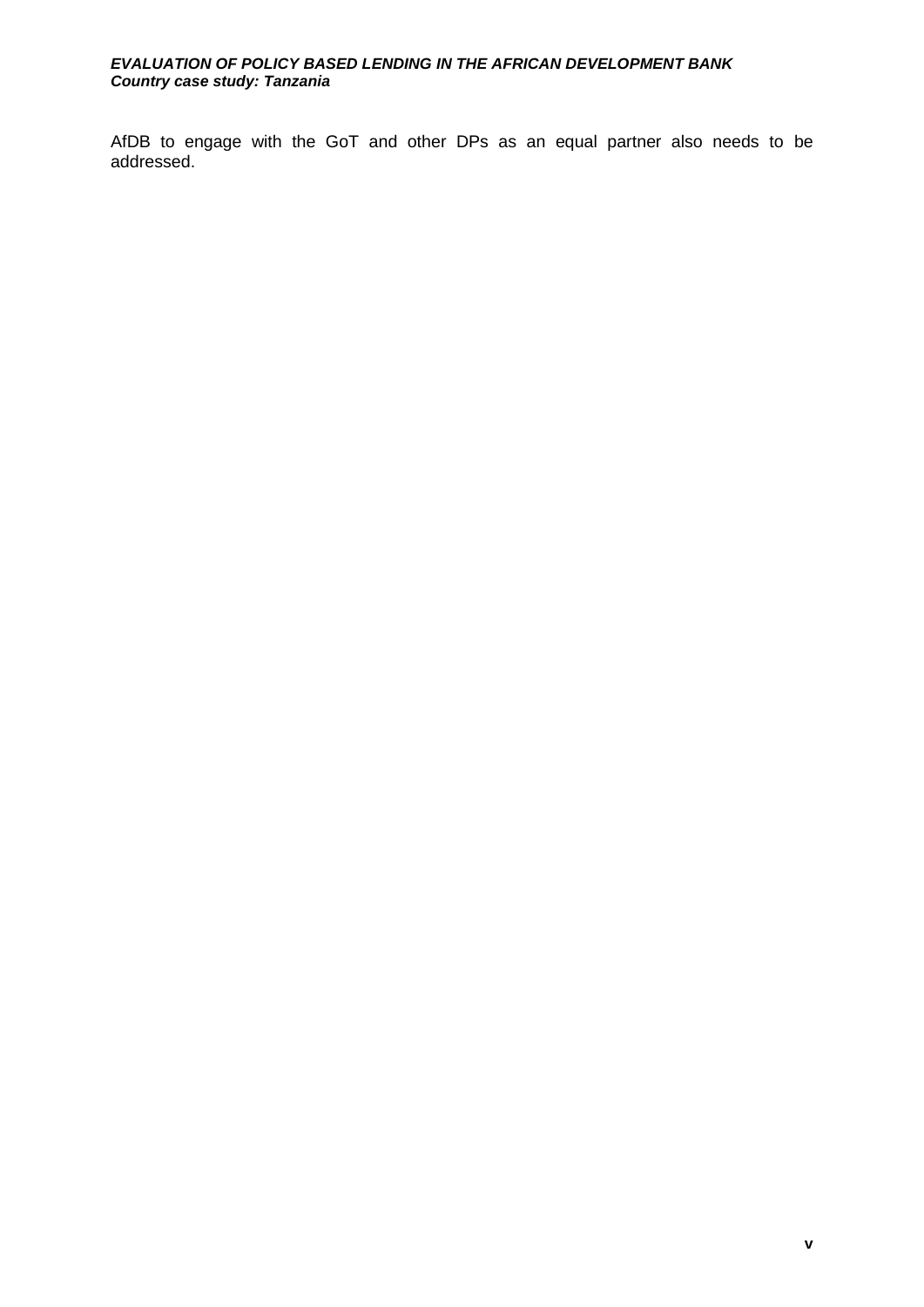AfDB to engage with the GoT and other DPs as an equal partner also needs to be addressed.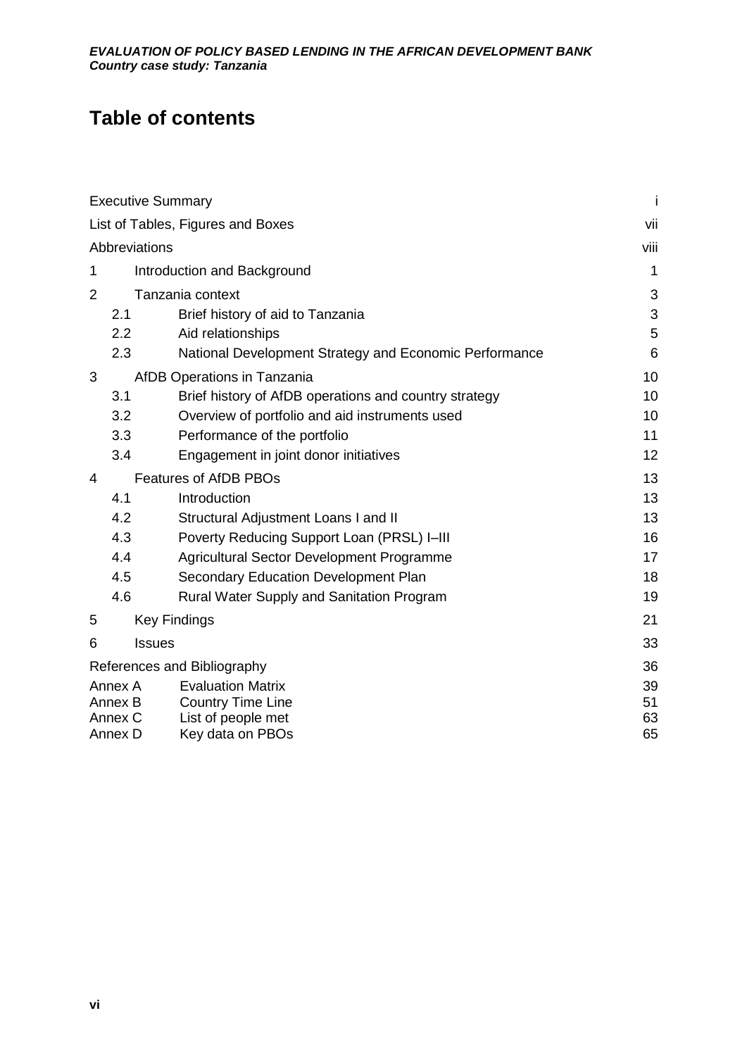# Table of contents

| | | |
|---|---|---|
| Executive Summary | | i |
| List of Tables, Figures and Boxes | | vii |
| Abbreviations | | viii |
| 1 | Introduction and Background | 1 |
| 2 | Tanzania context | 3 |
| 2.1 | Brief history of aid to Tanzania | 3 |
| 2.2 | Aid relationships | 5 |
| 2.3 | National Development Strategy and Economic Performance | 6 |
| 3 | AfDB Operations in Tanzania | 10 |
| 3.1 | Brief history of AfDB operations and country strategy | 10 |
| 3.2 | Overview of portfolio and aid instruments used | 10 |
| 3.3 | Performance of the portfolio | 11 |
| 3.4 | Engagement in joint donor initiatives | 12 |
| 4 | Features of AfDB PBOs | 13 |
| 4.1 | Introduction | 13 |
| 4.2 | Structural Adjustment Loans I and II | 13 |
| 4.3 | Poverty Reducing Support Loan (PRSL) I–III | 16 |
| 4.4 | Agricultural Sector Development Programme | 17 |
| 4.5 | Secondary Education Development Plan | 18 |
| 4.6 | Rural Water Supply and Sanitation Program | 19 |
| 5 | Key Findings | 21 |
| 6 | Issues | 33 |
| References and Bibliography | | 36 |
| Annex A | Evaluation Matrix | 39 |
| Annex B | Country Time Line | 51 |
| Annex C | List of people met | 63 |
| Annex D | Key data on PBOs | 65 |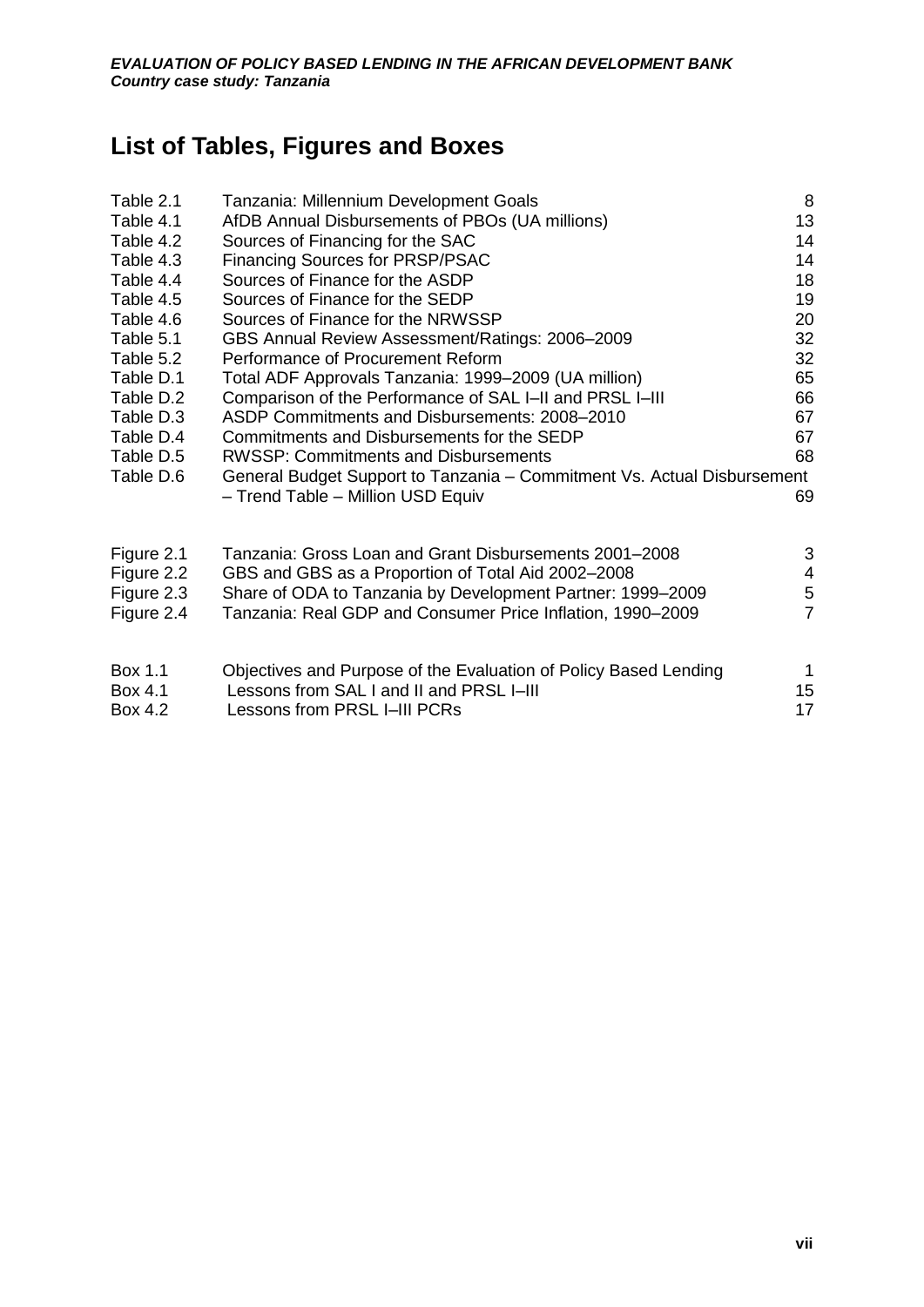# List of Tables, Figures and Boxes

| | | |
|---|---|---|
| Table 2.1 | Tanzania: Millennium Development Goals | 8 |
| Table 4.1 | AfDB Annual Disbursements of PBOs (UA millions) | 13 |
| Table 4.2 | Sources of Financing for the SAC | 14 |
| Table 4.3 | Financing Sources for PRSP/PSAC | 14 |
| Table 4.4 | Sources of Finance for the ASDP | 18 |
| Table 4.5 | Sources of Finance for the SEDP | 19 |
| Table 4.6 | Sources of Finance for the NRWSSP | 20 |
| Table 5.1 | GBS Annual Review Assessment/Ratings: 2006–2009 | 32 |
| Table 5.2 | Performance of Procurement Reform | 32 |
| Table D.1 | Total ADF Approvals Tanzania: 1999–2009 (UA million) | 65 |
| Table D.2 | Comparison of the Performance of SAL I–II and PRSL I–III | 66 |
| Table D.3 | ASDP Commitments and Disbursements: 2008–2010 | 67 |
| Table D.4 | Commitments and Disbursements for the SEDP | 67 |
| Table D.5 | RWSSP: Commitments and Disbursements | 68 |
| Table D.6 | General Budget Support to Tanzania – Commitment Vs. Actual Disbursement – Trend Table – Million USD Equiv | 69 |

| | | |
|---|---|---|
| Figure 2.1 | Tanzania: Gross Loan and Grant Disbursements 2001–2008 | 3 |
| Figure 2.2 | GBS and GBS as a Proportion of Total Aid 2002–2008 | 4 |
| Figure 2.3 | Share of ODA to Tanzania by Development Partner: 1999–2009 | 5 |
| Figure 2.4 | Tanzania: Real GDP and Consumer Price Inflation, 1990–2009 | 7 |

| | | |
|---|---|---|
| Box 1.1 | Objectives and Purpose of the Evaluation of Policy Based Lending | 1 |
| Box 4.1 | Lessons from SAL I and II and PRSL I–III | 15 |
| Box 4.2 | Lessons from PRSL I–III PCRs | 17 |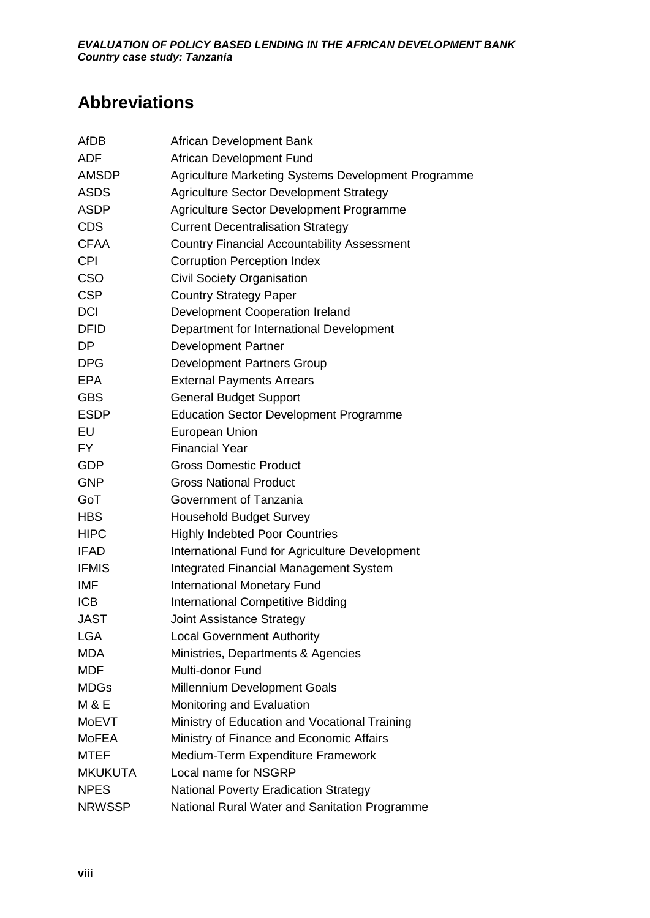## Abbreviations

| | |
|---|---|
| AfDB | African Development Bank |
| ADF | African Development Fund |
| AMSDP | Agriculture Marketing Systems Development Programme |
| ASDS | Agriculture Sector Development Strategy |
| ASDP | Agriculture Sector Development Programme |
| CDS | Current Decentralisation Strategy |
| CFAA | Country Financial Accountability Assessment |
| CPI | Corruption Perception Index |
| CSO | Civil Society Organisation |
| CSP | Country Strategy Paper |
| DCI | Development Cooperation Ireland |
| DFID | Department for International Development |
| DP | Development Partner |
| DPG | Development Partners Group |
| EPA | External Payments Arrears |
| GBS | General Budget Support |
| ESDP | Education Sector Development Programme |
| EU | European Union |
| FY | Financial Year |
| GDP | Gross Domestic Product |
| GNP | Gross National Product |
| GoT | Government of Tanzania |
| HBS | Household Budget Survey |
| HIPC | Highly Indebted Poor Countries |
| IFAD | International Fund for Agriculture Development |
| IFMIS | Integrated Financial Management System |
| IMF | International Monetary Fund |
| ICB | International Competitive Bidding |
| JAST | Joint Assistance Strategy |
| LGA | Local Government Authority |
| MDA | Ministries, Departments & Agencies |
| MDF | Multi-donor Fund |
| MDGs | Millennium Development Goals |
| M & E | Monitoring and Evaluation |
| MoEVT | Ministry of Education and Vocational Training |
| MoFEA | Ministry of Finance and Economic Affairs |
| MTEF | Medium-Term Expenditure Framework |
| MKUKUTA | Local name for NSGRP |
| NPES | National Poverty Eradication Strategy |
| NRWSSP | National Rural Water and Sanitation Programme |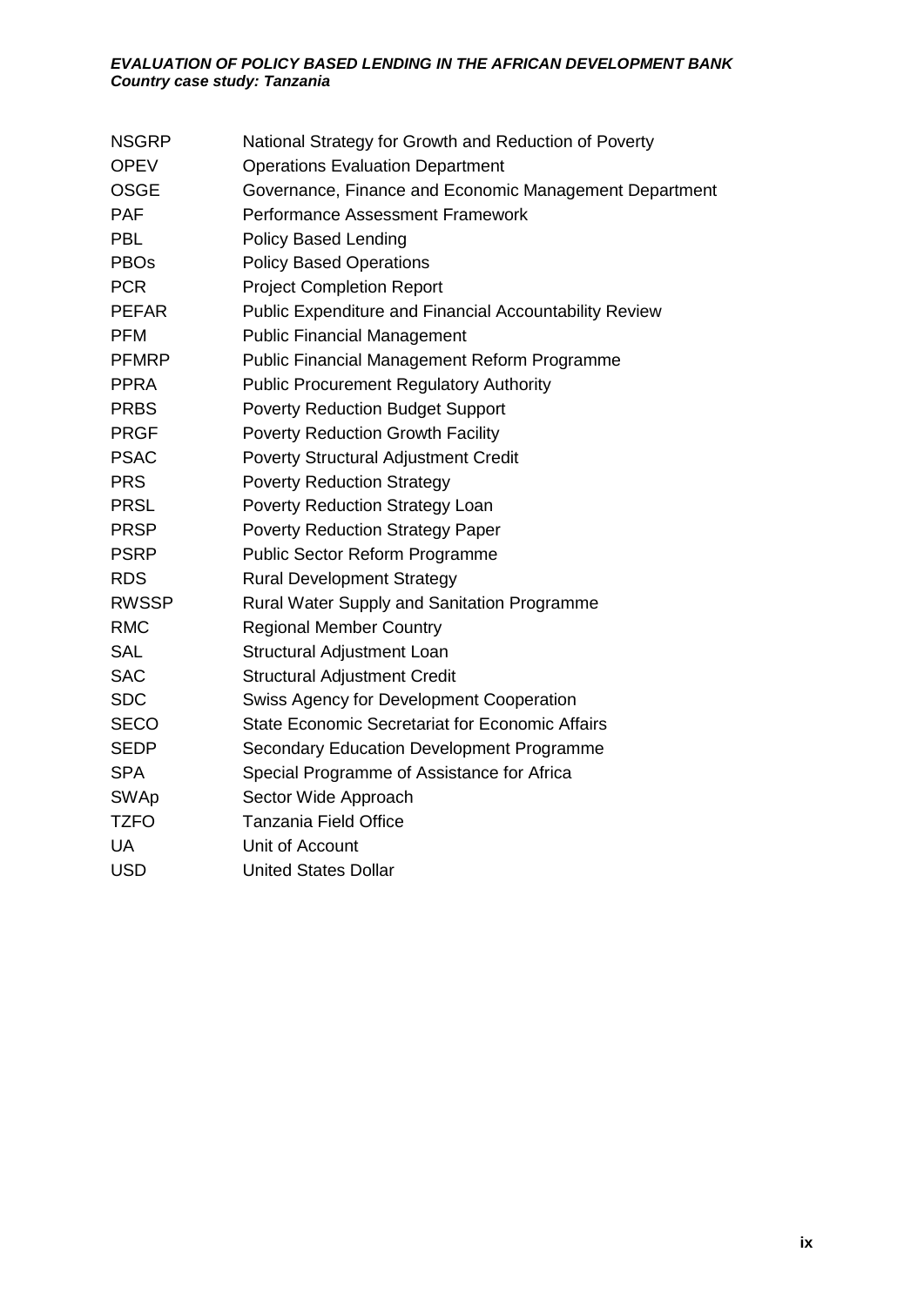| | |
|---|---|
| NSGRP | National Strategy for Growth and Reduction of Poverty |
| OPEV | Operations Evaluation Department |
| OSGE | Governance, Finance and Economic Management Department |
| PAF | Performance Assessment Framework |
| PBL | Policy Based Lending |
| PBOs | Policy Based Operations |
| PCR | Project Completion Report |
| PEFAR | Public Expenditure and Financial Accountability Review |
| PFM | Public Financial Management |
| PFMRP | Public Financial Management Reform Programme |
| PPRA | Public Procurement Regulatory Authority |
| PRBS | Poverty Reduction Budget Support |
| PRGF | Poverty Reduction Growth Facility |
| PSAC | Poverty Structural Adjustment Credit |
| PRS | Poverty Reduction Strategy |
| PRSL | Poverty Reduction Strategy Loan |
| PRSP | Poverty Reduction Strategy Paper |
| PSRP | Public Sector Reform Programme |
| RDS | Rural Development Strategy |
| RWSSP | Rural Water Supply and Sanitation Programme |
| RMC | Regional Member Country |
| SAL | Structural Adjustment Loan |
| SAC | Structural Adjustment Credit |
| SDC | Swiss Agency for Development Cooperation |
| SECO | State Economic Secretariat for Economic Affairs |
| SEDP | Secondary Education Development Programme |
| SPA | Special Programme of Assistance for Africa |
| SWAp | Sector Wide Approach |
| TZFO | Tanzania Field Office |
| UA | Unit of Account |
| USD | United States Dollar |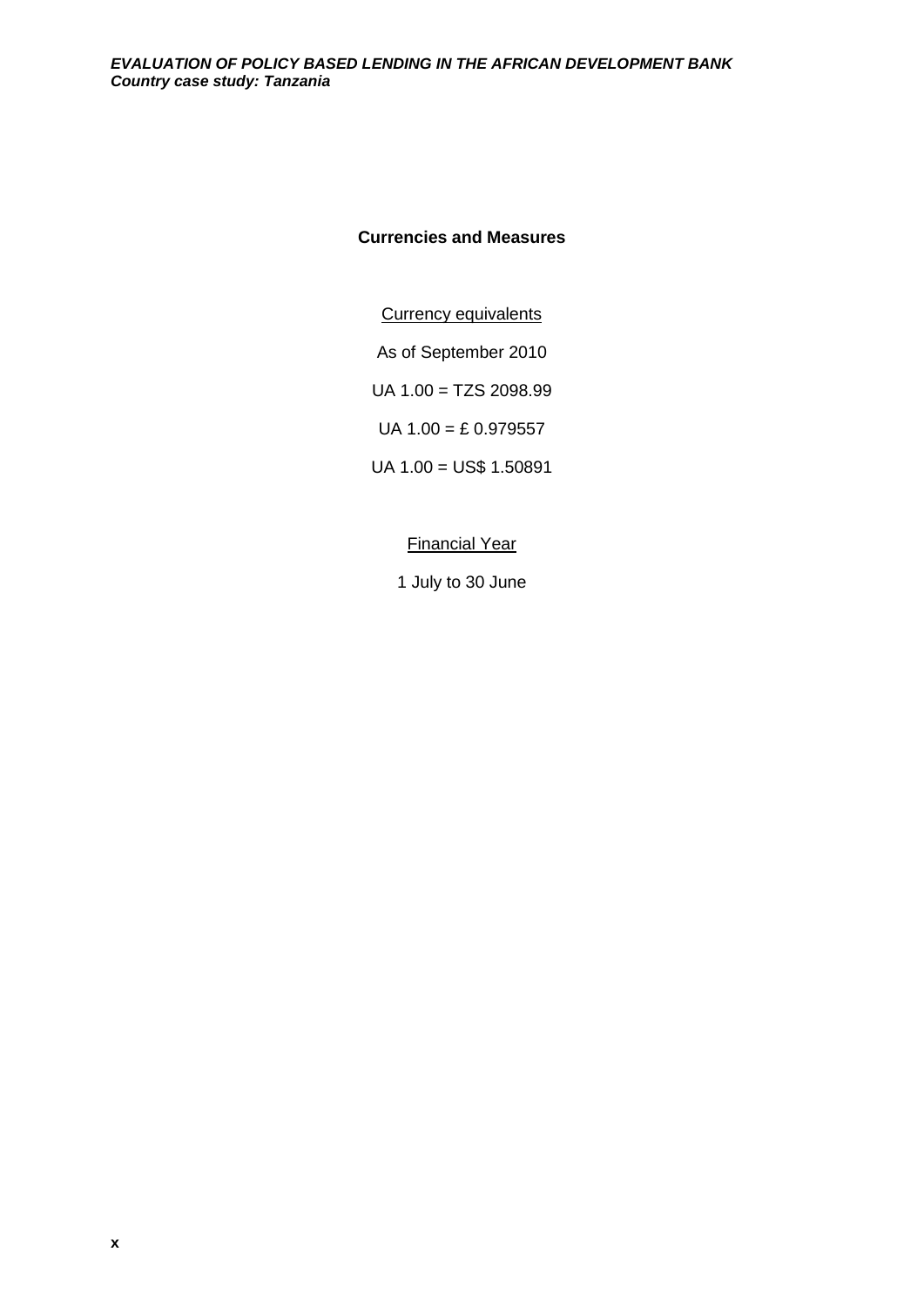## Currencies and Measures

Currency equivalents

As of September 2010

UA 1.00 = TZS 2098.99

UA 1.00 = £ 0.979557

UA 1.00 = US$ 1.50891

Financial Year

1 July to 30 June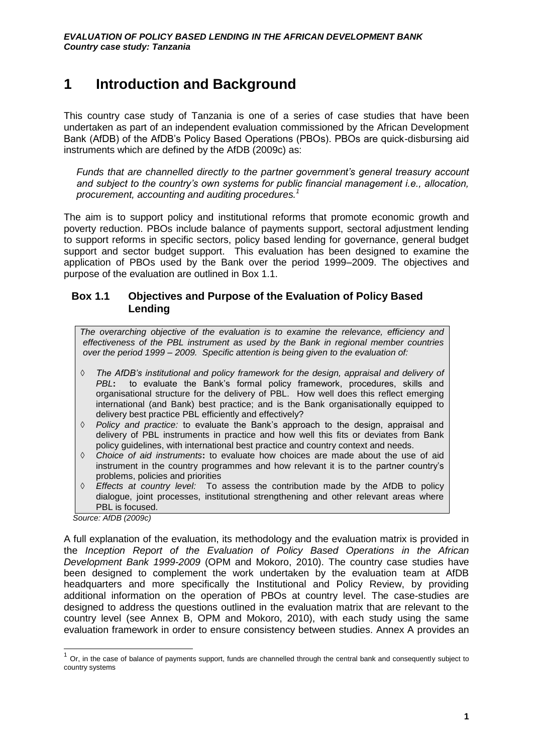# 1 Introduction and Background

This country case study of Tanzania is one of a series of case studies that have been undertaken as part of an independent evaluation commissioned by the African Development Bank (AfDB) of the AfDB's Policy Based Operations (PBOs). PBOs are quick-disbursing aid instruments which are defined by the AfDB (2009c) as:

> *Funds that are channelled directly to the partner government's general treasury account and subject to the country's own systems for public financial management i.e., allocation, procurement, accounting and auditing procedures.*[1]

The aim is to support policy and institutional reforms that promote economic growth and poverty reduction. PBOs include balance of payments support, sectoral adjustment lending to support reforms in specific sectors, policy based lending for governance, general budget support and sector budget support. This evaluation has been designed to examine the application of PBOs used by the Bank over the period 1999–2009. The objectives and purpose of the evaluation are outlined in Box 1.1.

## Box 1.1 Objectives and Purpose of the Evaluation of Policy Based Lending

*The overarching objective of the evaluation is to examine the relevance, efficiency and effectiveness of the PBL instrument as used by the Bank in regional member countries over the period 1999 – 2009. Specific attention is being given to the evaluation of:*

- ◊ *The AfDB's institutional and policy framework for the design, appraisal and delivery of PBL*: to evaluate the Bank's formal policy framework, procedures, skills and organisational structure for the delivery of PBL. How well does this reflect emerging international (and Bank) best practice; and is the Bank organisationally equipped to delivery best practice PBL efficiently and effectively?
- ◊ *Policy and practice:* to evaluate the Bank's approach to the design, appraisal and delivery of PBL instruments in practice and how well this fits or deviates from Bank policy guidelines, with international best practice and country context and needs.
- ◊ *Choice of aid instruments*: to evaluate how choices are made about the use of aid instrument in the country programmes and how relevant it is to the partner country's problems, policies and priorities
- ◊ *Effects at country level:* To assess the contribution made by the AfDB to policy dialogue, joint processes, institutional strengthening and other relevant areas where PBL is focused.

*Source: AfDB (2009c)*

A full explanation of the evaluation, its methodology and the evaluation matrix is provided in the *Inception Report of the Evaluation of Policy Based Operations in the African Development Bank 1999-2009* (OPM and Mokoro, 2010). The country case studies have been designed to complement the work undertaken by the evaluation team at AfDB headquarters and more specifically the Institutional and Policy Review, by providing additional information on the operation of PBOs at country level. The case-studies are designed to address the questions outlined in the evaluation matrix that are relevant to the country level (see Annex B, OPM and Mokoro, 2010), with each study using the same evaluation framework in order to ensure consistency between studies. Annex A provides an

---

[1] Or, in the case of balance of payments support, funds are channelled through the central bank and consequently subject to country systems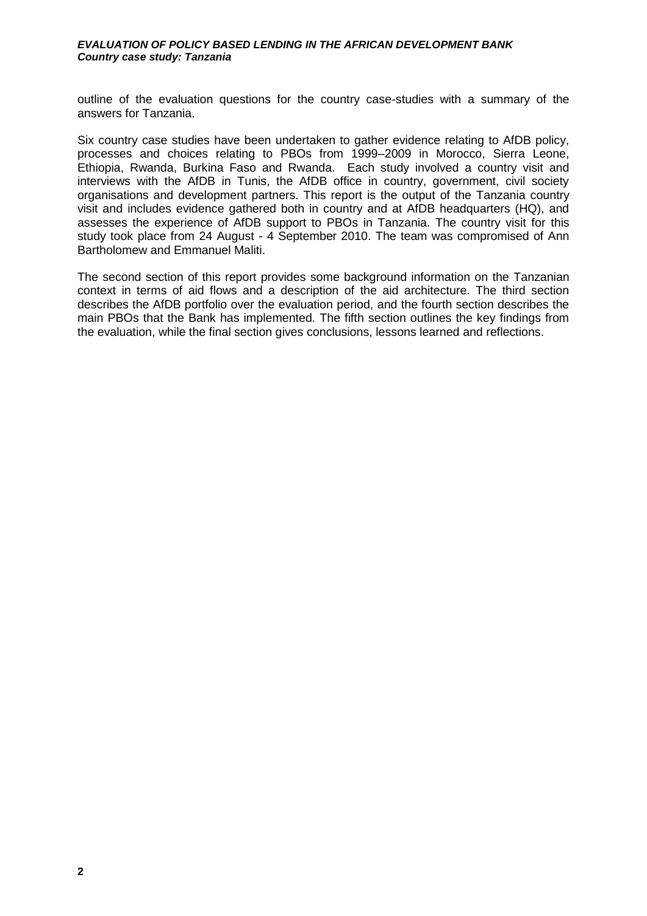outline of the evaluation questions for the country case-studies with a summary of the answers for Tanzania.

Six country case studies have been undertaken to gather evidence relating to AfDB policy, processes and choices relating to PBOs from 1999–2009 in Morocco, Sierra Leone, Ethiopia, Rwanda, Burkina Faso and Rwanda. Each study involved a country visit and interviews with the AfDB in Tunis, the AfDB office in country, government, civil society organisations and development partners. This report is the output of the Tanzania country visit and includes evidence gathered both in country and at AfDB headquarters (HQ), and assesses the experience of AfDB support to PBOs in Tanzania. The country visit for this study took place from 24 August - 4 September 2010. The team was compromised of Ann Bartholomew and Emmanuel Maliti.

The second section of this report provides some background information on the Tanzanian context in terms of aid flows and a description of the aid architecture. The third section describes the AfDB portfolio over the evaluation period, and the fourth section describes the main PBOs that the Bank has implemented. The fifth section outlines the key findings from the evaluation, while the final section gives conclusions, lessons learned and reflections.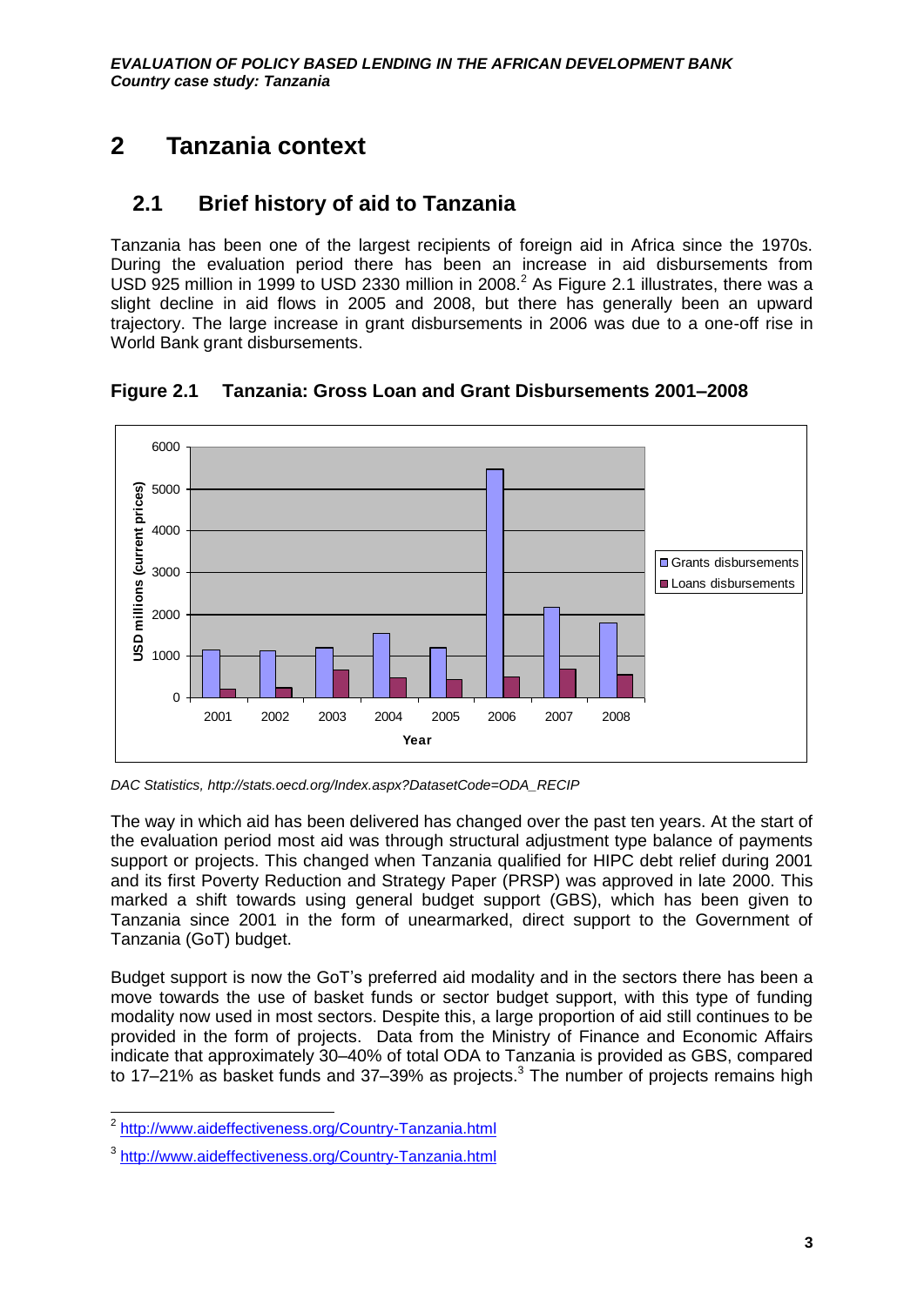# 2 Tanzania context

## 2.1 Brief history of aid to Tanzania

Tanzania has been one of the largest recipients of foreign aid in Africa since the 1970s. During the evaluation period there has been an increase in aid disbursements from USD 925 million in 1999 to USD 2330 million in 2008.[2] As Figure 2.1 illustrates, there was a slight decline in aid flows in 2005 and 2008, but there has generally been an upward trajectory. The large increase in grant disbursements in 2006 was due to a one-off rise in World Bank grant disbursements.

**Figure 2.1 Tanzania: Gross Loan and Grant Disbursements 2001–2008**

*DAC Statistics, http://stats.oecd.org/Index.aspx?DatasetCode=ODA_RECIP*

The way in which aid has been delivered has changed over the past ten years. At the start of the evaluation period most aid was through structural adjustment type balance of payments support or projects. This changed when Tanzania qualified for HIPC debt relief during 2001 and its first Poverty Reduction and Strategy Paper (PRSP) was approved in late 2000. This marked a shift towards using general budget support (GBS), which has been given to Tanzania since 2001 in the form of unearmarked, direct support to the Government of Tanzania (GoT) budget.

Budget support is now the GoT's preferred aid modality and in the sectors there has been a move towards the use of basket funds or sector budget support, with this type of funding modality now used in most sectors. Despite this, a large proportion of aid still continues to be provided in the form of projects. Data from the Ministry of Finance and Economic Affairs indicate that approximately 30–40% of total ODA to Tanzania is provided as GBS, compared to 17–21% as basket funds and 37–39% as projects.[3] The number of projects remains high

[2] http://www.aideffectiveness.org/Country-Tanzania.html

[3] http://www.aideffectiveness.org/Country-Tanzania.html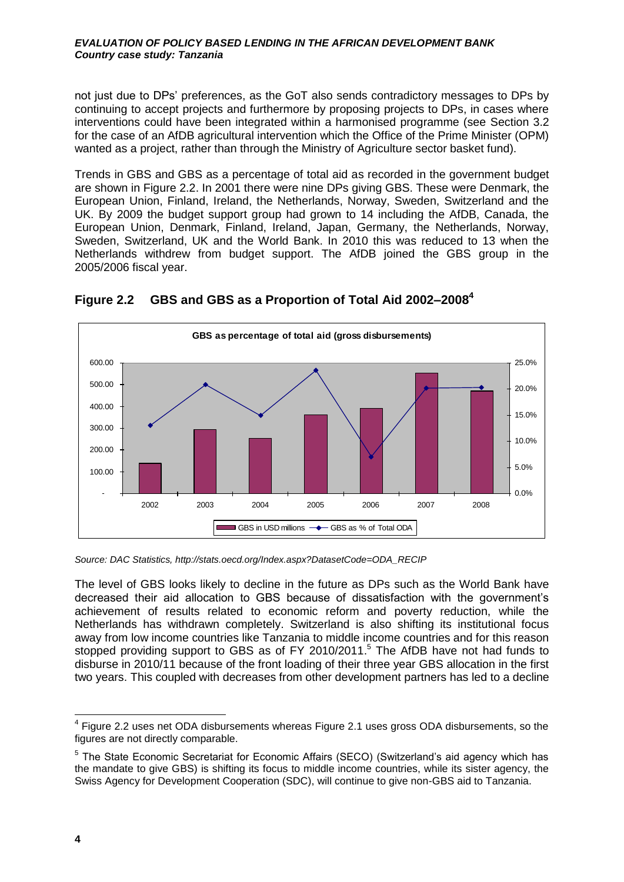not just due to DPs' preferences, as the GoT also sends contradictory messages to DPs by continuing to accept projects and furthermore by proposing projects to DPs, in cases where interventions could have been integrated within a harmonised programme (see Section 3.2 for the case of an AfDB agricultural intervention which the Office of the Prime Minister (OPM) wanted as a project, rather than through the Ministry of Agriculture sector basket fund).

Trends in GBS and GBS as a percentage of total aid as recorded in the government budget are shown in Figure 2.2. In 2001 there were nine DPs giving GBS. These were Denmark, the European Union, Finland, Ireland, the Netherlands, Norway, Sweden, Switzerland and the UK. By 2009 the budget support group had grown to 14 including the AfDB, Canada, the European Union, Denmark, Finland, Ireland, Japan, Germany, the Netherlands, Norway, Sweden, Switzerland, UK and the World Bank. In 2010 this was reduced to 13 when the Netherlands withdrew from budget support. The AfDB joined the GBS group in the 2005/2006 fiscal year.

**Figure 2.2 GBS and GBS as a Proportion of Total Aid 2002–2008[4]**

*Source: DAC Statistics, http://stats.oecd.org/Index.aspx?DatasetCode=ODA_RECIP*

The level of GBS looks likely to decline in the future as DPs such as the World Bank have decreased their aid allocation to GBS because of dissatisfaction with the government's achievement of results related to economic reform and poverty reduction, while the Netherlands has withdrawn completely. Switzerland is also shifting its institutional focus away from low income countries like Tanzania to middle income countries and for this reason stopped providing support to GBS as of FY 2010/2011.[5] The AfDB have not had funds to disburse in 2010/11 because of the front loading of their three year GBS allocation in the first two years. This coupled with decreases from other development partners has led to a decline

[4] Figure 2.2 uses net ODA disbursements whereas Figure 2.1 uses gross ODA disbursements, so the figures are not directly comparable.

[5] The State Economic Secretariat for Economic Affairs (SECO) (Switzerland's aid agency which has the mandate to give GBS) is shifting its focus to middle income countries, while its sister agency, the Swiss Agency for Development Cooperation (SDC), will continue to give non-GBS aid to Tanzania.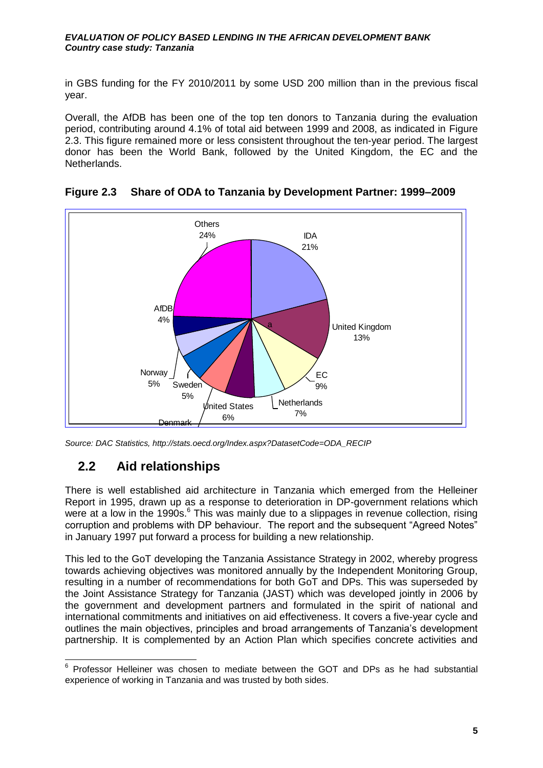in GBS funding for the FY 2010/2011 by some USD 200 million than in the previous fiscal year.

Overall, the AfDB has been one of the top ten donors to Tanzania during the evaluation period, contributing around 4.1% of total aid between 1999 and 2008, as indicated in Figure 2.3. This figure remained more or less consistent throughout the ten-year period. The largest donor has been the World Bank, followed by the United Kingdom, the EC and the Netherlands.

**Figure 2.3 Share of ODA to Tanzania by Development Partner: 1999–2009**

Others 24%, IDA 21%, United Kingdom 13%, EC 9%, Netherlands 7%, United States 6%, Denmark, Sweden 5%, Norway 5%, AfDB 4%

*Source: DAC Statistics, http://stats.oecd.org/Index.aspx?DatasetCode=ODA_RECIP*

## 2.2 Aid relationships

There is well established aid architecture in Tanzania which emerged from the Helleiner Report in 1995, drawn up as a response to deterioration in DP-government relations which were at a low in the 1990s.[6] This was mainly due to a slippages in revenue collection, rising corruption and problems with DP behaviour. The report and the subsequent "Agreed Notes" in January 1997 put forward a process for building a new relationship.

This led to the GoT developing the Tanzania Assistance Strategy in 2002, whereby progress towards achieving objectives was monitored annually by the Independent Monitoring Group, resulting in a number of recommendations for both GoT and DPs. This was superseded by the Joint Assistance Strategy for Tanzania (JAST) which was developed jointly in 2006 by the government and development partners and formulated in the spirit of national and international commitments and initiatives on aid effectiveness. It covers a five-year cycle and outlines the main objectives, principles and broad arrangements of Tanzania's development partnership. It is complemented by an Action Plan which specifies concrete activities and

[6] Professor Helleiner was chosen to mediate between the GOT and DPs as he had substantial experience of working in Tanzania and was trusted by both sides.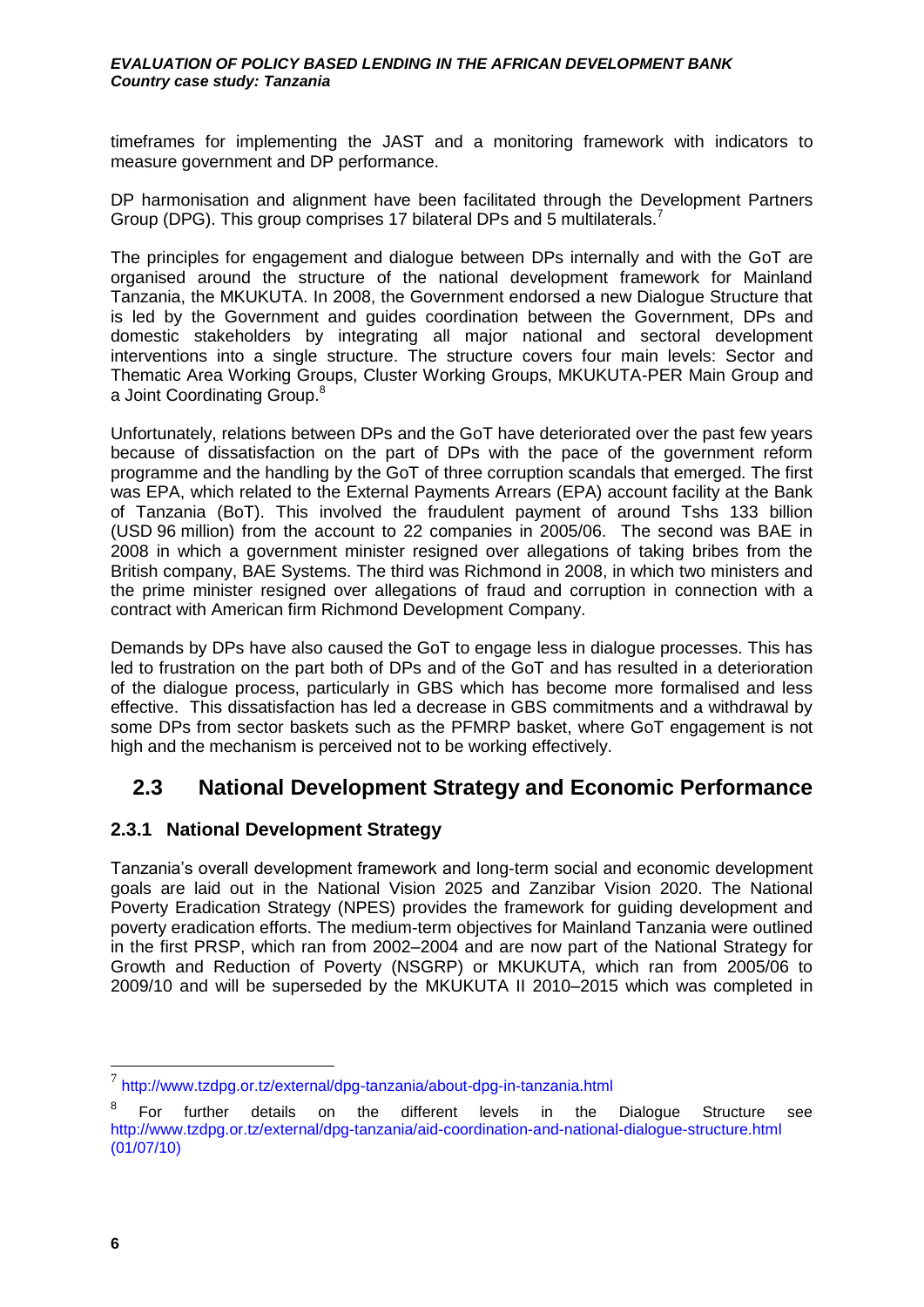timeframes for implementing the JAST and a monitoring framework with indicators to measure government and DP performance.

DP harmonisation and alignment have been facilitated through the Development Partners Group (DPG). This group comprises 17 bilateral DPs and 5 multilaterals.[7]

The principles for engagement and dialogue between DPs internally and with the GoT are organised around the structure of the national development framework for Mainland Tanzania, the MKUKUTA. In 2008, the Government endorsed a new Dialogue Structure that is led by the Government and guides coordination between the Government, DPs and domestic stakeholders by integrating all major national and sectoral development interventions into a single structure. The structure covers four main levels: Sector and Thematic Area Working Groups, Cluster Working Groups, MKUKUTA-PER Main Group and a Joint Coordinating Group.[8]

Unfortunately, relations between DPs and the GoT have deteriorated over the past few years because of dissatisfaction on the part of DPs with the pace of the government reform programme and the handling by the GoT of three corruption scandals that emerged. The first was EPA, which related to the External Payments Arrears (EPA) account facility at the Bank of Tanzania (BoT). This involved the fraudulent payment of around Tshs 133 billion (USD 96 million) from the account to 22 companies in 2005/06. The second was BAE in 2008 in which a government minister resigned over allegations of taking bribes from the British company, BAE Systems. The third was Richmond in 2008, in which two ministers and the prime minister resigned over allegations of fraud and corruption in connection with a contract with American firm Richmond Development Company.

Demands by DPs have also caused the GoT to engage less in dialogue processes. This has led to frustration on the part both of DPs and of the GoT and has resulted in a deterioration of the dialogue process, particularly in GBS which has become more formalised and less effective. This dissatisfaction has led a decrease in GBS commitments and a withdrawal by some DPs from sector baskets such as the PFMRP basket, where GoT engagement is not high and the mechanism is perceived not to be working effectively.

## 2.3 National Development Strategy and Economic Performance

### 2.3.1 National Development Strategy

Tanzania's overall development framework and long-term social and economic development goals are laid out in the National Vision 2025 and Zanzibar Vision 2020. The National Poverty Eradication Strategy (NPES) provides the framework for guiding development and poverty eradication efforts. The medium-term objectives for Mainland Tanzania were outlined in the first PRSP, which ran from 2002–2004 and are now part of the National Strategy for Growth and Reduction of Poverty (NSGRP) or MKUKUTA, which ran from 2005/06 to 2009/10 and will be superseded by the MKUKUTA II 2010–2015 which was completed in

---

[7] http://www.tzdpg.or.tz/external/dpg-tanzania/about-dpg-in-tanzania.html

[8] For further details on the different levels in the Dialogue Structure see http://www.tzdpg.or.tz/external/dpg-tanzania/aid-coordination-and-national-dialogue-structure.html (01/07/10)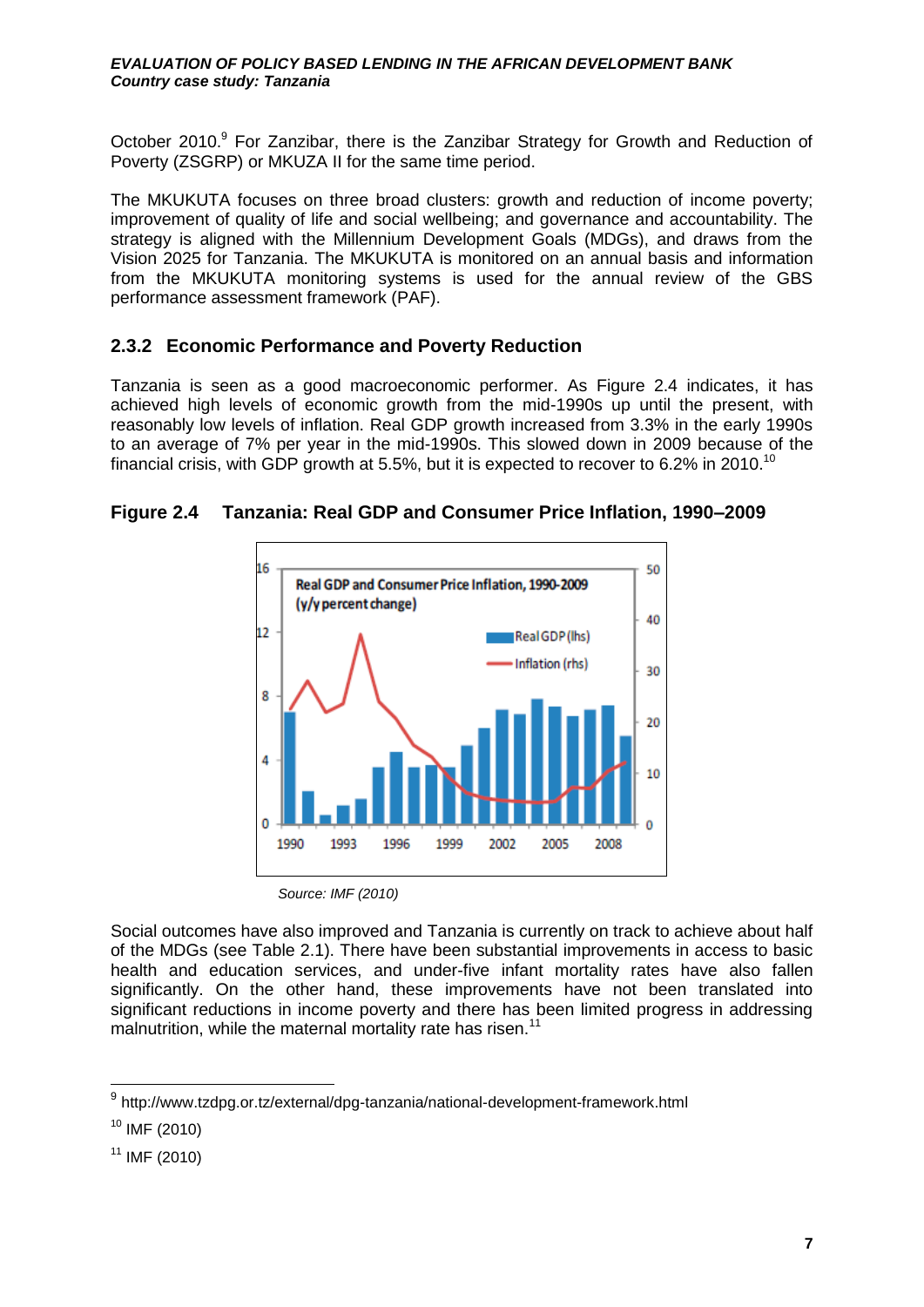October 2010.[9] For Zanzibar, there is the Zanzibar Strategy for Growth and Reduction of Poverty (ZSGRP) or MKUZA II for the same time period.

The MKUKUTA focuses on three broad clusters: growth and reduction of income poverty; improvement of quality of life and social wellbeing; and governance and accountability. The strategy is aligned with the Millennium Development Goals (MDGs), and draws from the Vision 2025 for Tanzania. The MKUKUTA is monitored on an annual basis and information from the MKUKUTA monitoring systems is used for the annual review of the GBS performance assessment framework (PAF).

### 2.3.2 Economic Performance and Poverty Reduction

Tanzania is seen as a good macroeconomic performer. As Figure 2.4 indicates, it has achieved high levels of economic growth from the mid-1990s up until the present, with reasonably low levels of inflation. Real GDP growth increased from 3.3% in the early 1990s to an average of 7% per year in the mid-1990s. This slowed down in 2009 because of the financial crisis, with GDP growth at 5.5%, but it is expected to recover to 6.2% in 2010.[10]

**Figure 2.4 Tanzania: Real GDP and Consumer Price Inflation, 1990–2009**

*Source: IMF (2010)*

Social outcomes have also improved and Tanzania is currently on track to achieve about half of the MDGs (see Table 2.1). There have been substantial improvements in access to basic health and education services, and under-five infant mortality rates have also fallen significantly. On the other hand, these improvements have not been translated into significant reductions in income poverty and there has been limited progress in addressing malnutrition, while the maternal mortality rate has risen.[11]

---

[9] http://www.tzdpg.or.tz/external/dpg-tanzania/national-development-framework.html

[10] IMF (2010)

[11] IMF (2010)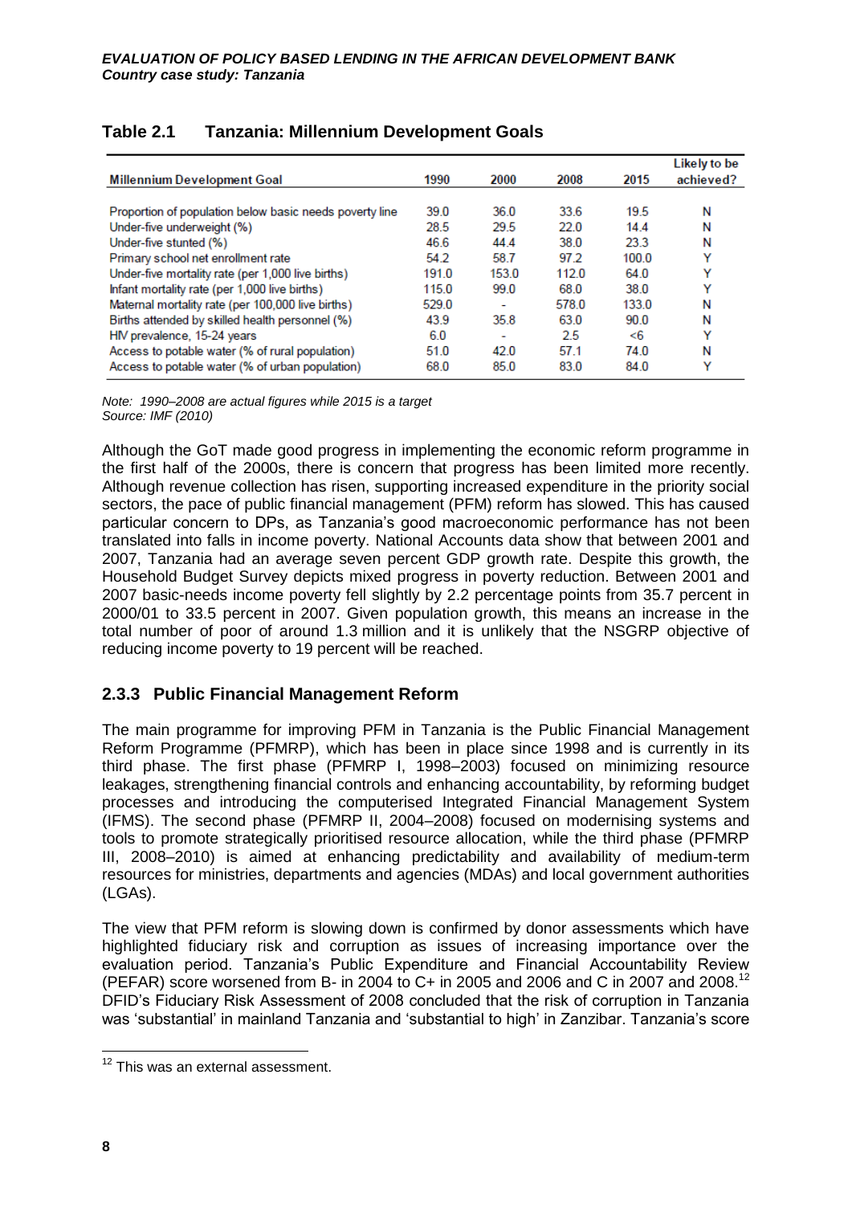**Table 2.1 Tanzania: Millennium Development Goals**

| Millennium Development Goal | 1990 | 2000 | 2008 | 2015 | Likely to be achieved? |
|---|---|---|---|---|---|
| Proportion of population below basic needs poverty line | 39.0 | 36.0 | 33.6 | 19.5 | N |
| Under-five underweight (%) | 28.5 | 29.5 | 22.0 | 14.4 | N |
| Under-five stunted (%) | 46.6 | 44.4 | 38.0 | 23.3 | N |
| Primary school net enrollment rate | 54.2 | 58.7 | 97.2 | 100.0 | Y |
| Under-five mortality rate (per 1,000 live births) | 191.0 | 153.0 | 112.0 | 64.0 | Y |
| Infant mortality rate (per 1,000 live births) | 115.0 | 99.0 | 68.0 | 38.0 | Y |
| Maternal mortality rate (per 100,000 live births) | 529.0 | - | 578.0 | 133.0 | N |
| Births attended by skilled health personnel (%) | 43.9 | 35.8 | 63.0 | 90.0 | N |
| HIV prevalence, 15-24 years | 6.0 | - | 2.5 | <6 | Y |
| Access to potable water (% of rural population) | 51.0 | 42.0 | 57.1 | 74.0 | N |
| Access to potable water (% of urban population) | 68.0 | 85.0 | 83.0 | 84.0 | Y |

*Note: 1990–2008 are actual figures while 2015 is a target*
*Source: IMF (2010)*

Although the GoT made good progress in implementing the economic reform programme in the first half of the 2000s, there is concern that progress has been limited more recently. Although revenue collection has risen, supporting increased expenditure in the priority social sectors, the pace of public financial management (PFM) reform has slowed. This has caused particular concern to DPs, as Tanzania's good macroeconomic performance has not been translated into falls in income poverty. National Accounts data show that between 2001 and 2007, Tanzania had an average seven percent GDP growth rate. Despite this growth, the Household Budget Survey depicts mixed progress in poverty reduction. Between 2001 and 2007 basic-needs income poverty fell slightly by 2.2 percentage points from 35.7 percent in 2000/01 to 33.5 percent in 2007. Given population growth, this means an increase in the total number of poor of around 1.3 million and it is unlikely that the NSGRP objective of reducing income poverty to 19 percent will be reached.

### 2.3.3 Public Financial Management Reform

The main programme for improving PFM in Tanzania is the Public Financial Management Reform Programme (PFMRP), which has been in place since 1998 and is currently in its third phase. The first phase (PFMRP I, 1998–2003) focused on minimizing resource leakages, strengthening financial controls and enhancing accountability, by reforming budget processes and introducing the computerised Integrated Financial Management System (IFMS). The second phase (PFMRP II, 2004–2008) focused on modernising systems and tools to promote strategically prioritised resource allocation, while the third phase (PFMRP III, 2008–2010) is aimed at enhancing predictability and availability of medium-term resources for ministries, departments and agencies (MDAs) and local government authorities (LGAs).

The view that PFM reform is slowing down is confirmed by donor assessments which have highlighted fiduciary risk and corruption as issues of increasing importance over the evaluation period. Tanzania's Public Expenditure and Financial Accountability Review (PEFAR) score worsened from B- in 2004 to C+ in 2005 and 2006 and C in 2007 and 2008.[12] DFID's Fiduciary Risk Assessment of 2008 concluded that the risk of corruption in Tanzania was 'substantial' in mainland Tanzania and 'substantial to high' in Zanzibar. Tanzania's score

[12] This was an external assessment.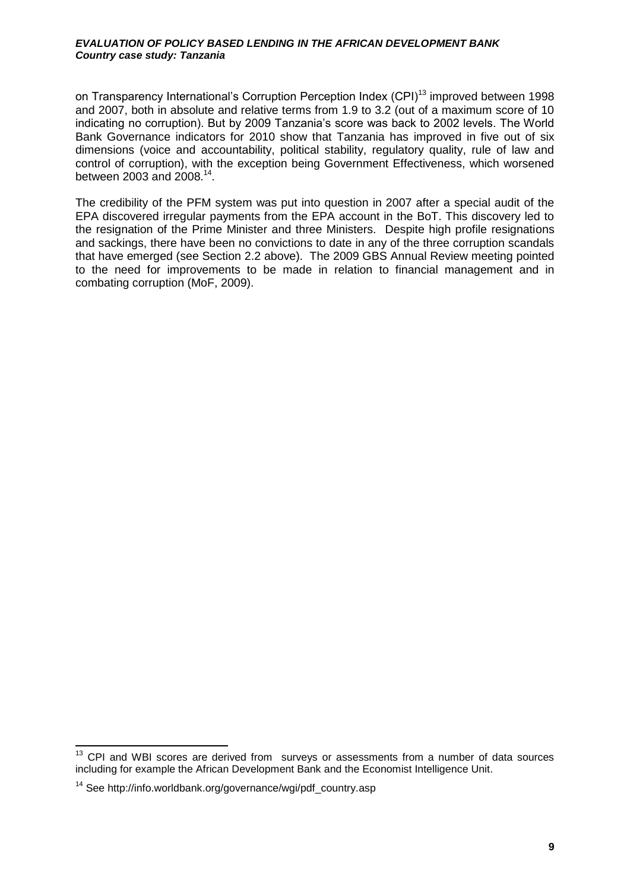on Transparency International's Corruption Perception Index (CPI)[13] improved between 1998 and 2007, both in absolute and relative terms from 1.9 to 3.2 (out of a maximum score of 10 indicating no corruption). But by 2009 Tanzania's score was back to 2002 levels. The World Bank Governance indicators for 2010 show that Tanzania has improved in five out of six dimensions (voice and accountability, political stability, regulatory quality, rule of law and control of corruption), with the exception being Government Effectiveness, which worsened between 2003 and 2008.[14].

The credibility of the PFM system was put into question in 2007 after a special audit of the EPA discovered irregular payments from the EPA account in the BoT. This discovery led to the resignation of the Prime Minister and three Ministers. Despite high profile resignations and sackings, there have been no convictions to date in any of the three corruption scandals that have emerged (see Section 2.2 above). The 2009 GBS Annual Review meeting pointed to the need for improvements to be made in relation to financial management and in combating corruption (MoF, 2009).

---

[13] CPI and WBI scores are derived from surveys or assessments from a number of data sources including for example the African Development Bank and the Economist Intelligence Unit.

[14] See http://info.worldbank.org/governance/wgi/pdf_country.asp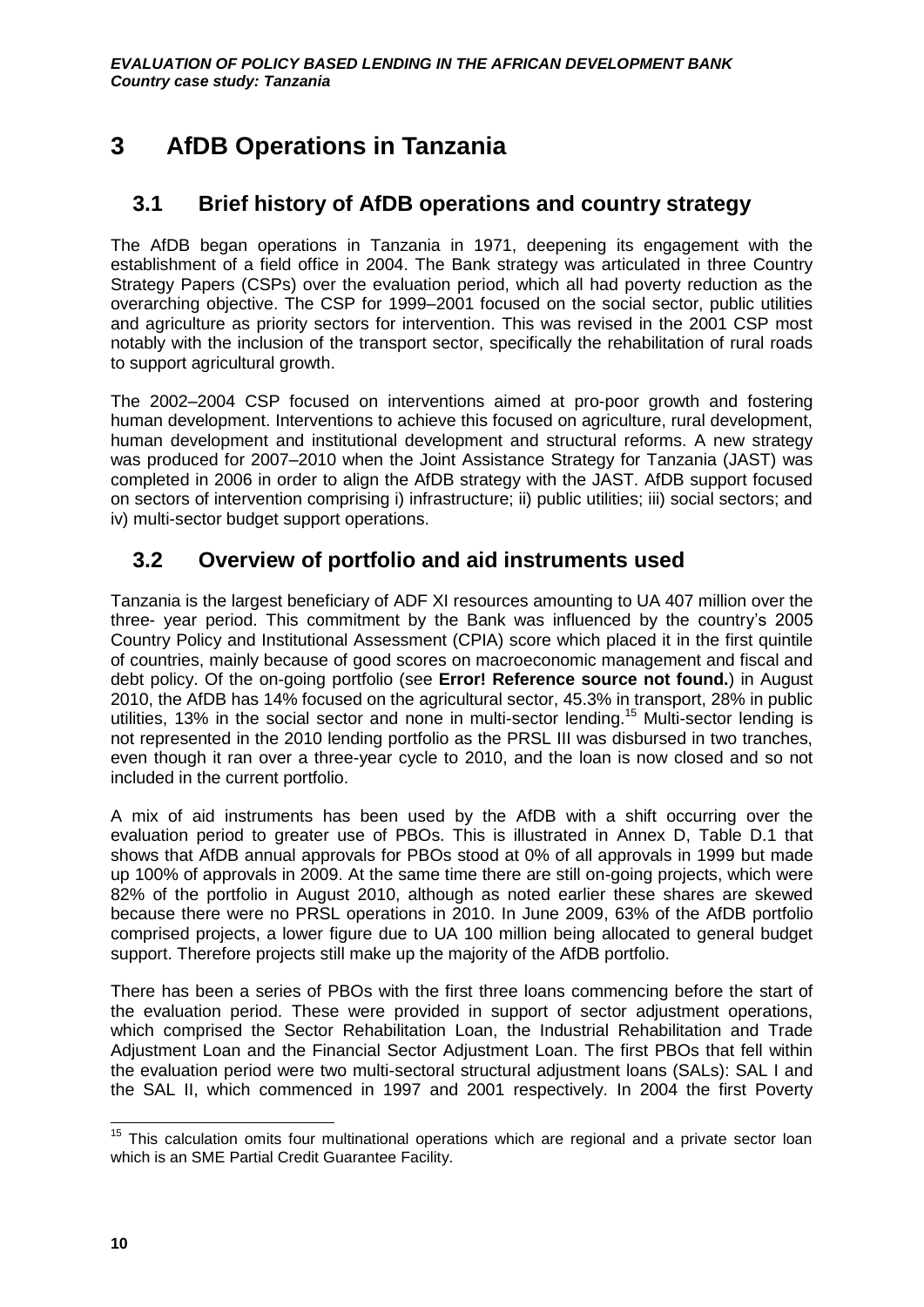# 3 AfDB Operations in Tanzania

## 3.1 Brief history of AfDB operations and country strategy

The AfDB began operations in Tanzania in 1971, deepening its engagement with the establishment of a field office in 2004. The Bank strategy was articulated in three Country Strategy Papers (CSPs) over the evaluation period, which all had poverty reduction as the overarching objective. The CSP for 1999–2001 focused on the social sector, public utilities and agriculture as priority sectors for intervention. This was revised in the 2001 CSP most notably with the inclusion of the transport sector, specifically the rehabilitation of rural roads to support agricultural growth.

The 2002–2004 CSP focused on interventions aimed at pro-poor growth and fostering human development. Interventions to achieve this focused on agriculture, rural development, human development and institutional development and structural reforms. A new strategy was produced for 2007–2010 when the Joint Assistance Strategy for Tanzania (JAST) was completed in 2006 in order to align the AfDB strategy with the JAST. AfDB support focused on sectors of intervention comprising i) infrastructure; ii) public utilities; iii) social sectors; and iv) multi-sector budget support operations.

## 3.2 Overview of portfolio and aid instruments used

Tanzania is the largest beneficiary of ADF XI resources amounting to UA 407 million over the three- year period. This commitment by the Bank was influenced by the country's 2005 Country Policy and Institutional Assessment (CPIA) score which placed it in the first quintile of countries, mainly because of good scores on macroeconomic management and fiscal and debt policy. Of the on-going portfolio (see **Error! Reference source not found.**) in August 2010, the AfDB has 14% focused on the agricultural sector, 45.3% in transport, 28% in public utilities, 13% in the social sector and none in multi-sector lending.[15] Multi-sector lending is not represented in the 2010 lending portfolio as the PRSL III was disbursed in two tranches, even though it ran over a three-year cycle to 2010, and the loan is now closed and so not included in the current portfolio.

A mix of aid instruments has been used by the AfDB with a shift occurring over the evaluation period to greater use of PBOs. This is illustrated in Annex D, Table D.1 that shows that AfDB annual approvals for PBOs stood at 0% of all approvals in 1999 but made up 100% of approvals in 2009. At the same time there are still on-going projects, which were 82% of the portfolio in August 2010, although as noted earlier these shares are skewed because there were no PRSL operations in 2010. In June 2009, 63% of the AfDB portfolio comprised projects, a lower figure due to UA 100 million being allocated to general budget support. Therefore projects still make up the majority of the AfDB portfolio.

There has been a series of PBOs with the first three loans commencing before the start of the evaluation period. These were provided in support of sector adjustment operations, which comprised the Sector Rehabilitation Loan, the Industrial Rehabilitation and Trade Adjustment Loan and the Financial Sector Adjustment Loan. The first PBOs that fell within the evaluation period were two multi-sectoral structural adjustment loans (SALs): SAL I and the SAL II, which commenced in 1997 and 2001 respectively. In 2004 the first Poverty

---

[15] This calculation omits four multinational operations which are regional and a private sector loan which is an SME Partial Credit Guarantee Facility.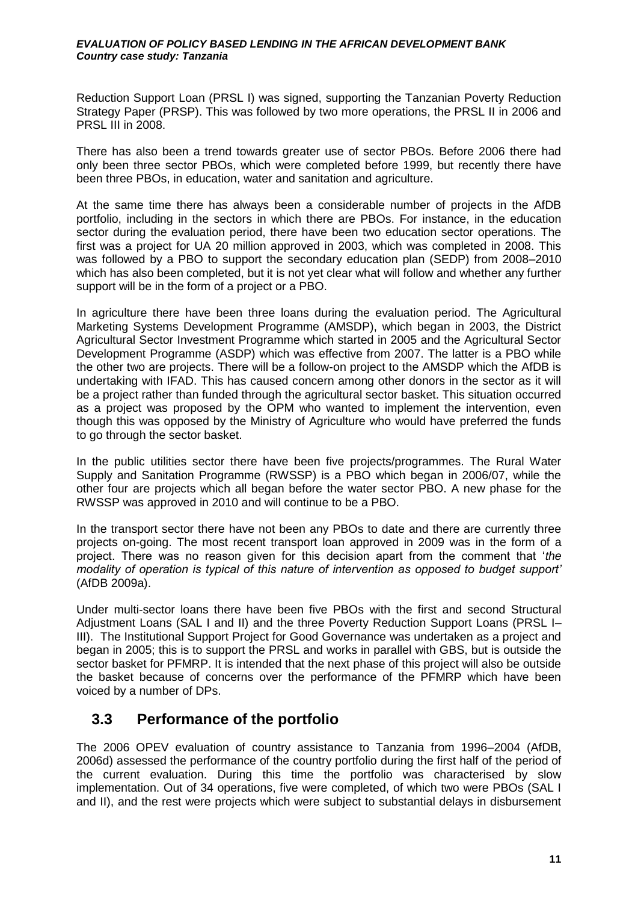Reduction Support Loan (PRSL I) was signed, supporting the Tanzanian Poverty Reduction Strategy Paper (PRSP). This was followed by two more operations, the PRSL II in 2006 and PRSL III in 2008.

There has also been a trend towards greater use of sector PBOs. Before 2006 there had only been three sector PBOs, which were completed before 1999, but recently there have been three PBOs, in education, water and sanitation and agriculture.

At the same time there has always been a considerable number of projects in the AfDB portfolio, including in the sectors in which there are PBOs. For instance, in the education sector during the evaluation period, there have been two education sector operations. The first was a project for UA 20 million approved in 2003, which was completed in 2008. This was followed by a PBO to support the secondary education plan (SEDP) from 2008–2010 which has also been completed, but it is not yet clear what will follow and whether any further support will be in the form of a project or a PBO.

In agriculture there have been three loans during the evaluation period. The Agricultural Marketing Systems Development Programme (AMSDP), which began in 2003, the District Agricultural Sector Investment Programme which started in 2005 and the Agricultural Sector Development Programme (ASDP) which was effective from 2007. The latter is a PBO while the other two are projects. There will be a follow-on project to the AMSDP which the AfDB is undertaking with IFAD. This has caused concern among other donors in the sector as it will be a project rather than funded through the agricultural sector basket. This situation occurred as a project was proposed by the OPM who wanted to implement the intervention, even though this was opposed by the Ministry of Agriculture who would have preferred the funds to go through the sector basket.

In the public utilities sector there have been five projects/programmes. The Rural Water Supply and Sanitation Programme (RWSSP) is a PBO which began in 2006/07, while the other four are projects which all began before the water sector PBO. A new phase for the RWSSP was approved in 2010 and will continue to be a PBO.

In the transport sector there have not been any PBOs to date and there are currently three projects on-going. The most recent transport loan approved in 2009 was in the form of a project. There was no reason given for this decision apart from the comment that '*the modality of operation is typical of this nature of intervention as opposed to budget support'* (AfDB 2009a).

Under multi-sector loans there have been five PBOs with the first and second Structural Adjustment Loans (SAL I and II) and the three Poverty Reduction Support Loans (PRSL I–III). The Institutional Support Project for Good Governance was undertaken as a project and began in 2005; this is to support the PRSL and works in parallel with GBS, but is outside the sector basket for PFMRP. It is intended that the next phase of this project will also be outside the basket because of concerns over the performance of the PFMRP which have been voiced by a number of DPs.

## 3.3 Performance of the portfolio

The 2006 OPEV evaluation of country assistance to Tanzania from 1996–2004 (AfDB, 2006d) assessed the performance of the country portfolio during the first half of the period of the current evaluation. During this time the portfolio was characterised by slow implementation. Out of 34 operations, five were completed, of which two were PBOs (SAL I and II), and the rest were projects which were subject to substantial delays in disbursement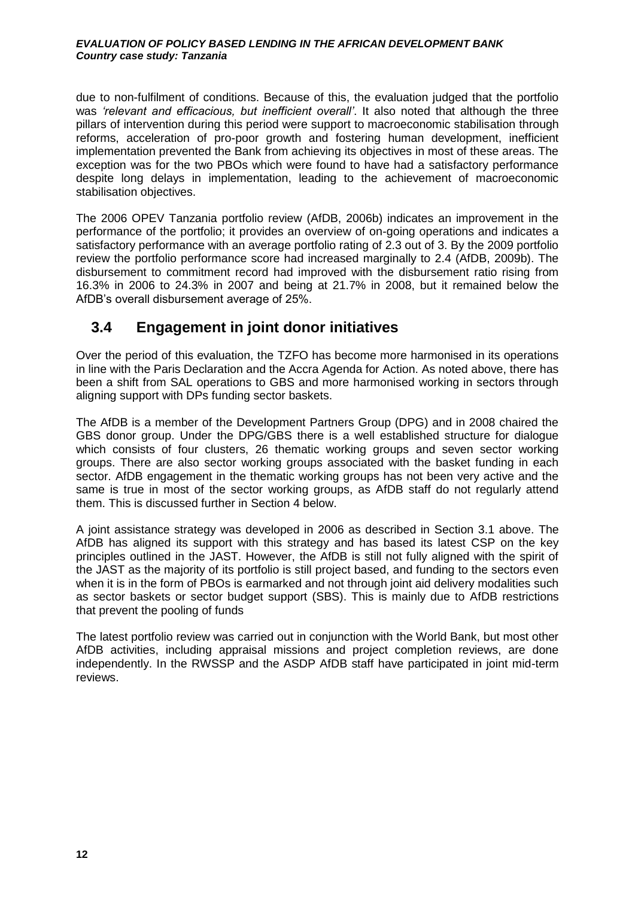due to non-fulfilment of conditions. Because of this, the evaluation judged that the portfolio was *'relevant and efficacious, but inefficient overall'*. It also noted that although the three pillars of intervention during this period were support to macroeconomic stabilisation through reforms, acceleration of pro-poor growth and fostering human development, inefficient implementation prevented the Bank from achieving its objectives in most of these areas. The exception was for the two PBOs which were found to have had a satisfactory performance despite long delays in implementation, leading to the achievement of macroeconomic stabilisation objectives.

The 2006 OPEV Tanzania portfolio review (AfDB, 2006b) indicates an improvement in the performance of the portfolio; it provides an overview of on-going operations and indicates a satisfactory performance with an average portfolio rating of 2.3 out of 3. By the 2009 portfolio review the portfolio performance score had increased marginally to 2.4 (AfDB, 2009b). The disbursement to commitment record had improved with the disbursement ratio rising from 16.3% in 2006 to 24.3% in 2007 and being at 21.7% in 2008, but it remained below the AfDB's overall disbursement average of 25%.

## 3.4 Engagement in joint donor initiatives

Over the period of this evaluation, the TZFO has become more harmonised in its operations in line with the Paris Declaration and the Accra Agenda for Action. As noted above, there has been a shift from SAL operations to GBS and more harmonised working in sectors through aligning support with DPs funding sector baskets.

The AfDB is a member of the Development Partners Group (DPG) and in 2008 chaired the GBS donor group. Under the DPG/GBS there is a well established structure for dialogue which consists of four clusters, 26 thematic working groups and seven sector working groups. There are also sector working groups associated with the basket funding in each sector. AfDB engagement in the thematic working groups has not been very active and the same is true in most of the sector working groups, as AfDB staff do not regularly attend them. This is discussed further in Section 4 below.

A joint assistance strategy was developed in 2006 as described in Section 3.1 above. The AfDB has aligned its support with this strategy and has based its latest CSP on the key principles outlined in the JAST. However, the AfDB is still not fully aligned with the spirit of the JAST as the majority of its portfolio is still project based, and funding to the sectors even when it is in the form of PBOs is earmarked and not through joint aid delivery modalities such as sector baskets or sector budget support (SBS). This is mainly due to AfDB restrictions that prevent the pooling of funds

The latest portfolio review was carried out in conjunction with the World Bank, but most other AfDB activities, including appraisal missions and project completion reviews, are done independently. In the RWSSP and the ASDP AfDB staff have participated in joint mid-term reviews.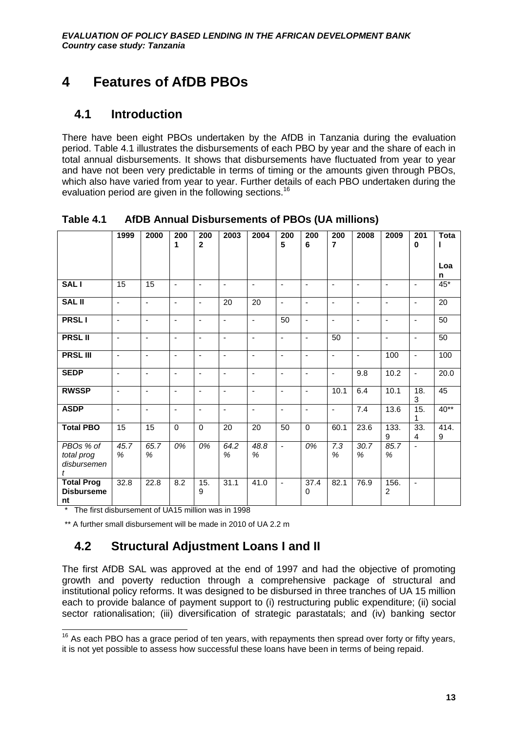# 4 Features of AfDB PBOs

## 4.1 Introduction

There have been eight PBOs undertaken by the AfDB in Tanzania during the evaluation period. Table 4.1 illustrates the disbursements of each PBO by year and the share of each in total annual disbursements. It shows that disbursements have fluctuated from year to year and have not been very predictable in terms of timing or the amounts given through PBOs, which also have varied from year to year. Further details of each PBO undertaken during the evaluation period are given in the following sections.[16]

**Table 4.1 AfDB Annual Disbursements of PBOs (UA millions)**

| | 1999 | 2000 | 2001 | 2002 | 2003 | 2004 | 2005 | 2006 | 2007 | 2008 | 2009 | 2010 | Total Loan |
|---|---|---|---|---|---|---|---|---|---|---|---|---|---|
| **SAL I** | 15 | 15 | - | - | - | - | - | - | - | - | - | - | 45* |
| **SAL II** | - | - | - | - | 20 | 20 | - | - | - | - | - | - | 20 |
| **PRSL I** | - | - | - | - | - | - | 50 | - | - | - | - | - | 50 |
| **PRSL II** | - | - | - | - | - | - | - | - | 50 | - | - | - | 50 |
| **PRSL III** | - | - | - | - | - | - | - | - | - | - | 100 | - | 100 |
| **SEDP** | - | - | - | - | - | - | - | - | - | 9.8 | 10.2 | - | 20.0 |
| **RWSSP** | - | - | - | - | - | - | - | - | 10.1 | 6.4 | 10.1 | 18.3 | 45 |
| **ASDP** | - | - | - | - | - | - | - | - | - | 7.4 | 13.6 | 15.1 | 40** |
| **Total PBO** | 15 | 15 | 0 | 0 | 20 | 20 | 50 | 0 | 60.1 | 23.6 | 133.9 | 33.4 | 414.9 |
| *PBOs % of total prog disbursement* | *45.7 %* | *65.7 %* | *0%* | *0%* | *64.2 %* | *48.8 %* | - | *0%* | *7.3 %* | *30.7 %* | *85.7 %* | - | |
| **Total Prog Disbursement** | 32.8 | 22.8 | 8.2 | 15.9 | 31.1 | 41.0 | - | 37.40 | 82.1 | 76.9 | 156.2 | - | |

\* The first disbursement of UA15 million was in 1998

** A further small disbursement will be made in 2010 of UA 2.2 m

## 4.2 Structural Adjustment Loans I and II

The first AfDB SAL was approved at the end of 1997 and had the objective of promoting growth and poverty reduction through a comprehensive package of structural and institutional policy reforms. It was designed to be disbursed in three tranches of UA 15 million each to provide balance of payment support to (i) restructuring public expenditure; (ii) social sector rationalisation; (iii) diversification of strategic parastatals; and (iv) banking sector

[16] As each PBO has a grace period of ten years, with repayments then spread over forty or fifty years, it is not yet possible to assess how successful these loans have been in terms of being repaid.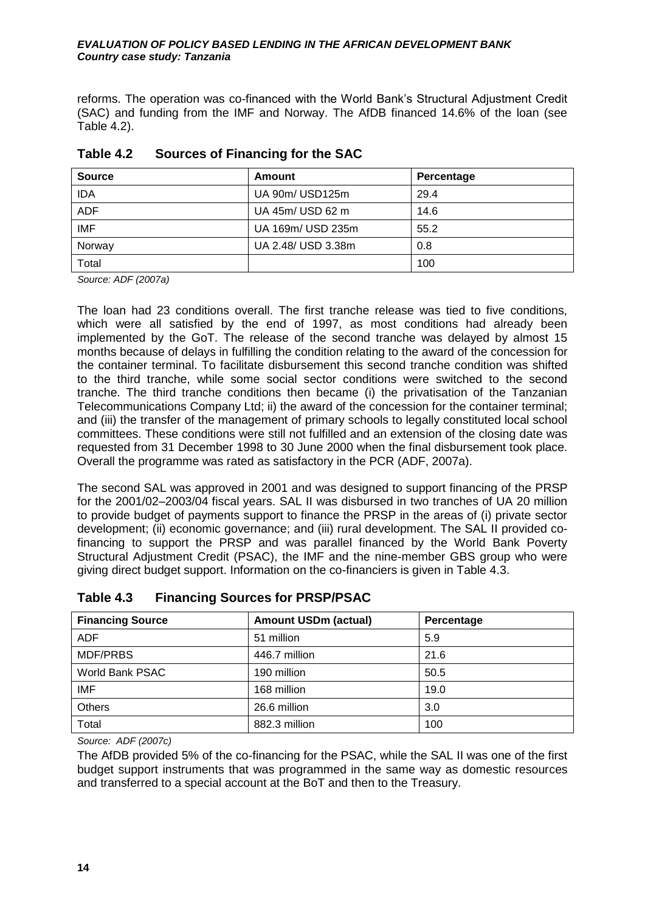reforms. The operation was co-financed with the World Bank's Structural Adjustment Credit (SAC) and funding from the IMF and Norway. The AfDB financed 14.6% of the loan (see Table 4.2).

### Table 4.2 Sources of Financing for the SAC

| Source | Amount | Percentage |
|---|---|---|
| IDA | UA 90m/ USD125m | 29.4 |
| ADF | UA 45m/ USD 62 m | 14.6 |
| IMF | UA 169m/ USD 235m | 55.2 |
| Norway | UA 2.48/ USD 3.38m | 0.8 |
| Total | | 100 |

*Source: ADF (2007a)*

The loan had 23 conditions overall. The first tranche release was tied to five conditions, which were all satisfied by the end of 1997, as most conditions had already been implemented by the GoT. The release of the second tranche was delayed by almost 15 months because of delays in fulfilling the condition relating to the award of the concession for the container terminal. To facilitate disbursement this second tranche condition was shifted to the third tranche, while some social sector conditions were switched to the second tranche. The third tranche conditions then became (i) the privatisation of the Tanzanian Telecommunications Company Ltd; ii) the award of the concession for the container terminal; and (iii) the transfer of the management of primary schools to legally constituted local school committees. These conditions were still not fulfilled and an extension of the closing date was requested from 31 December 1998 to 30 June 2000 when the final disbursement took place. Overall the programme was rated as satisfactory in the PCR (ADF, 2007a).

The second SAL was approved in 2001 and was designed to support financing of the PRSP for the 2001/02–2003/04 fiscal years. SAL II was disbursed in two tranches of UA 20 million to provide budget of payments support to finance the PRSP in the areas of (i) private sector development; (ii) economic governance; and (iii) rural development. The SAL II provided co-financing to support the PRSP and was parallel financed by the World Bank Poverty Structural Adjustment Credit (PSAC), the IMF and the nine-member GBS group who were giving direct budget support. Information on the co-financiers is given in Table 4.3.

### Table 4.3 Financing Sources for PRSP/PSAC

| Financing Source | Amount USDm (actual) | Percentage |
|---|---|---|
| ADF | 51 million | 5.9 |
| MDF/PRBS | 446.7 million | 21.6 |
| World Bank PSAC | 190 million | 50.5 |
| IMF | 168 million | 19.0 |
| Others | 26.6 million | 3.0 |
| Total | 882.3 million | 100 |

*Source: ADF (2007c)*

The AfDB provided 5% of the co-financing for the PSAC, while the SAL II was one of the first budget support instruments that was programmed in the same way as domestic resources and transferred to a special account at the BoT and then to the Treasury.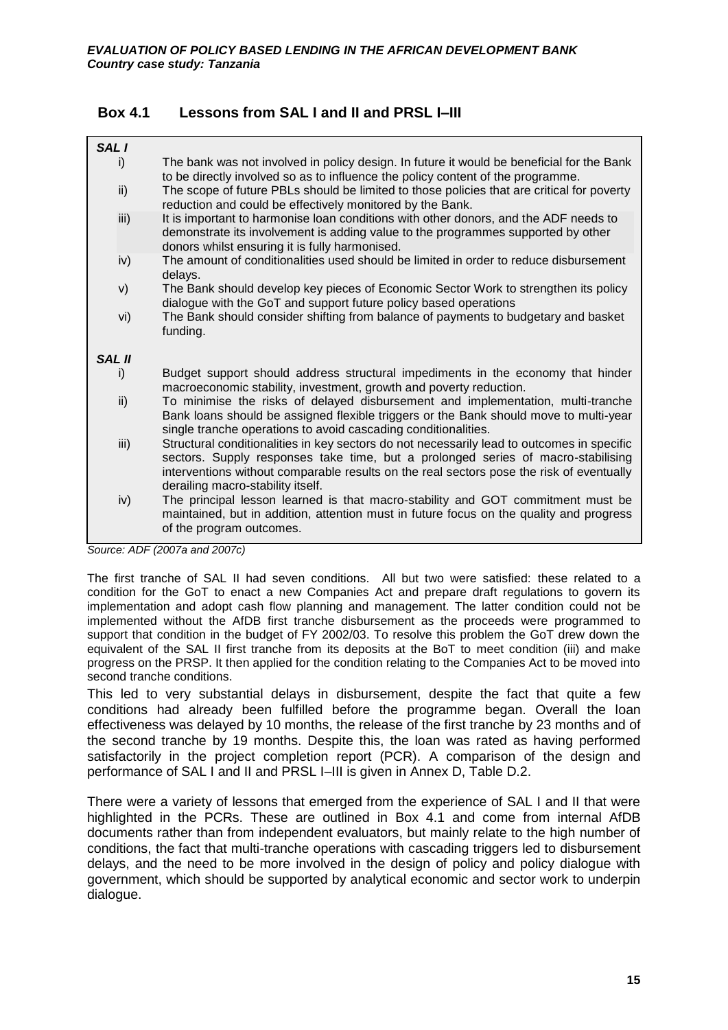## Box 4.1 Lessons from SAL I and II and PRSL I–III

***SAL I***

i) The bank was not involved in policy design. In future it would be beneficial for the Bank to be directly involved so as to influence the policy content of the programme.

ii) The scope of future PBLs should be limited to those policies that are critical for poverty reduction and could be effectively monitored by the Bank.

iii) It is important to harmonise loan conditions with other donors, and the ADF needs to demonstrate its involvement is adding value to the programmes supported by other donors whilst ensuring it is fully harmonised.

iv) The amount of conditionalities used should be limited in order to reduce disbursement delays.

v) The Bank should develop key pieces of Economic Sector Work to strengthen its policy dialogue with the GoT and support future policy based operations

vi) The Bank should consider shifting from balance of payments to budgetary and basket funding.

***SAL II***

i) Budget support should address structural impediments in the economy that hinder macroeconomic stability, investment, growth and poverty reduction.

ii) To minimise the risks of delayed disbursement and implementation, multi-tranche Bank loans should be assigned flexible triggers or the Bank should move to multi-year single tranche operations to avoid cascading conditionalities.

iii) Structural conditionalities in key sectors do not necessarily lead to outcomes in specific sectors. Supply responses take time, but a prolonged series of macro-stabilising interventions without comparable results on the real sectors pose the risk of eventually derailing macro-stability itself.

iv) The principal lesson learned is that macro-stability and GOT commitment must be maintained, but in addition, attention must in future focus on the quality and progress of the program outcomes.

*Source: ADF (2007a and 2007c)*

The first tranche of SAL II had seven conditions. All but two were satisfied: these related to a condition for the GoT to enact a new Companies Act and prepare draft regulations to govern its implementation and adopt cash flow planning and management. The latter condition could not be implemented without the AfDB first tranche disbursement as the proceeds were programmed to support that condition in the budget of FY 2002/03. To resolve this problem the GoT drew down the equivalent of the SAL II first tranche from its deposits at the BoT to meet condition (iii) and make progress on the PRSP. It then applied for the condition relating to the Companies Act to be moved into second tranche conditions.

This led to very substantial delays in disbursement, despite the fact that quite a few conditions had already been fulfilled before the programme began. Overall the loan effectiveness was delayed by 10 months, the release of the first tranche by 23 months and of the second tranche by 19 months. Despite this, the loan was rated as having performed satisfactorily in the project completion report (PCR). A comparison of the design and performance of SAL I and II and PRSL I–III is given in Annex D, Table D.2.

There were a variety of lessons that emerged from the experience of SAL I and II that were highlighted in the PCRs. These are outlined in Box 4.1 and come from internal AfDB documents rather than from independent evaluators, but mainly relate to the high number of conditions, the fact that multi-tranche operations with cascading triggers led to disbursement delays, and the need to be more involved in the design of policy and policy dialogue with government, which should be supported by analytical economic and sector work to underpin dialogue.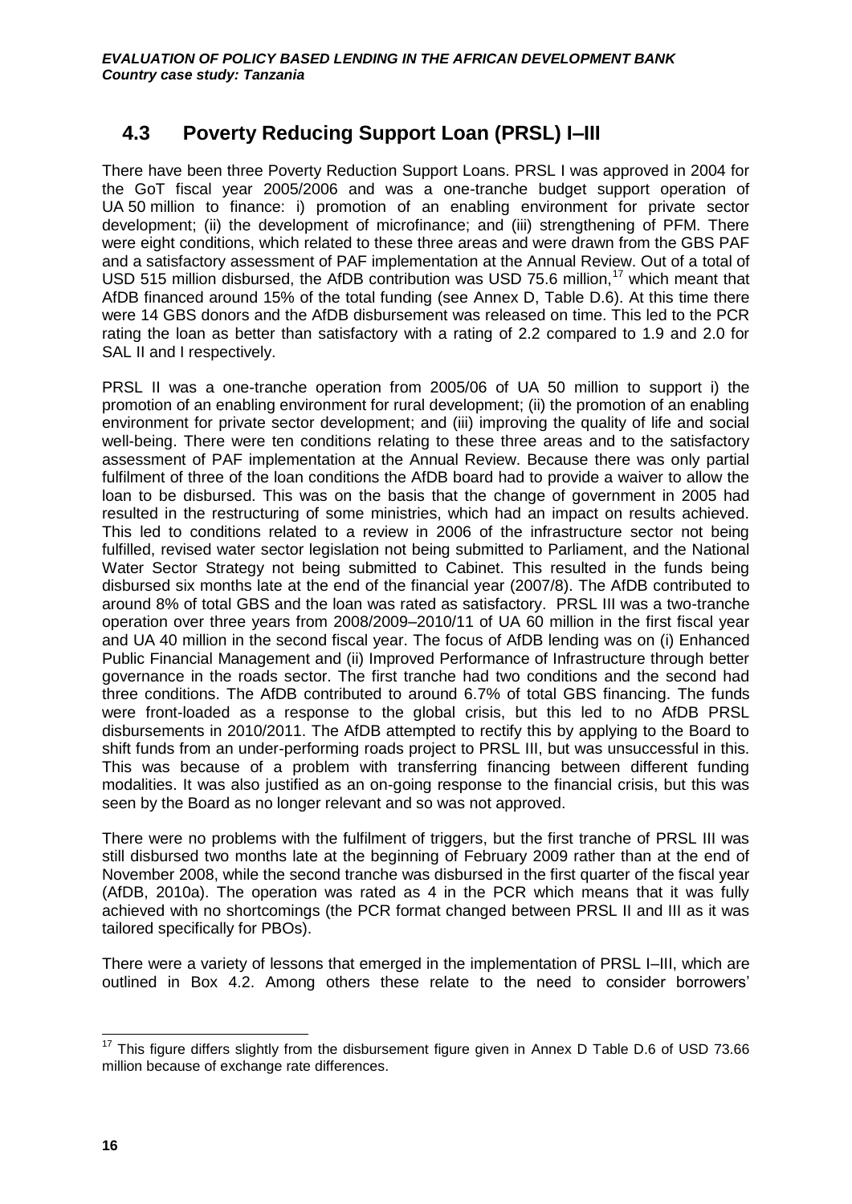## 4.3 Poverty Reducing Support Loan (PRSL) I–III

There have been three Poverty Reduction Support Loans. PRSL I was approved in 2004 for the GoT fiscal year 2005/2006 and was a one-tranche budget support operation of UA 50 million to finance: i) promotion of an enabling environment for private sector development; (ii) the development of microfinance; and (iii) strengthening of PFM. There were eight conditions, which related to these three areas and were drawn from the GBS PAF and a satisfactory assessment of PAF implementation at the Annual Review. Out of a total of USD 515 million disbursed, the AfDB contribution was USD 75.6 million,[17] which meant that AfDB financed around 15% of the total funding (see Annex D, Table D.6). At this time there were 14 GBS donors and the AfDB disbursement was released on time. This led to the PCR rating the loan as better than satisfactory with a rating of 2.2 compared to 1.9 and 2.0 for SAL II and I respectively.

PRSL II was a one-tranche operation from 2005/06 of UA 50 million to support i) the promotion of an enabling environment for rural development; (ii) the promotion of an enabling environment for private sector development; and (iii) improving the quality of life and social well-being. There were ten conditions relating to these three areas and to the satisfactory assessment of PAF implementation at the Annual Review. Because there was only partial fulfilment of three of the loan conditions the AfDB board had to provide a waiver to allow the loan to be disbursed. This was on the basis that the change of government in 2005 had resulted in the restructuring of some ministries, which had an impact on results achieved. This led to conditions related to a review in 2006 of the infrastructure sector not being fulfilled, revised water sector legislation not being submitted to Parliament, and the National Water Sector Strategy not being submitted to Cabinet. This resulted in the funds being disbursed six months late at the end of the financial year (2007/8). The AfDB contributed to around 8% of total GBS and the loan was rated as satisfactory. PRSL III was a two-tranche operation over three years from 2008/2009–2010/11 of UA 60 million in the first fiscal year and UA 40 million in the second fiscal year. The focus of AfDB lending was on (i) Enhanced Public Financial Management and (ii) Improved Performance of Infrastructure through better governance in the roads sector. The first tranche had two conditions and the second had three conditions. The AfDB contributed to around 6.7% of total GBS financing. The funds were front-loaded as a response to the global crisis, but this led to no AfDB PRSL disbursements in 2010/2011. The AfDB attempted to rectify this by applying to the Board to shift funds from an under-performing roads project to PRSL III, but was unsuccessful in this. This was because of a problem with transferring financing between different funding modalities. It was also justified as an on-going response to the financial crisis, but this was seen by the Board as no longer relevant and so was not approved.

There were no problems with the fulfilment of triggers, but the first tranche of PRSL III was still disbursed two months late at the beginning of February 2009 rather than at the end of November 2008, while the second tranche was disbursed in the first quarter of the fiscal year (AfDB, 2010a). The operation was rated as 4 in the PCR which means that it was fully achieved with no shortcomings (the PCR format changed between PRSL II and III as it was tailored specifically for PBOs).

There were a variety of lessons that emerged in the implementation of PRSL I–III, which are outlined in Box 4.2. Among others these relate to the need to consider borrowers'

[17] This figure differs slightly from the disbursement figure given in Annex D Table D.6 of USD 73.66 million because of exchange rate differences.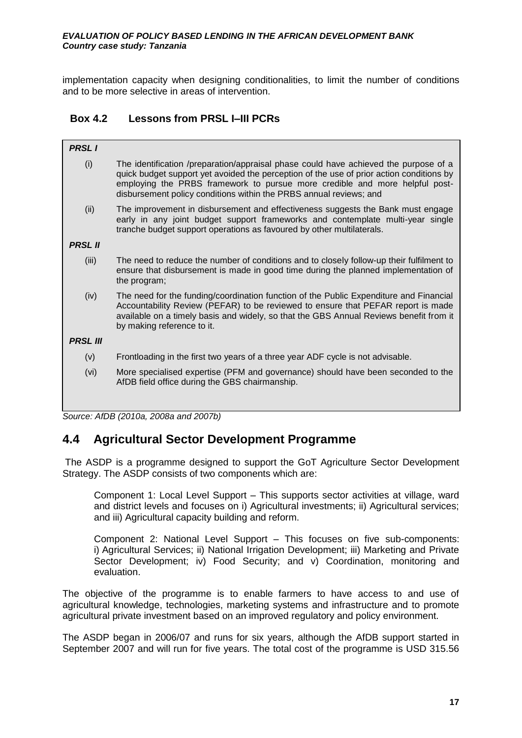implementation capacity when designing conditionalities, to limit the number of conditions and to be more selective in areas of intervention.

### Box 4.2 Lessons from PRSL I–III PCRs

***PRSL I***

(i) The identification /preparation/appraisal phase could have achieved the purpose of a quick budget support yet avoided the perception of the use of prior action conditions by employing the PRBS framework to pursue more credible and more helpful post-disbursement policy conditions within the PRBS annual reviews; and

(ii) The improvement in disbursement and effectiveness suggests the Bank must engage early in any joint budget support frameworks and contemplate multi-year single tranche budget support operations as favoured by other multilaterals.

***PRSL II***

(iii) The need to reduce the number of conditions and to closely follow-up their fulfilment to ensure that disbursement is made in good time during the planned implementation of the program;

(iv) The need for the funding/coordination function of the Public Expenditure and Financial Accountability Review (PEFAR) to be reviewed to ensure that PEFAR report is made available on a timely basis and widely, so that the GBS Annual Reviews benefit from it by making reference to it.

***PRSL III***

(v) Frontloading in the first two years of a three year ADF cycle is not advisable.

(vi) More specialised expertise (PFM and governance) should have been seconded to the AfDB field office during the GBS chairmanship.

*Source: AfDB (2010a, 2008a and 2007b)*

## 4.4 Agricultural Sector Development Programme

The ASDP is a programme designed to support the GoT Agriculture Sector Development Strategy. The ASDP consists of two components which are:

Component 1: Local Level Support – This supports sector activities at village, ward and district levels and focuses on i) Agricultural investments; ii) Agricultural services; and iii) Agricultural capacity building and reform.

Component 2: National Level Support – This focuses on five sub-components: i) Agricultural Services; ii) National Irrigation Development; iii) Marketing and Private Sector Development; iv) Food Security; and v) Coordination, monitoring and evaluation.

The objective of the programme is to enable farmers to have access to and use of agricultural knowledge, technologies, marketing systems and infrastructure and to promote agricultural private investment based on an improved regulatory and policy environment.

The ASDP began in 2006/07 and runs for six years, although the AfDB support started in September 2007 and will run for five years. The total cost of the programme is USD 315.56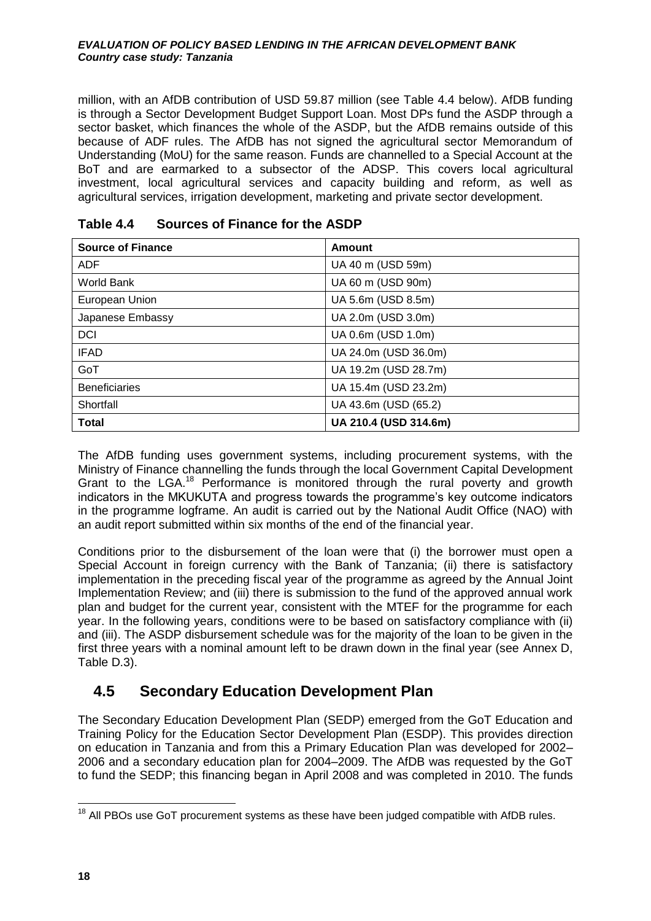million, with an AfDB contribution of USD 59.87 million (see Table 4.4 below). AfDB funding is through a Sector Development Budget Support Loan. Most DPs fund the ASDP through a sector basket, which finances the whole of the ASDP, but the AfDB remains outside of this because of ADF rules. The AfDB has not signed the agricultural sector Memorandum of Understanding (MoU) for the same reason. Funds are channelled to a Special Account at the BoT and are earmarked to a subsector of the ADSP. This covers local agricultural investment, local agricultural services and capacity building and reform, as well as agricultural services, irrigation development, marketing and private sector development.

**Table 4.4 Sources of Finance for the ASDP**

| Source of Finance | Amount |
|---|---|
| ADF | UA 40 m (USD 59m) |
| World Bank | UA 60 m (USD 90m) |
| European Union | UA 5.6m (USD 8.5m) |
| Japanese Embassy | UA 2.0m (USD 3.0m) |
| DCI | UA 0.6m (USD 1.0m) |
| IFAD | UA 24.0m (USD 36.0m) |
| GoT | UA 19.2m (USD 28.7m) |
| Beneficiaries | UA 15.4m (USD 23.2m) |
| Shortfall | UA 43.6m (USD (65.2) |
| **Total** | **UA 210.4 (USD 314.6m)** |

The AfDB funding uses government systems, including procurement systems, with the Ministry of Finance channelling the funds through the local Government Capital Development Grant to the LGA.[18] Performance is monitored through the rural poverty and growth indicators in the MKUKUTA and progress towards the programme's key outcome indicators in the programme logframe. An audit is carried out by the National Audit Office (NAO) with an audit report submitted within six months of the end of the financial year.

Conditions prior to the disbursement of the loan were that (i) the borrower must open a Special Account in foreign currency with the Bank of Tanzania; (ii) there is satisfactory implementation in the preceding fiscal year of the programme as agreed by the Annual Joint Implementation Review; and (iii) there is submission to the fund of the approved annual work plan and budget for the current year, consistent with the MTEF for the programme for each year. In the following years, conditions were to be based on satisfactory compliance with (ii) and (iii). The ASDP disbursement schedule was for the majority of the loan to be given in the first three years with a nominal amount left to be drawn down in the final year (see Annex D, Table D.3).

## 4.5 Secondary Education Development Plan

The Secondary Education Development Plan (SEDP) emerged from the GoT Education and Training Policy for the Education Sector Development Plan (ESDP). This provides direction on education in Tanzania and from this a Primary Education Plan was developed for 2002–2006 and a secondary education plan for 2004–2009. The AfDB was requested by the GoT to fund the SEDP; this financing began in April 2008 and was completed in 2010. The funds

[18] All PBOs use GoT procurement systems as these have been judged compatible with AfDB rules.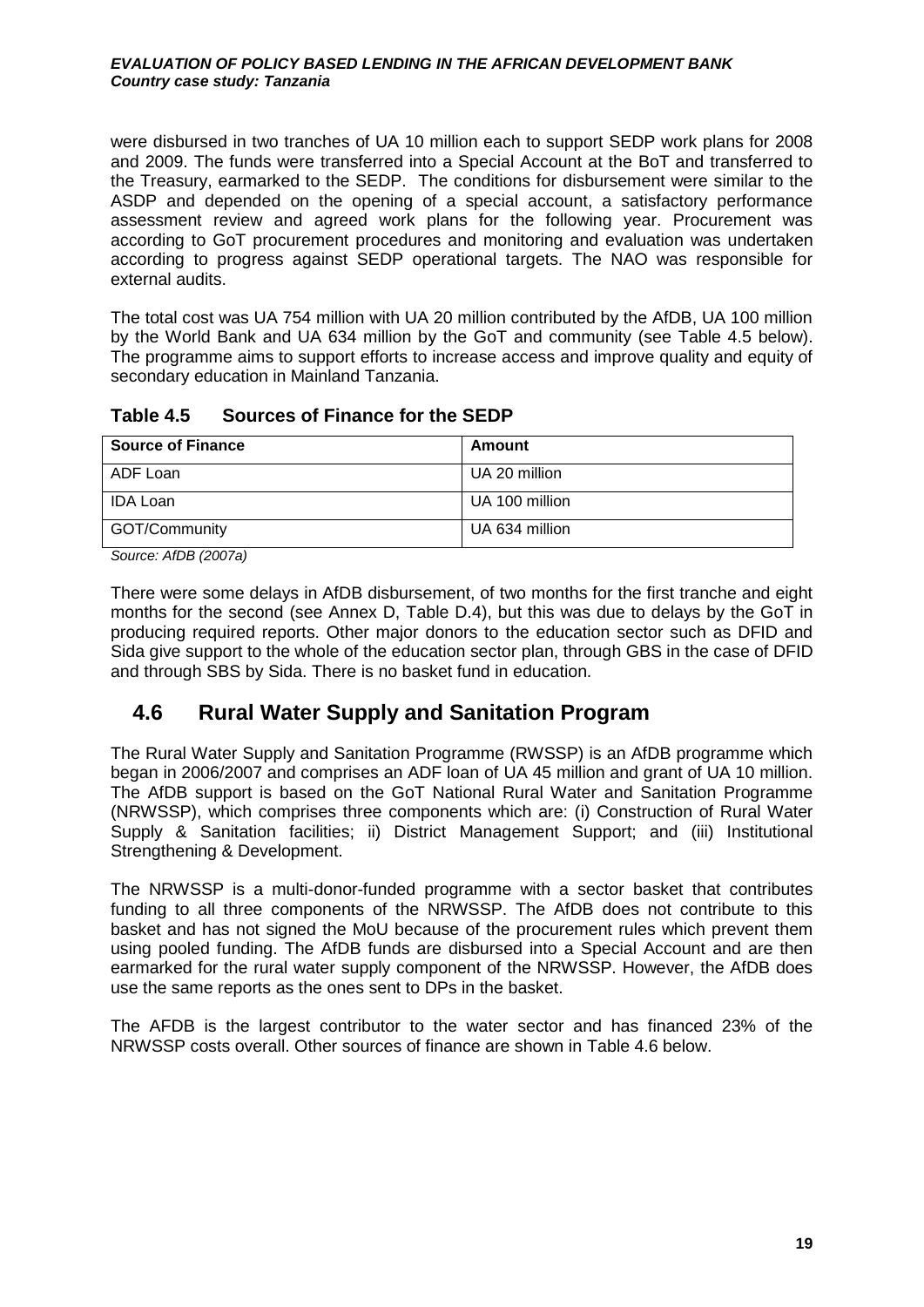were disbursed in two tranches of UA 10 million each to support SEDP work plans for 2008 and 2009. The funds were transferred into a Special Account at the BoT and transferred to the Treasury, earmarked to the SEDP. The conditions for disbursement were similar to the ASDP and depended on the opening of a special account, a satisfactory performance assessment review and agreed work plans for the following year. Procurement was according to GoT procurement procedures and monitoring and evaluation was undertaken according to progress against SEDP operational targets. The NAO was responsible for external audits.

The total cost was UA 754 million with UA 20 million contributed by the AfDB, UA 100 million by the World Bank and UA 634 million by the GoT and community (see Table 4.5 below). The programme aims to support efforts to increase access and improve quality and equity of secondary education in Mainland Tanzania.

**Table 4.5 Sources of Finance for the SEDP**

| Source of Finance | Amount |
|---|---|
| ADF Loan | UA 20 million |
| IDA Loan | UA 100 million |
| GOT/Community | UA 634 million |

*Source: AfDB (2007a)*

There were some delays in AfDB disbursement, of two months for the first tranche and eight months for the second (see Annex D, Table D.4), but this was due to delays by the GoT in producing required reports. Other major donors to the education sector such as DFID and Sida give support to the whole of the education sector plan, through GBS in the case of DFID and through SBS by Sida. There is no basket fund in education.

## 4.6 Rural Water Supply and Sanitation Program

The Rural Water Supply and Sanitation Programme (RWSSP) is an AfDB programme which began in 2006/2007 and comprises an ADF loan of UA 45 million and grant of UA 10 million. The AfDB support is based on the GoT National Rural Water and Sanitation Programme (NRWSSP), which comprises three components which are: (i) Construction of Rural Water Supply & Sanitation facilities; ii) District Management Support; and (iii) Institutional Strengthening & Development.

The NRWSSP is a multi-donor-funded programme with a sector basket that contributes funding to all three components of the NRWSSP. The AfDB does not contribute to this basket and has not signed the MoU because of the procurement rules which prevent them using pooled funding. The AfDB funds are disbursed into a Special Account and are then earmarked for the rural water supply component of the NRWSSP. However, the AfDB does use the same reports as the ones sent to DPs in the basket.

The AFDB is the largest contributor to the water sector and has financed 23% of the NRWSSP costs overall. Other sources of finance are shown in Table 4.6 below.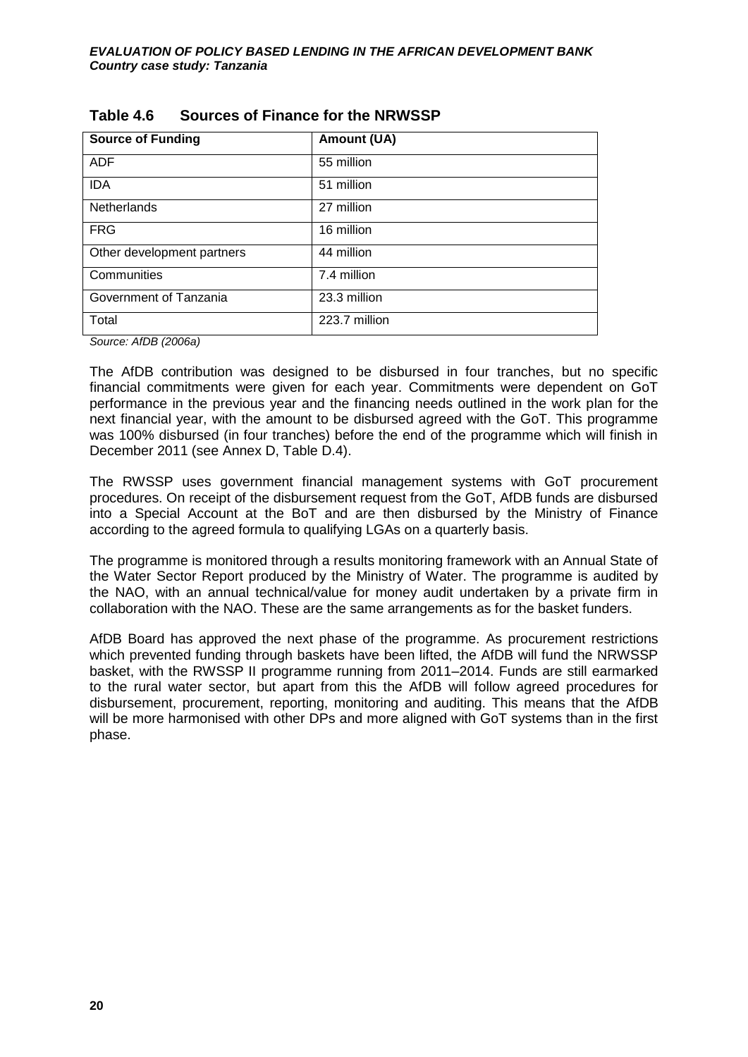### Table 4.6 Sources of Finance for the NRWSSP

| Source of Funding | Amount (UA) |
|---|---|
| ADF | 55 million |
| IDA | 51 million |
| Netherlands | 27 million |
| FRG | 16 million |
| Other development partners | 44 million |
| Communities | 7.4 million |
| Government of Tanzania | 23.3 million |
| Total | 223.7 million |

*Source: AfDB (2006a)*

The AfDB contribution was designed to be disbursed in four tranches, but no specific financial commitments were given for each year. Commitments were dependent on GoT performance in the previous year and the financing needs outlined in the work plan for the next financial year, with the amount to be disbursed agreed with the GoT. This programme was 100% disbursed (in four tranches) before the end of the programme which will finish in December 2011 (see Annex D, Table D.4).

The RWSSP uses government financial management systems with GoT procurement procedures. On receipt of the disbursement request from the GoT, AfDB funds are disbursed into a Special Account at the BoT and are then disbursed by the Ministry of Finance according to the agreed formula to qualifying LGAs on a quarterly basis.

The programme is monitored through a results monitoring framework with an Annual State of the Water Sector Report produced by the Ministry of Water. The programme is audited by the NAO, with an annual technical/value for money audit undertaken by a private firm in collaboration with the NAO. These are the same arrangements as for the basket funders.

AfDB Board has approved the next phase of the programme. As procurement restrictions which prevented funding through baskets have been lifted, the AfDB will fund the NRWSSP basket, with the RWSSP II programme running from 2011–2014. Funds are still earmarked to the rural water sector, but apart from this the AfDB will follow agreed procedures for disbursement, procurement, reporting, monitoring and auditing. This means that the AfDB will be more harmonised with other DPs and more aligned with GoT systems than in the first phase.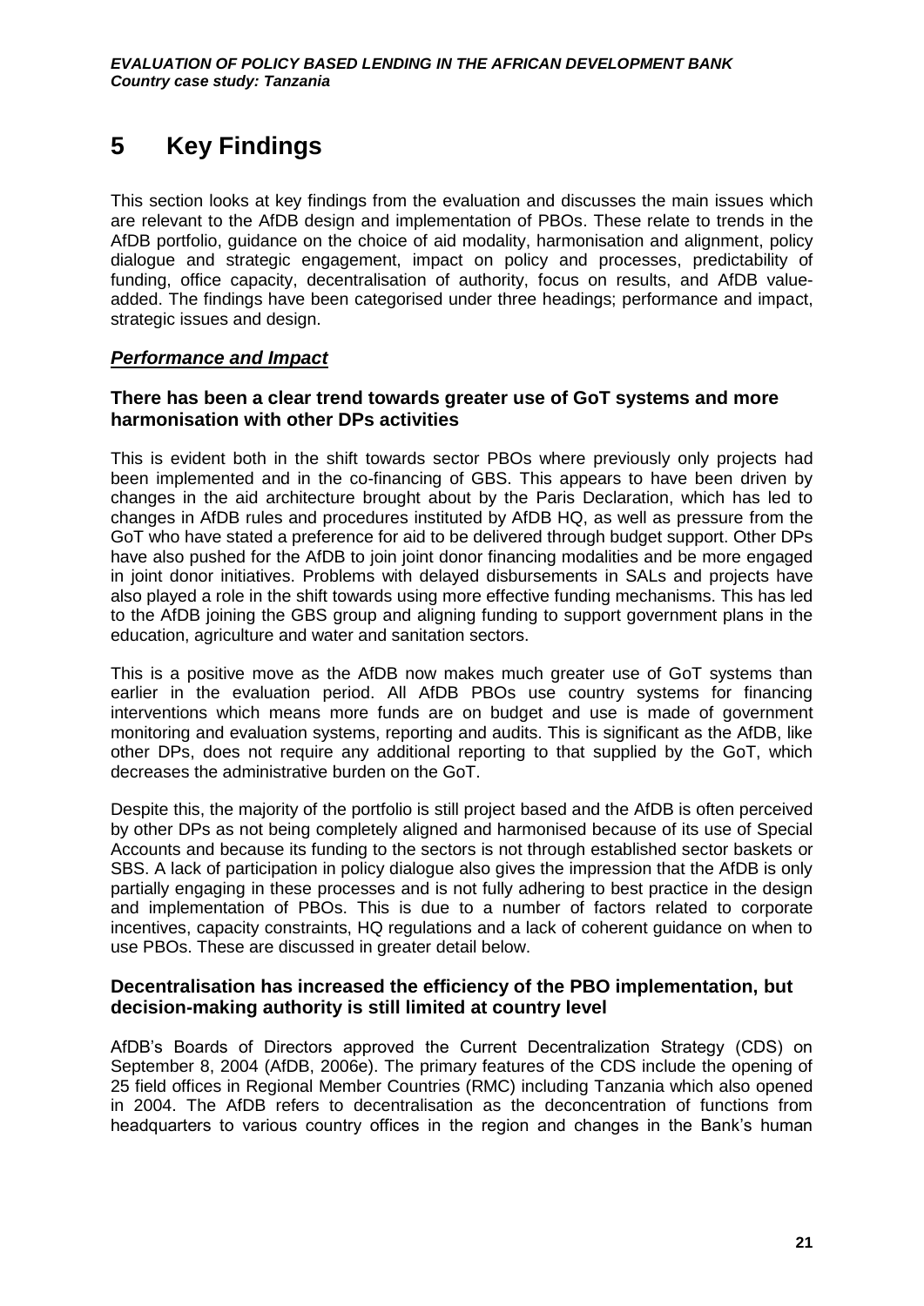# 5 Key Findings

This section looks at key findings from the evaluation and discusses the main issues which are relevant to the AfDB design and implementation of PBOs. These relate to trends in the AfDB portfolio, guidance on the choice of aid modality, harmonisation and alignment, policy dialogue and strategic engagement, impact on policy and processes, predictability of funding, office capacity, decentralisation of authority, focus on results, and AfDB value-added. The findings have been categorised under three headings; performance and impact, strategic issues and design.

## ***Performance and Impact***

### There has been a clear trend towards greater use of GoT systems and more harmonisation with other DPs activities

This is evident both in the shift towards sector PBOs where previously only projects had been implemented and in the co-financing of GBS. This appears to have been driven by changes in the aid architecture brought about by the Paris Declaration, which has led to changes in AfDB rules and procedures instituted by AfDB HQ, as well as pressure from the GoT who have stated a preference for aid to be delivered through budget support. Other DPs have also pushed for the AfDB to join joint donor financing modalities and be more engaged in joint donor initiatives. Problems with delayed disbursements in SALs and projects have also played a role in the shift towards using more effective funding mechanisms. This has led to the AfDB joining the GBS group and aligning funding to support government plans in the education, agriculture and water and sanitation sectors.

This is a positive move as the AfDB now makes much greater use of GoT systems than earlier in the evaluation period. All AfDB PBOs use country systems for financing interventions which means more funds are on budget and use is made of government monitoring and evaluation systems, reporting and audits. This is significant as the AfDB, like other DPs, does not require any additional reporting to that supplied by the GoT, which decreases the administrative burden on the GoT.

Despite this, the majority of the portfolio is still project based and the AfDB is often perceived by other DPs as not being completely aligned and harmonised because of its use of Special Accounts and because its funding to the sectors is not through established sector baskets or SBS. A lack of participation in policy dialogue also gives the impression that the AfDB is only partially engaging in these processes and is not fully adhering to best practice in the design and implementation of PBOs. This is due to a number of factors related to corporate incentives, capacity constraints, HQ regulations and a lack of coherent guidance on when to use PBOs. These are discussed in greater detail below.

### Decentralisation has increased the efficiency of the PBO implementation, but decision-making authority is still limited at country level

AfDB's Boards of Directors approved the Current Decentralization Strategy (CDS) on September 8, 2004 (AfDB, 2006e). The primary features of the CDS include the opening of 25 field offices in Regional Member Countries (RMC) including Tanzania which also opened in 2004. The AfDB refers to decentralisation as the deconcentration of functions from headquarters to various country offices in the region and changes in the Bank's human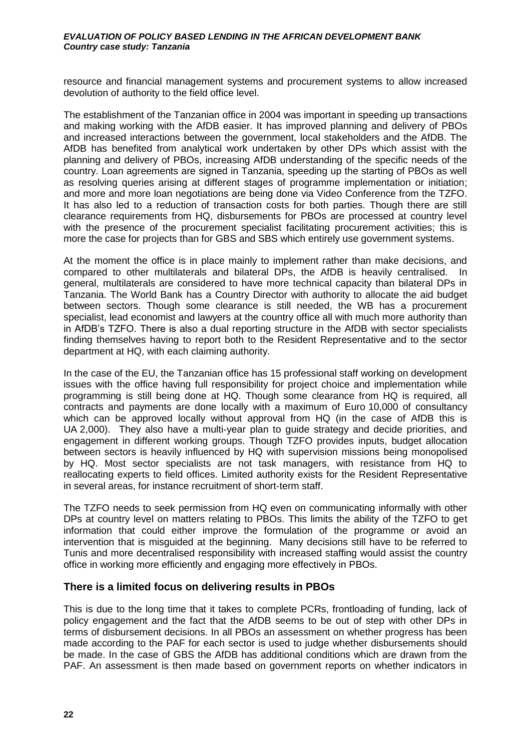resource and financial management systems and procurement systems to allow increased devolution of authority to the field office level.

The establishment of the Tanzanian office in 2004 was important in speeding up transactions and making working with the AfDB easier. It has improved planning and delivery of PBOs and increased interactions between the government, local stakeholders and the AfDB. The AfDB has benefited from analytical work undertaken by other DPs which assist with the planning and delivery of PBOs, increasing AfDB understanding of the specific needs of the country. Loan agreements are signed in Tanzania, speeding up the starting of PBOs as well as resolving queries arising at different stages of programme implementation or initiation; and more and more loan negotiations are being done via Video Conference from the TZFO. It has also led to a reduction of transaction costs for both parties. Though there are still clearance requirements from HQ, disbursements for PBOs are processed at country level with the presence of the procurement specialist facilitating procurement activities; this is more the case for projects than for GBS and SBS which entirely use government systems.

At the moment the office is in place mainly to implement rather than make decisions, and compared to other multilaterals and bilateral DPs, the AfDB is heavily centralised. In general, multilaterals are considered to have more technical capacity than bilateral DPs in Tanzania. The World Bank has a Country Director with authority to allocate the aid budget between sectors. Though some clearance is still needed, the WB has a procurement specialist, lead economist and lawyers at the country office all with much more authority than in AfDB's TZFO. There is also a dual reporting structure in the AfDB with sector specialists finding themselves having to report both to the Resident Representative and to the sector department at HQ, with each claiming authority.

In the case of the EU, the Tanzanian office has 15 professional staff working on development issues with the office having full responsibility for project choice and implementation while programming is still being done at HQ. Though some clearance from HQ is required, all contracts and payments are done locally with a maximum of Euro 10,000 of consultancy which can be approved locally without approval from HQ (in the case of AfDB this is UA 2,000). They also have a multi-year plan to guide strategy and decide priorities, and engagement in different working groups. Though TZFO provides inputs, budget allocation between sectors is heavily influenced by HQ with supervision missions being monopolised by HQ. Most sector specialists are not task managers, with resistance from HQ to reallocating experts to field offices. Limited authority exists for the Resident Representative in several areas, for instance recruitment of short-term staff.

The TZFO needs to seek permission from HQ even on communicating informally with other DPs at country level on matters relating to PBOs. This limits the ability of the TZFO to get information that could either improve the formulation of the programme or avoid an intervention that is misguided at the beginning. Many decisions still have to be referred to Tunis and more decentralised responsibility with increased staffing would assist the country office in working more efficiently and engaging more effectively in PBOs.

### There is a limited focus on delivering results in PBOs

This is due to the long time that it takes to complete PCRs, frontloading of funding, lack of policy engagement and the fact that the AfDB seems to be out of step with other DPs in terms of disbursement decisions. In all PBOs an assessment on whether progress has been made according to the PAF for each sector is used to judge whether disbursements should be made. In the case of GBS the AfDB has additional conditions which are drawn from the PAF. An assessment is then made based on government reports on whether indicators in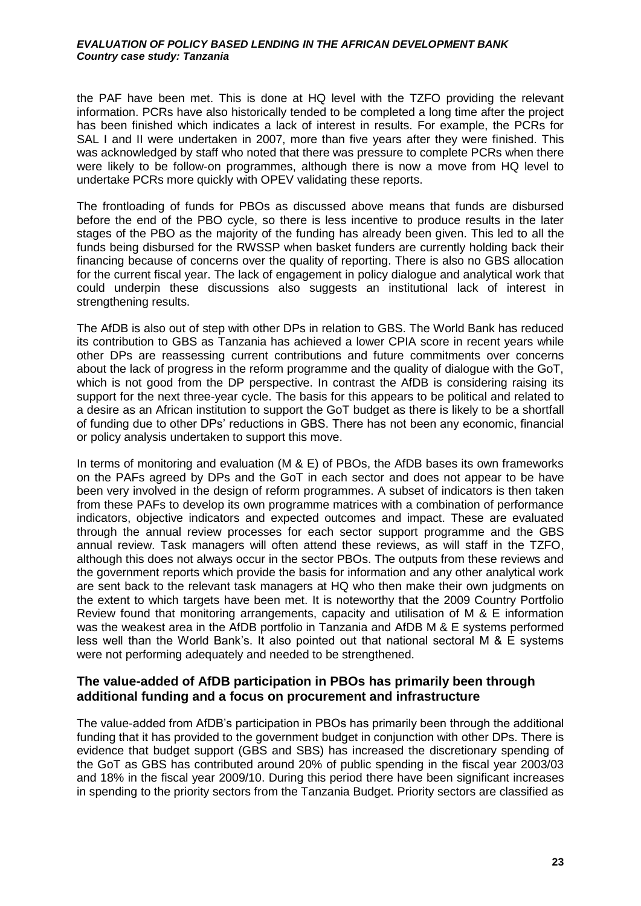the PAF have been met. This is done at HQ level with the TZFO providing the relevant information. PCRs have also historically tended to be completed a long time after the project has been finished which indicates a lack of interest in results. For example, the PCRs for SAL I and II were undertaken in 2007, more than five years after they were finished. This was acknowledged by staff who noted that there was pressure to complete PCRs when there were likely to be follow-on programmes, although there is now a move from HQ level to undertake PCRs more quickly with OPEV validating these reports.

The frontloading of funds for PBOs as discussed above means that funds are disbursed before the end of the PBO cycle, so there is less incentive to produce results in the later stages of the PBO as the majority of the funding has already been given. This led to all the funds being disbursed for the RWSSP when basket funders are currently holding back their financing because of concerns over the quality of reporting. There is also no GBS allocation for the current fiscal year. The lack of engagement in policy dialogue and analytical work that could underpin these discussions also suggests an institutional lack of interest in strengthening results.

The AfDB is also out of step with other DPs in relation to GBS. The World Bank has reduced its contribution to GBS as Tanzania has achieved a lower CPIA score in recent years while other DPs are reassessing current contributions and future commitments over concerns about the lack of progress in the reform programme and the quality of dialogue with the GoT, which is not good from the DP perspective. In contrast the AfDB is considering raising its support for the next three-year cycle. The basis for this appears to be political and related to a desire as an African institution to support the GoT budget as there is likely to be a shortfall of funding due to other DPs' reductions in GBS. There has not been any economic, financial or policy analysis undertaken to support this move.

In terms of monitoring and evaluation (M & E) of PBOs, the AfDB bases its own frameworks on the PAFs agreed by DPs and the GoT in each sector and does not appear to be have been very involved in the design of reform programmes. A subset of indicators is then taken from these PAFs to develop its own programme matrices with a combination of performance indicators, objective indicators and expected outcomes and impact. These are evaluated through the annual review processes for each sector support programme and the GBS annual review. Task managers will often attend these reviews, as will staff in the TZFO, although this does not always occur in the sector PBOs. The outputs from these reviews and the government reports which provide the basis for information and any other analytical work are sent back to the relevant task managers at HQ who then make their own judgments on the extent to which targets have been met. It is noteworthy that the 2009 Country Portfolio Review found that monitoring arrangements, capacity and utilisation of M & E information was the weakest area in the AfDB portfolio in Tanzania and AfDB M & E systems performed less well than the World Bank's. It also pointed out that national sectoral M & E systems were not performing adequately and needed to be strengthened.

### The value-added of AfDB participation in PBOs has primarily been through additional funding and a focus on procurement and infrastructure

The value-added from AfDB's participation in PBOs has primarily been through the additional funding that it has provided to the government budget in conjunction with other DPs. There is evidence that budget support (GBS and SBS) has increased the discretionary spending of the GoT as GBS has contributed around 20% of public spending in the fiscal year 2003/03 and 18% in the fiscal year 2009/10. During this period there have been significant increases in spending to the priority sectors from the Tanzania Budget. Priority sectors are classified as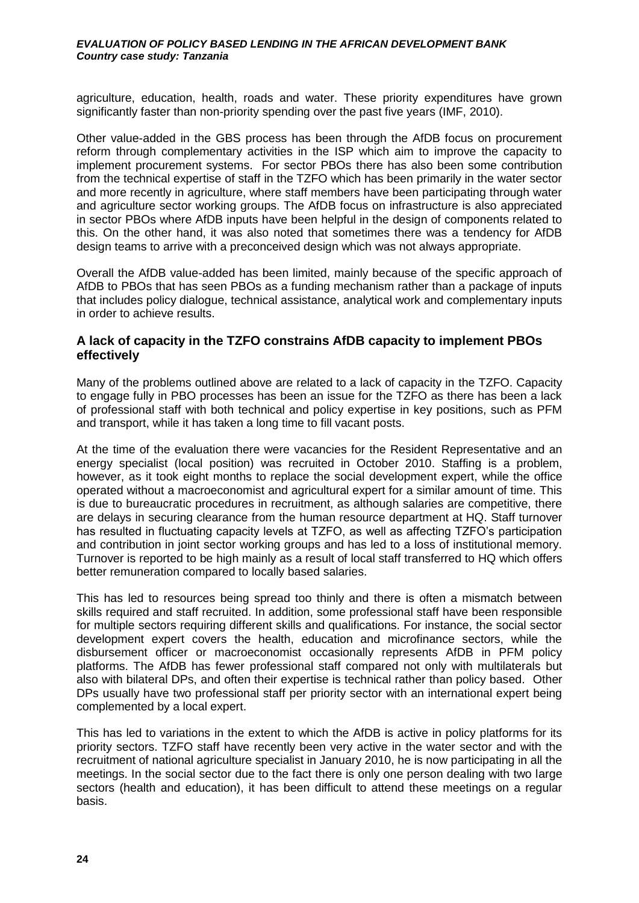agriculture, education, health, roads and water. These priority expenditures have grown significantly faster than non-priority spending over the past five years (IMF, 2010).

Other value-added in the GBS process has been through the AfDB focus on procurement reform through complementary activities in the ISP which aim to improve the capacity to implement procurement systems. For sector PBOs there has also been some contribution from the technical expertise of staff in the TZFO which has been primarily in the water sector and more recently in agriculture, where staff members have been participating through water and agriculture sector working groups. The AfDB focus on infrastructure is also appreciated in sector PBOs where AfDB inputs have been helpful in the design of components related to this. On the other hand, it was also noted that sometimes there was a tendency for AfDB design teams to arrive with a preconceived design which was not always appropriate.

Overall the AfDB value-added has been limited, mainly because of the specific approach of AfDB to PBOs that has seen PBOs as a funding mechanism rather than a package of inputs that includes policy dialogue, technical assistance, analytical work and complementary inputs in order to achieve results.

### A lack of capacity in the TZFO constrains AfDB capacity to implement PBOs effectively

Many of the problems outlined above are related to a lack of capacity in the TZFO. Capacity to engage fully in PBO processes has been an issue for the TZFO as there has been a lack of professional staff with both technical and policy expertise in key positions, such as PFM and transport, while it has taken a long time to fill vacant posts.

At the time of the evaluation there were vacancies for the Resident Representative and an energy specialist (local position) was recruited in October 2010. Staffing is a problem, however, as it took eight months to replace the social development expert, while the office operated without a macroeconomist and agricultural expert for a similar amount of time. This is due to bureaucratic procedures in recruitment, as although salaries are competitive, there are delays in securing clearance from the human resource department at HQ. Staff turnover has resulted in fluctuating capacity levels at TZFO, as well as affecting TZFO's participation and contribution in joint sector working groups and has led to a loss of institutional memory. Turnover is reported to be high mainly as a result of local staff transferred to HQ which offers better remuneration compared to locally based salaries.

This has led to resources being spread too thinly and there is often a mismatch between skills required and staff recruited. In addition, some professional staff have been responsible for multiple sectors requiring different skills and qualifications. For instance, the social sector development expert covers the health, education and microfinance sectors, while the disbursement officer or macroeconomist occasionally represents AfDB in PFM policy platforms. The AfDB has fewer professional staff compared not only with multilaterals but also with bilateral DPs, and often their expertise is technical rather than policy based. Other DPs usually have two professional staff per priority sector with an international expert being complemented by a local expert.

This has led to variations in the extent to which the AfDB is active in policy platforms for its priority sectors. TZFO staff have recently been very active in the water sector and with the recruitment of national agriculture specialist in January 2010, he is now participating in all the meetings. In the social sector due to the fact there is only one person dealing with two large sectors (health and education), it has been difficult to attend these meetings on a regular basis.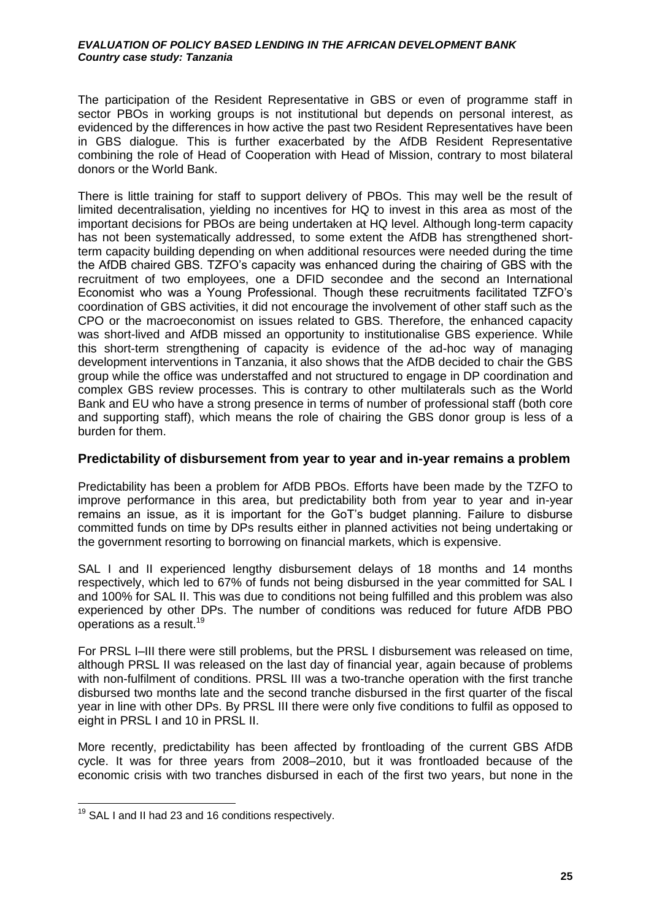The participation of the Resident Representative in GBS or even of programme staff in sector PBOs in working groups is not institutional but depends on personal interest, as evidenced by the differences in how active the past two Resident Representatives have been in GBS dialogue. This is further exacerbated by the AfDB Resident Representative combining the role of Head of Cooperation with Head of Mission, contrary to most bilateral donors or the World Bank.

There is little training for staff to support delivery of PBOs. This may well be the result of limited decentralisation, yielding no incentives for HQ to invest in this area as most of the important decisions for PBOs are being undertaken at HQ level. Although long-term capacity has not been systematically addressed, to some extent the AfDB has strengthened short-term capacity building depending on when additional resources were needed during the time the AfDB chaired GBS. TZFO's capacity was enhanced during the chairing of GBS with the recruitment of two employees, one a DFID secondee and the second an International Economist who was a Young Professional. Though these recruitments facilitated TZFO's coordination of GBS activities, it did not encourage the involvement of other staff such as the CPO or the macroeconomist on issues related to GBS. Therefore, the enhanced capacity was short-lived and AfDB missed an opportunity to institutionalise GBS experience. While this short-term strengthening of capacity is evidence of the ad-hoc way of managing development interventions in Tanzania, it also shows that the AfDB decided to chair the GBS group while the office was understaffed and not structured to engage in DP coordination and complex GBS review processes. This is contrary to other multilaterals such as the World Bank and EU who have a strong presence in terms of number of professional staff (both core and supporting staff), which means the role of chairing the GBS donor group is less of a burden for them.

### Predictability of disbursement from year to year and in-year remains a problem

Predictability has been a problem for AfDB PBOs. Efforts have been made by the TZFO to improve performance in this area, but predictability both from year to year and in-year remains an issue, as it is important for the GoT's budget planning. Failure to disburse committed funds on time by DPs results either in planned activities not being undertaking or the government resorting to borrowing on financial markets, which is expensive.

SAL I and II experienced lengthy disbursement delays of 18 months and 14 months respectively, which led to 67% of funds not being disbursed in the year committed for SAL I and 100% for SAL II. This was due to conditions not being fulfilled and this problem was also experienced by other DPs. The number of conditions was reduced for future AfDB PBO operations as a result.[19]

For PRSL I–III there were still problems, but the PRSL I disbursement was released on time, although PRSL II was released on the last day of financial year, again because of problems with non-fulfilment of conditions. PRSL III was a two-tranche operation with the first tranche disbursed two months late and the second tranche disbursed in the first quarter of the fiscal year in line with other DPs. By PRSL III there were only five conditions to fulfil as opposed to eight in PRSL I and 10 in PRSL II.

More recently, predictability has been affected by frontloading of the current GBS AfDB cycle. It was for three years from 2008–2010, but it was frontloaded because of the economic crisis with two tranches disbursed in each of the first two years, but none in the

[19] SAL I and II had 23 and 16 conditions respectively.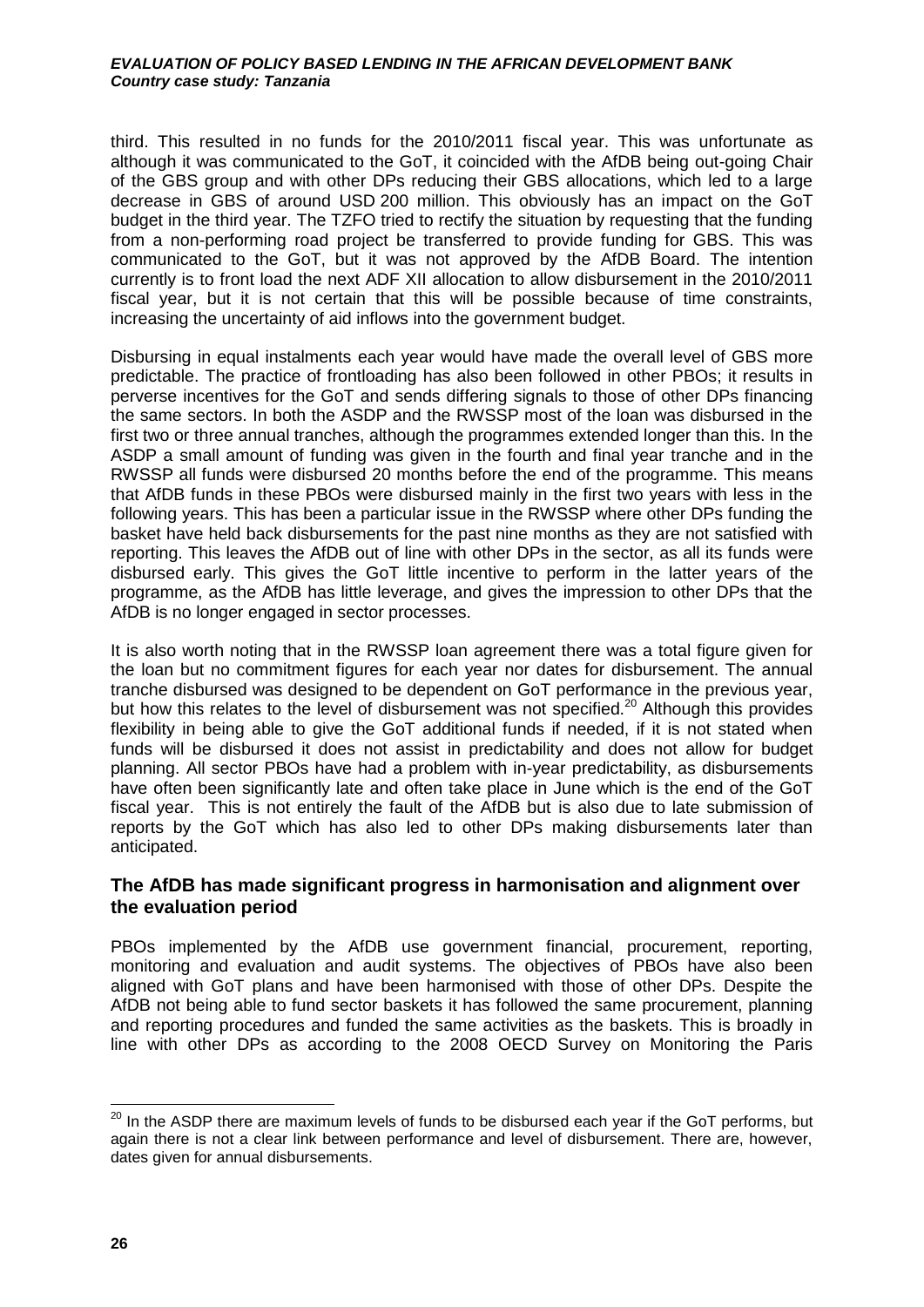third. This resulted in no funds for the 2010/2011 fiscal year. This was unfortunate as although it was communicated to the GoT, it coincided with the AfDB being out-going Chair of the GBS group and with other DPs reducing their GBS allocations, which led to a large decrease in GBS of around USD 200 million. This obviously has an impact on the GoT budget in the third year. The TZFO tried to rectify the situation by requesting that the funding from a non-performing road project be transferred to provide funding for GBS. This was communicated to the GoT, but it was not approved by the AfDB Board. The intention currently is to front load the next ADF XII allocation to allow disbursement in the 2010/2011 fiscal year, but it is not certain that this will be possible because of time constraints, increasing the uncertainty of aid inflows into the government budget.

Disbursing in equal instalments each year would have made the overall level of GBS more predictable. The practice of frontloading has also been followed in other PBOs; it results in perverse incentives for the GoT and sends differing signals to those of other DPs financing the same sectors. In both the ASDP and the RWSSP most of the loan was disbursed in the first two or three annual tranches, although the programmes extended longer than this. In the ASDP a small amount of funding was given in the fourth and final year tranche and in the RWSSP all funds were disbursed 20 months before the end of the programme. This means that AfDB funds in these PBOs were disbursed mainly in the first two years with less in the following years. This has been a particular issue in the RWSSP where other DPs funding the basket have held back disbursements for the past nine months as they are not satisfied with reporting. This leaves the AfDB out of line with other DPs in the sector, as all its funds were disbursed early. This gives the GoT little incentive to perform in the latter years of the programme, as the AfDB has little leverage, and gives the impression to other DPs that the AfDB is no longer engaged in sector processes.

It is also worth noting that in the RWSSP loan agreement there was a total figure given for the loan but no commitment figures for each year nor dates for disbursement. The annual tranche disbursed was designed to be dependent on GoT performance in the previous year, but how this relates to the level of disbursement was not specified.[20] Although this provides flexibility in being able to give the GoT additional funds if needed, if it is not stated when funds will be disbursed it does not assist in predictability and does not allow for budget planning. All sector PBOs have had a problem with in-year predictability, as disbursements have often been significantly late and often take place in June which is the end of the GoT fiscal year. This is not entirely the fault of the AfDB but is also due to late submission of reports by the GoT which has also led to other DPs making disbursements later than anticipated.

### The AfDB has made significant progress in harmonisation and alignment over the evaluation period

PBOs implemented by the AfDB use government financial, procurement, reporting, monitoring and evaluation and audit systems. The objectives of PBOs have also been aligned with GoT plans and have been harmonised with those of other DPs. Despite the AfDB not being able to fund sector baskets it has followed the same procurement, planning and reporting procedures and funded the same activities as the baskets. This is broadly in line with other DPs as according to the 2008 OECD Survey on Monitoring the Paris

---

[20] In the ASDP there are maximum levels of funds to be disbursed each year if the GoT performs, but again there is not a clear link between performance and level of disbursement. There are, however, dates given for annual disbursements.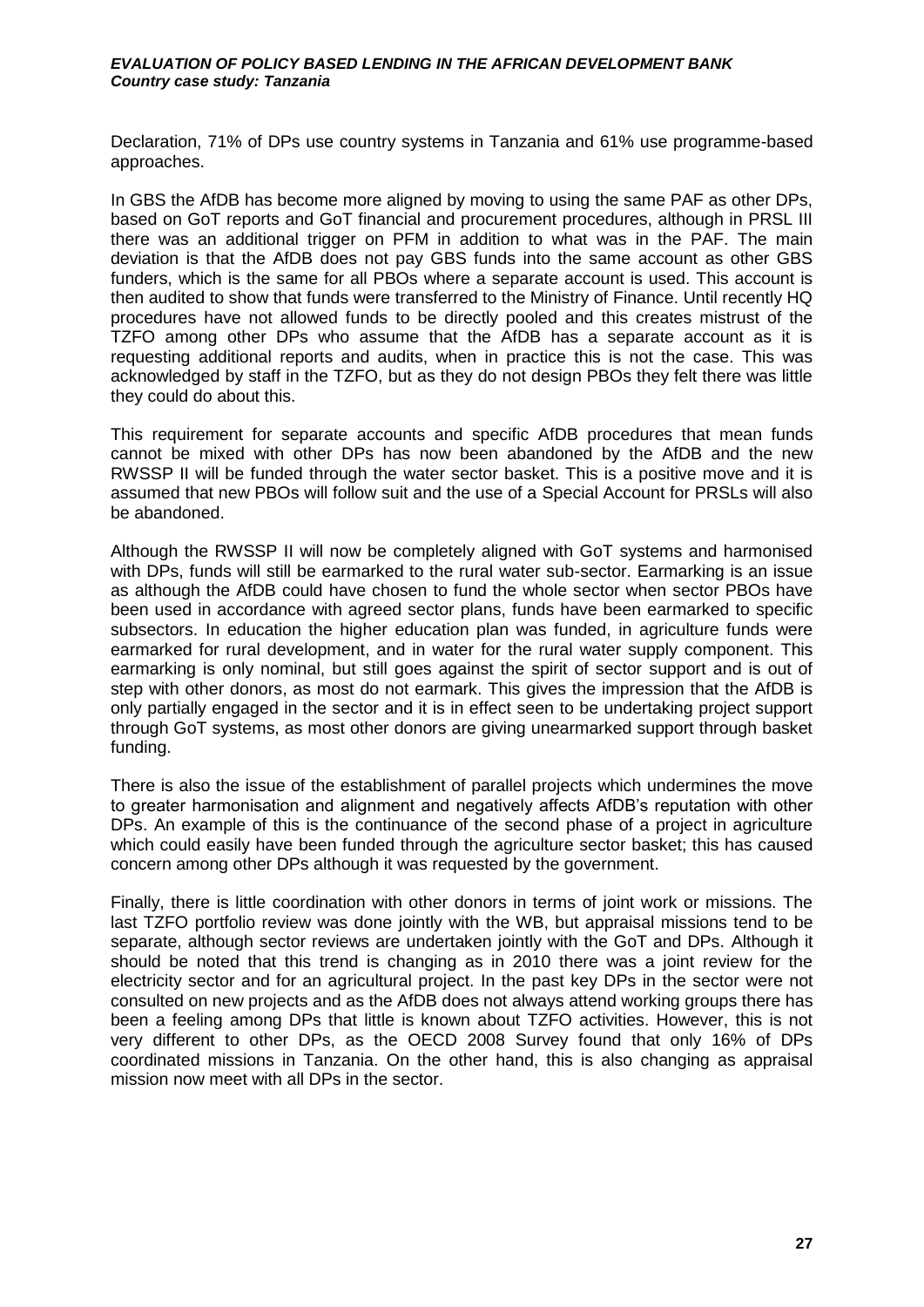Declaration, 71% of DPs use country systems in Tanzania and 61% use programme-based approaches.

In GBS the AfDB has become more aligned by moving to using the same PAF as other DPs, based on GoT reports and GoT financial and procurement procedures, although in PRSL III there was an additional trigger on PFM in addition to what was in the PAF. The main deviation is that the AfDB does not pay GBS funds into the same account as other GBS funders, which is the same for all PBOs where a separate account is used. This account is then audited to show that funds were transferred to the Ministry of Finance. Until recently HQ procedures have not allowed funds to be directly pooled and this creates mistrust of the TZFO among other DPs who assume that the AfDB has a separate account as it is requesting additional reports and audits, when in practice this is not the case. This was acknowledged by staff in the TZFO, but as they do not design PBOs they felt there was little they could do about this.

This requirement for separate accounts and specific AfDB procedures that mean funds cannot be mixed with other DPs has now been abandoned by the AfDB and the new RWSSP II will be funded through the water sector basket. This is a positive move and it is assumed that new PBOs will follow suit and the use of a Special Account for PRSLs will also be abandoned.

Although the RWSSP II will now be completely aligned with GoT systems and harmonised with DPs, funds will still be earmarked to the rural water sub-sector. Earmarking is an issue as although the AfDB could have chosen to fund the whole sector when sector PBOs have been used in accordance with agreed sector plans, funds have been earmarked to specific subsectors. In education the higher education plan was funded, in agriculture funds were earmarked for rural development, and in water for the rural water supply component. This earmarking is only nominal, but still goes against the spirit of sector support and is out of step with other donors, as most do not earmark. This gives the impression that the AfDB is only partially engaged in the sector and it is in effect seen to be undertaking project support through GoT systems, as most other donors are giving unearmarked support through basket funding.

There is also the issue of the establishment of parallel projects which undermines the move to greater harmonisation and alignment and negatively affects AfDB's reputation with other DPs. An example of this is the continuance of the second phase of a project in agriculture which could easily have been funded through the agriculture sector basket; this has caused concern among other DPs although it was requested by the government.

Finally, there is little coordination with other donors in terms of joint work or missions. The last TZFO portfolio review was done jointly with the WB, but appraisal missions tend to be separate, although sector reviews are undertaken jointly with the GoT and DPs. Although it should be noted that this trend is changing as in 2010 there was a joint review for the electricity sector and for an agricultural project. In the past key DPs in the sector were not consulted on new projects and as the AfDB does not always attend working groups there has been a feeling among DPs that little is known about TZFO activities. However, this is not very different to other DPs, as the OECD 2008 Survey found that only 16% of DPs coordinated missions in Tanzania. On the other hand, this is also changing as appraisal mission now meet with all DPs in the sector.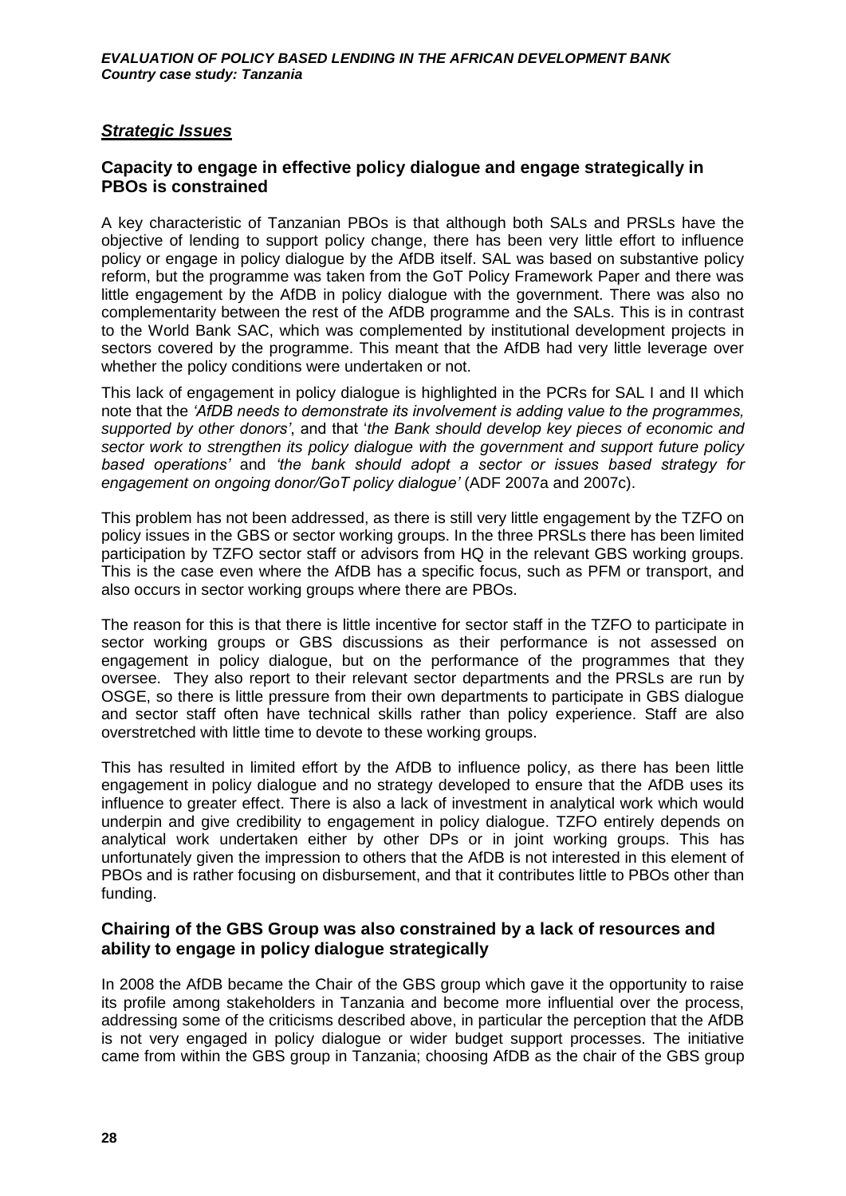## *Strategic Issues*

### Capacity to engage in effective policy dialogue and engage strategically in PBOs is constrained

A key characteristic of Tanzanian PBOs is that although both SALs and PRSLs have the objective of lending to support policy change, there has been very little effort to influence policy or engage in policy dialogue by the AfDB itself. SAL was based on substantive policy reform, but the programme was taken from the GoT Policy Framework Paper and there was little engagement by the AfDB in policy dialogue with the government. There was also no complementarity between the rest of the AfDB programme and the SALs. This is in contrast to the World Bank SAC, which was complemented by institutional development projects in sectors covered by the programme. This meant that the AfDB had very little leverage over whether the policy conditions were undertaken or not.

This lack of engagement in policy dialogue is highlighted in the PCRs for SAL I and II which note that the *'AfDB needs to demonstrate its involvement is adding value to the programmes, supported by other donors'*, and that '*the Bank should develop key pieces of economic and sector work to strengthen its policy dialogue with the government and support future policy based operations'* and *'the bank should adopt a sector or issues based strategy for engagement on ongoing donor/GoT policy dialogue'* (ADF 2007a and 2007c).

This problem has not been addressed, as there is still very little engagement by the TZFO on policy issues in the GBS or sector working groups. In the three PRSLs there has been limited participation by TZFO sector staff or advisors from HQ in the relevant GBS working groups. This is the case even where the AfDB has a specific focus, such as PFM or transport, and also occurs in sector working groups where there are PBOs.

The reason for this is that there is little incentive for sector staff in the TZFO to participate in sector working groups or GBS discussions as their performance is not assessed on engagement in policy dialogue, but on the performance of the programmes that they oversee. They also report to their relevant sector departments and the PRSLs are run by OSGE, so there is little pressure from their own departments to participate in GBS dialogue and sector staff often have technical skills rather than policy experience. Staff are also overstretched with little time to devote to these working groups.

This has resulted in limited effort by the AfDB to influence policy, as there has been little engagement in policy dialogue and no strategy developed to ensure that the AfDB uses its influence to greater effect. There is also a lack of investment in analytical work which would underpin and give credibility to engagement in policy dialogue. TZFO entirely depends on analytical work undertaken either by other DPs or in joint working groups. This has unfortunately given the impression to others that the AfDB is not interested in this element of PBOs and is rather focusing on disbursement, and that it contributes little to PBOs other than funding.

### Chairing of the GBS Group was also constrained by a lack of resources and ability to engage in policy dialogue strategically

In 2008 the AfDB became the Chair of the GBS group which gave it the opportunity to raise its profile among stakeholders in Tanzania and become more influential over the process, addressing some of the criticisms described above, in particular the perception that the AfDB is not very engaged in policy dialogue or wider budget support processes. The initiative came from within the GBS group in Tanzania; choosing AfDB as the chair of the GBS group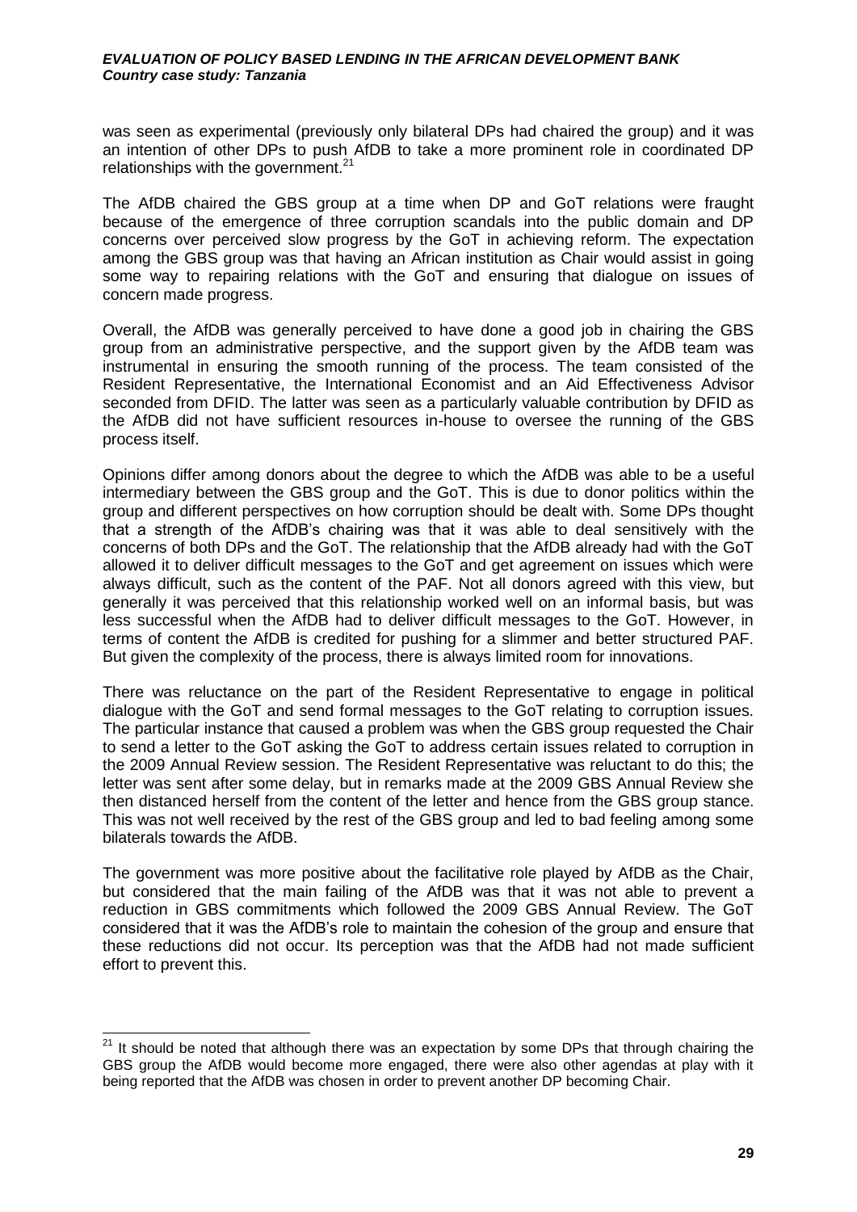was seen as experimental (previously only bilateral DPs had chaired the group) and it was an intention of other DPs to push AfDB to take a more prominent role in coordinated DP relationships with the government.[21]

The AfDB chaired the GBS group at a time when DP and GoT relations were fraught because of the emergence of three corruption scandals into the public domain and DP concerns over perceived slow progress by the GoT in achieving reform. The expectation among the GBS group was that having an African institution as Chair would assist in going some way to repairing relations with the GoT and ensuring that dialogue on issues of concern made progress.

Overall, the AfDB was generally perceived to have done a good job in chairing the GBS group from an administrative perspective, and the support given by the AfDB team was instrumental in ensuring the smooth running of the process. The team consisted of the Resident Representative, the International Economist and an Aid Effectiveness Advisor seconded from DFID. The latter was seen as a particularly valuable contribution by DFID as the AfDB did not have sufficient resources in-house to oversee the running of the GBS process itself.

Opinions differ among donors about the degree to which the AfDB was able to be a useful intermediary between the GBS group and the GoT. This is due to donor politics within the group and different perspectives on how corruption should be dealt with. Some DPs thought that a strength of the AfDB's chairing was that it was able to deal sensitively with the concerns of both DPs and the GoT. The relationship that the AfDB already had with the GoT allowed it to deliver difficult messages to the GoT and get agreement on issues which were always difficult, such as the content of the PAF. Not all donors agreed with this view, but generally it was perceived that this relationship worked well on an informal basis, but was less successful when the AfDB had to deliver difficult messages to the GoT. However, in terms of content the AfDB is credited for pushing for a slimmer and better structured PAF. But given the complexity of the process, there is always limited room for innovations.

There was reluctance on the part of the Resident Representative to engage in political dialogue with the GoT and send formal messages to the GoT relating to corruption issues. The particular instance that caused a problem was when the GBS group requested the Chair to send a letter to the GoT asking the GoT to address certain issues related to corruption in the 2009 Annual Review session. The Resident Representative was reluctant to do this; the letter was sent after some delay, but in remarks made at the 2009 GBS Annual Review she then distanced herself from the content of the letter and hence from the GBS group stance. This was not well received by the rest of the GBS group and led to bad feeling among some bilaterals towards the AfDB.

The government was more positive about the facilitative role played by AfDB as the Chair, but considered that the main failing of the AfDB was that it was not able to prevent a reduction in GBS commitments which followed the 2009 GBS Annual Review. The GoT considered that it was the AfDB's role to maintain the cohesion of the group and ensure that these reductions did not occur. Its perception was that the AfDB had not made sufficient effort to prevent this.

---

[21] It should be noted that although there was an expectation by some DPs that through chairing the GBS group the AfDB would become more engaged, there were also other agendas at play with it being reported that the AfDB was chosen in order to prevent another DP becoming Chair.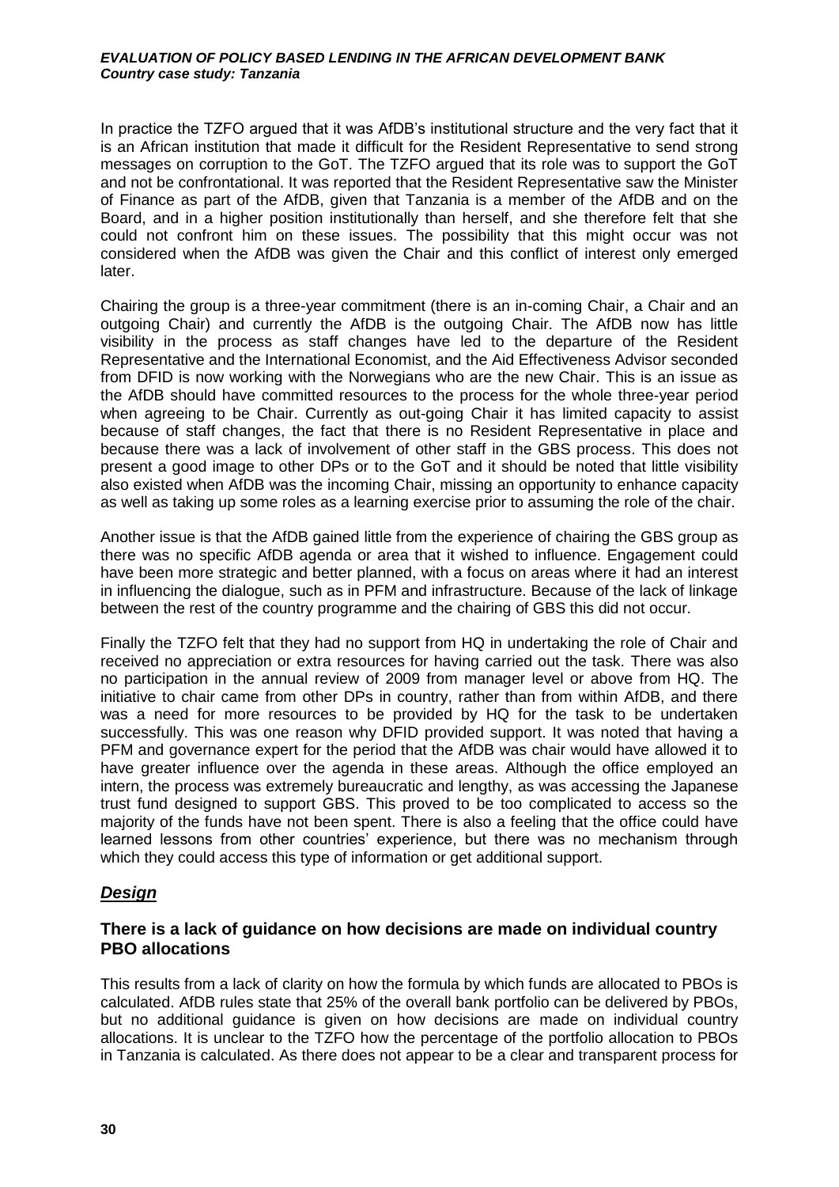In practice the TZFO argued that it was AfDB's institutional structure and the very fact that it is an African institution that made it difficult for the Resident Representative to send strong messages on corruption to the GoT. The TZFO argued that its role was to support the GoT and not be confrontational. It was reported that the Resident Representative saw the Minister of Finance as part of the AfDB, given that Tanzania is a member of the AfDB and on the Board, and in a higher position institutionally than herself, and she therefore felt that she could not confront him on these issues. The possibility that this might occur was not considered when the AfDB was given the Chair and this conflict of interest only emerged later.

Chairing the group is a three-year commitment (there is an in-coming Chair, a Chair and an outgoing Chair) and currently the AfDB is the outgoing Chair. The AfDB now has little visibility in the process as staff changes have led to the departure of the Resident Representative and the International Economist, and the Aid Effectiveness Advisor seconded from DFID is now working with the Norwegians who are the new Chair. This is an issue as the AfDB should have committed resources to the process for the whole three-year period when agreeing to be Chair. Currently as out-going Chair it has limited capacity to assist because of staff changes, the fact that there is no Resident Representative in place and because there was a lack of involvement of other staff in the GBS process. This does not present a good image to other DPs or to the GoT and it should be noted that little visibility also existed when AfDB was the incoming Chair, missing an opportunity to enhance capacity as well as taking up some roles as a learning exercise prior to assuming the role of the chair.

Another issue is that the AfDB gained little from the experience of chairing the GBS group as there was no specific AfDB agenda or area that it wished to influence. Engagement could have been more strategic and better planned, with a focus on areas where it had an interest in influencing the dialogue, such as in PFM and infrastructure. Because of the lack of linkage between the rest of the country programme and the chairing of GBS this did not occur.

Finally the TZFO felt that they had no support from HQ in undertaking the role of Chair and received no appreciation or extra resources for having carried out the task. There was also no participation in the annual review of 2009 from manager level or above from HQ. The initiative to chair came from other DPs in country, rather than from within AfDB, and there was a need for more resources to be provided by HQ for the task to be undertaken successfully. This was one reason why DFID provided support. It was noted that having a PFM and governance expert for the period that the AfDB was chair would have allowed it to have greater influence over the agenda in these areas. Although the office employed an intern, the process was extremely bureaucratic and lengthy, as was accessing the Japanese trust fund designed to support GBS. This proved to be too complicated to access so the majority of the funds have not been spent. There is also a feeling that the office could have learned lessons from other countries' experience, but there was no mechanism through which they could access this type of information or get additional support.

## *Design*

### There is a lack of guidance on how decisions are made on individual country PBO allocations

This results from a lack of clarity on how the formula by which funds are allocated to PBOs is calculated. AfDB rules state that 25% of the overall bank portfolio can be delivered by PBOs, but no additional guidance is given on how decisions are made on individual country allocations. It is unclear to the TZFO how the percentage of the portfolio allocation to PBOs in Tanzania is calculated. As there does not appear to be a clear and transparent process for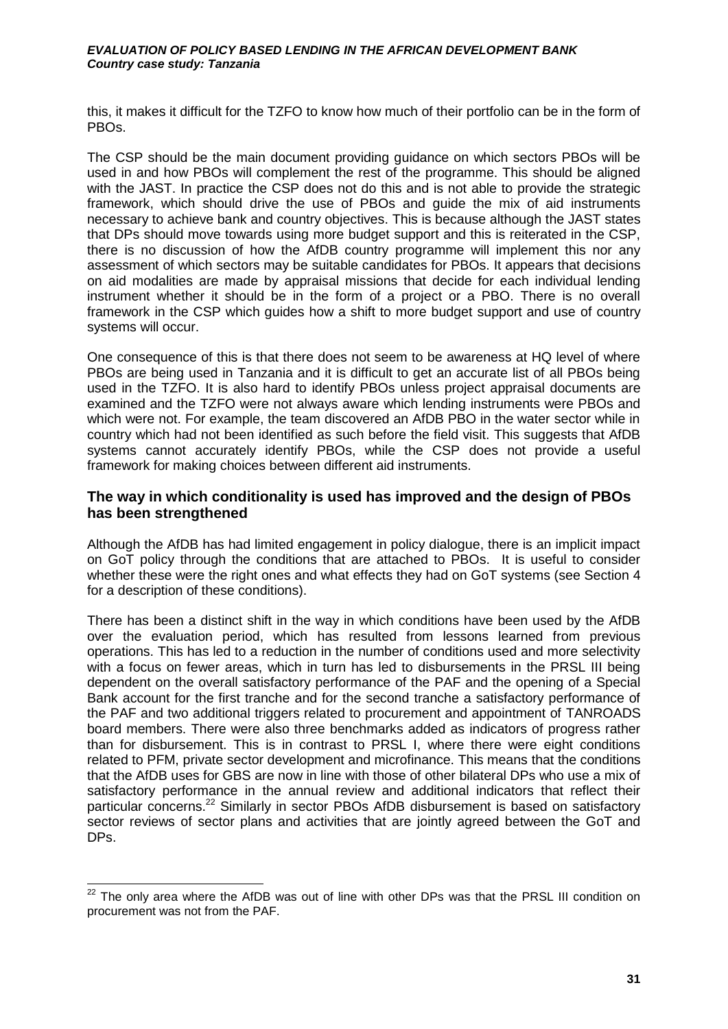this, it makes it difficult for the TZFO to know how much of their portfolio can be in the form of PBOs.

The CSP should be the main document providing guidance on which sectors PBOs will be used in and how PBOs will complement the rest of the programme. This should be aligned with the JAST. In practice the CSP does not do this and is not able to provide the strategic framework, which should drive the use of PBOs and guide the mix of aid instruments necessary to achieve bank and country objectives. This is because although the JAST states that DPs should move towards using more budget support and this is reiterated in the CSP, there is no discussion of how the AfDB country programme will implement this nor any assessment of which sectors may be suitable candidates for PBOs. It appears that decisions on aid modalities are made by appraisal missions that decide for each individual lending instrument whether it should be in the form of a project or a PBO. There is no overall framework in the CSP which guides how a shift to more budget support and use of country systems will occur.

One consequence of this is that there does not seem to be awareness at HQ level of where PBOs are being used in Tanzania and it is difficult to get an accurate list of all PBOs being used in the TZFO. It is also hard to identify PBOs unless project appraisal documents are examined and the TZFO were not always aware which lending instruments were PBOs and which were not. For example, the team discovered an AfDB PBO in the water sector while in country which had not been identified as such before the field visit. This suggests that AfDB systems cannot accurately identify PBOs, while the CSP does not provide a useful framework for making choices between different aid instruments.

### The way in which conditionality is used has improved and the design of PBOs has been strengthened

Although the AfDB has had limited engagement in policy dialogue, there is an implicit impact on GoT policy through the conditions that are attached to PBOs. It is useful to consider whether these were the right ones and what effects they had on GoT systems (see Section 4 for a description of these conditions).

There has been a distinct shift in the way in which conditions have been used by the AfDB over the evaluation period, which has resulted from lessons learned from previous operations. This has led to a reduction in the number of conditions used and more selectivity with a focus on fewer areas, which in turn has led to disbursements in the PRSL III being dependent on the overall satisfactory performance of the PAF and the opening of a Special Bank account for the first tranche and for the second tranche a satisfactory performance of the PAF and two additional triggers related to procurement and appointment of TANROADS board members. There were also three benchmarks added as indicators of progress rather than for disbursement. This is in contrast to PRSL I, where there were eight conditions related to PFM, private sector development and microfinance. This means that the conditions that the AfDB uses for GBS are now in line with those of other bilateral DPs who use a mix of satisfactory performance in the annual review and additional indicators that reflect their particular concerns.[22] Similarly in sector PBOs AfDB disbursement is based on satisfactory sector reviews of sector plans and activities that are jointly agreed between the GoT and DPs.

[22] The only area where the AfDB was out of line with other DPs was that the PRSL III condition on procurement was not from the PAF.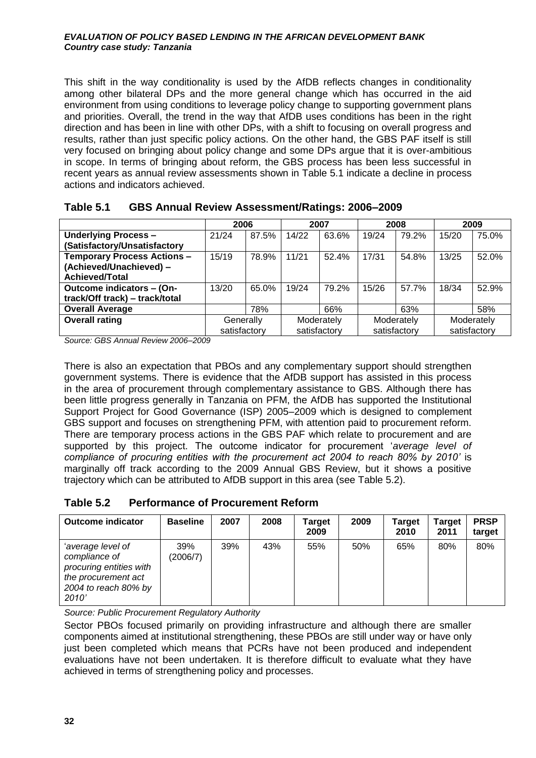This shift in the way conditionality is used by the AfDB reflects changes in conditionality among other bilateral DPs and the more general change which has occurred in the aid environment from using conditions to leverage policy change to supporting government plans and priorities. Overall, the trend in the way that AfDB uses conditions has been in the right direction and has been in line with other DPs, with a shift to focusing on overall progress and results, rather than just specific policy actions. On the other hand, the GBS PAF itself is still very focused on bringing about policy change and some DPs argue that it is over-ambitious in scope. In terms of bringing about reform, the GBS process has been less successful in recent years as annual review assessments shown in Table 5.1 indicate a decline in process actions and indicators achieved.

### Table 5.1 GBS Annual Review Assessment/Ratings: 2006–2009

| | 2006 | | 2007 | | 2008 | | 2009 | |
|---|---|---|---|---|---|---|---|---|
| **Underlying Process – (Satisfactory/Unsatisfactory** | 21/24 | 87.5% | 14/22 | 63.6% | 19/24 | 79.2% | 15/20 | 75.0% |
| **Temporary Process Actions – (Achieved/Unachieved) – Achieved/Total** | 15/19 | 78.9% | 11/21 | 52.4% | 17/31 | 54.8% | 13/25 | 52.0% |
| **Outcome indicators – (On-track/Off track) – track/total** | 13/20 | 65.0% | 19/24 | 79.2% | 15/26 | 57.7% | 18/34 | 52.9% |
| **Overall Average** | | 78% | | 66% | | 63% | | 58% |
| **Overall rating** | Generally satisfactory | | Moderately satisfactory | | Moderately satisfactory | | Moderately satisfactory | |

*Source: GBS Annual Review 2006–2009*

There is also an expectation that PBOs and any complementary support should strengthen government systems. There is evidence that the AfDB support has assisted in this process in the area of procurement through complementary assistance to GBS. Although there has been little progress generally in Tanzania on PFM, the AfDB has supported the Institutional Support Project for Good Governance (ISP) 2005–2009 which is designed to complement GBS support and focuses on strengthening PFM, with attention paid to procurement reform. There are temporary process actions in the GBS PAF which relate to procurement and are supported by this project. The outcome indicator for procurement '*average level of compliance of procuring entities with the procurement act 2004 to reach 80% by 2010'* is marginally off track according to the 2009 Annual GBS Review, but it shows a positive trajectory which can be attributed to AfDB support in this area (see Table 5.2).

### Table 5.2 Performance of Procurement Reform

| Outcome indicator | Baseline | 2007 | 2008 | Target 2009 | 2009 | Target 2010 | Target 2011 | PRSP target |
|---|---|---|---|---|---|---|---|---|
| '*average level of compliance of procuring entities with the procurement act 2004 to reach 80% by 2010'* | 39% (2006/7) | 39% | 43% | 55% | 50% | 65% | 80% | 80% |

*Source: Public Procurement Regulatory Authority*

Sector PBOs focused primarily on providing infrastructure and although there are smaller components aimed at institutional strengthening, these PBOs are still under way or have only just been completed which means that PCRs have not been produced and independent evaluations have not been undertaken. It is therefore difficult to evaluate what they have achieved in terms of strengthening policy and processes.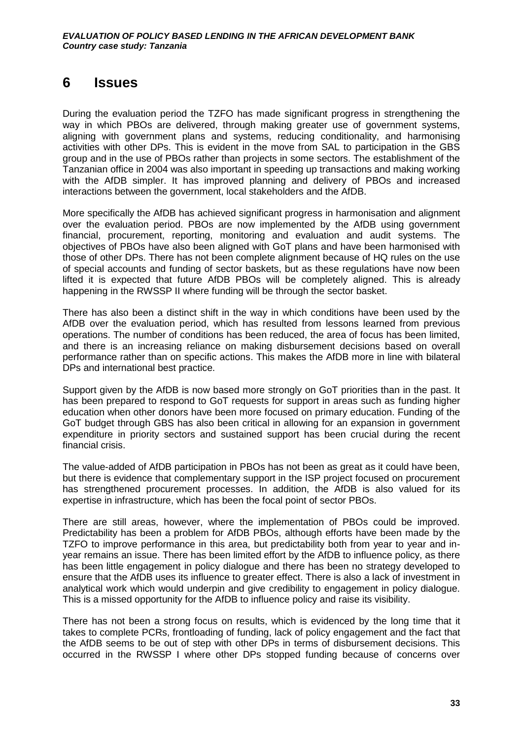# 6 Issues

During the evaluation period the TZFO has made significant progress in strengthening the way in which PBOs are delivered, through making greater use of government systems, aligning with government plans and systems, reducing conditionality, and harmonising activities with other DPs. This is evident in the move from SAL to participation in the GBS group and in the use of PBOs rather than projects in some sectors. The establishment of the Tanzanian office in 2004 was also important in speeding up transactions and making working with the AfDB simpler. It has improved planning and delivery of PBOs and increased interactions between the government, local stakeholders and the AfDB.

More specifically the AfDB has achieved significant progress in harmonisation and alignment over the evaluation period. PBOs are now implemented by the AfDB using government financial, procurement, reporting, monitoring and evaluation and audit systems. The objectives of PBOs have also been aligned with GoT plans and have been harmonised with those of other DPs. There has not been complete alignment because of HQ rules on the use of special accounts and funding of sector baskets, but as these regulations have now been lifted it is expected that future AfDB PBOs will be completely aligned. This is already happening in the RWSSP II where funding will be through the sector basket.

There has also been a distinct shift in the way in which conditions have been used by the AfDB over the evaluation period, which has resulted from lessons learned from previous operations. The number of conditions has been reduced, the area of focus has been limited, and there is an increasing reliance on making disbursement decisions based on overall performance rather than on specific actions. This makes the AfDB more in line with bilateral DPs and international best practice.

Support given by the AfDB is now based more strongly on GoT priorities than in the past. It has been prepared to respond to GoT requests for support in areas such as funding higher education when other donors have been more focused on primary education. Funding of the GoT budget through GBS has also been critical in allowing for an expansion in government expenditure in priority sectors and sustained support has been crucial during the recent financial crisis.

The value-added of AfDB participation in PBOs has not been as great as it could have been, but there is evidence that complementary support in the ISP project focused on procurement has strengthened procurement processes. In addition, the AfDB is also valued for its expertise in infrastructure, which has been the focal point of sector PBOs.

There are still areas, however, where the implementation of PBOs could be improved. Predictability has been a problem for AfDB PBOs, although efforts have been made by the TZFO to improve performance in this area, but predictability both from year to year and in-year remains an issue. There has been limited effort by the AfDB to influence policy, as there has been little engagement in policy dialogue and there has been no strategy developed to ensure that the AfDB uses its influence to greater effect. There is also a lack of investment in analytical work which would underpin and give credibility to engagement in policy dialogue. This is a missed opportunity for the AfDB to influence policy and raise its visibility.

There has not been a strong focus on results, which is evidenced by the long time that it takes to complete PCRs, frontloading of funding, lack of policy engagement and the fact that the AfDB seems to be out of step with other DPs in terms of disbursement decisions. This occurred in the RWSSP I where other DPs stopped funding because of concerns over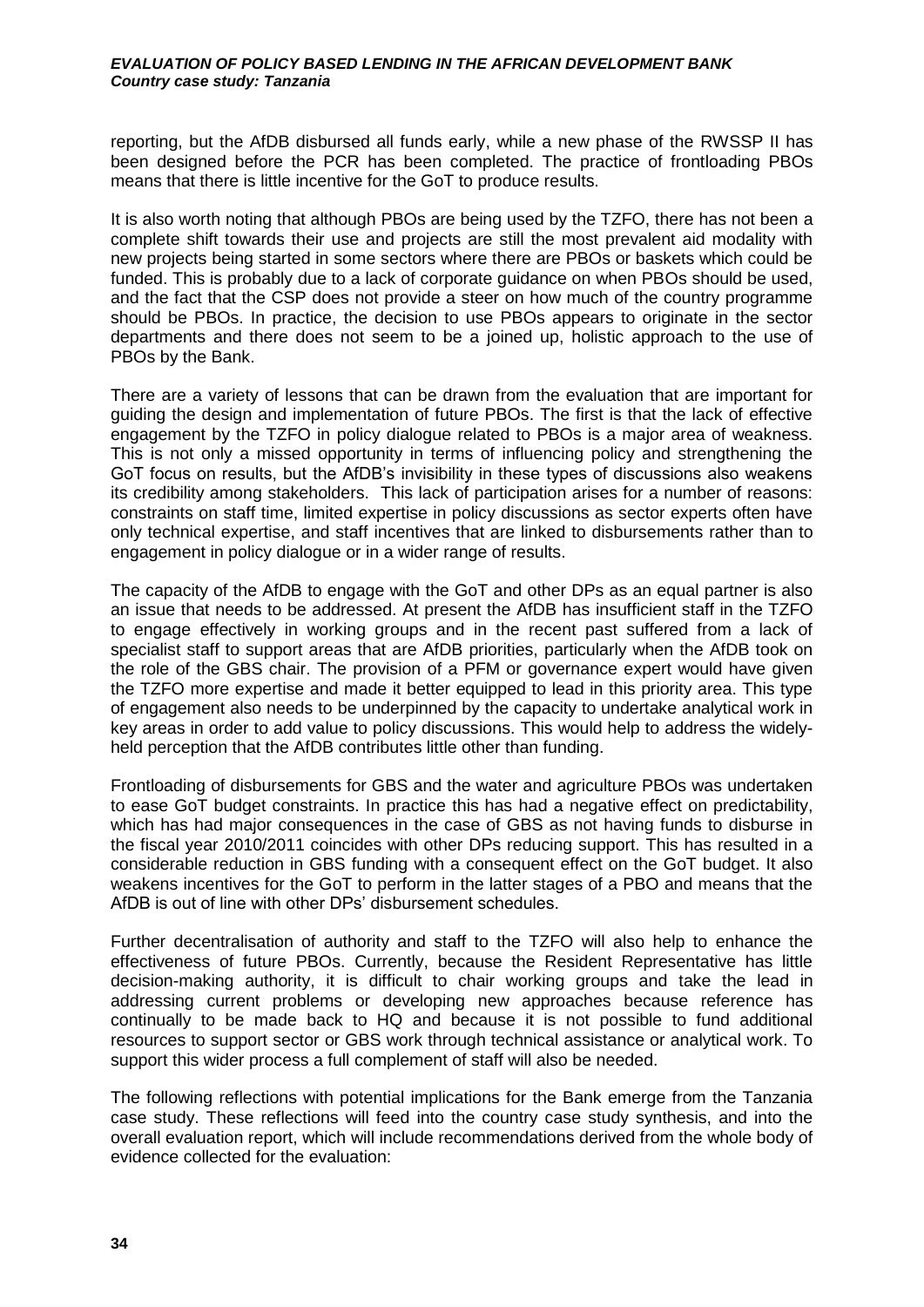reporting, but the AfDB disbursed all funds early, while a new phase of the RWSSP II has been designed before the PCR has been completed. The practice of frontloading PBOs means that there is little incentive for the GoT to produce results.

It is also worth noting that although PBOs are being used by the TZFO, there has not been a complete shift towards their use and projects are still the most prevalent aid modality with new projects being started in some sectors where there are PBOs or baskets which could be funded. This is probably due to a lack of corporate guidance on when PBOs should be used, and the fact that the CSP does not provide a steer on how much of the country programme should be PBOs. In practice, the decision to use PBOs appears to originate in the sector departments and there does not seem to be a joined up, holistic approach to the use of PBOs by the Bank.

There are a variety of lessons that can be drawn from the evaluation that are important for guiding the design and implementation of future PBOs. The first is that the lack of effective engagement by the TZFO in policy dialogue related to PBOs is a major area of weakness. This is not only a missed opportunity in terms of influencing policy and strengthening the GoT focus on results, but the AfDB's invisibility in these types of discussions also weakens its credibility among stakeholders. This lack of participation arises for a number of reasons: constraints on staff time, limited expertise in policy discussions as sector experts often have only technical expertise, and staff incentives that are linked to disbursements rather than to engagement in policy dialogue or in a wider range of results.

The capacity of the AfDB to engage with the GoT and other DPs as an equal partner is also an issue that needs to be addressed. At present the AfDB has insufficient staff in the TZFO to engage effectively in working groups and in the recent past suffered from a lack of specialist staff to support areas that are AfDB priorities, particularly when the AfDB took on the role of the GBS chair. The provision of a PFM or governance expert would have given the TZFO more expertise and made it better equipped to lead in this priority area. This type of engagement also needs to be underpinned by the capacity to undertake analytical work in key areas in order to add value to policy discussions. This would help to address the widely-held perception that the AfDB contributes little other than funding.

Frontloading of disbursements for GBS and the water and agriculture PBOs was undertaken to ease GoT budget constraints. In practice this has had a negative effect on predictability, which has had major consequences in the case of GBS as not having funds to disburse in the fiscal year 2010/2011 coincides with other DPs reducing support. This has resulted in a considerable reduction in GBS funding with a consequent effect on the GoT budget. It also weakens incentives for the GoT to perform in the latter stages of a PBO and means that the AfDB is out of line with other DPs' disbursement schedules.

Further decentralisation of authority and staff to the TZFO will also help to enhance the effectiveness of future PBOs. Currently, because the Resident Representative has little decision-making authority, it is difficult to chair working groups and take the lead in addressing current problems or developing new approaches because reference has continually to be made back to HQ and because it is not possible to fund additional resources to support sector or GBS work through technical assistance or analytical work. To support this wider process a full complement of staff will also be needed.

The following reflections with potential implications for the Bank emerge from the Tanzania case study. These reflections will feed into the country case study synthesis, and into the overall evaluation report, which will include recommendations derived from the whole body of evidence collected for the evaluation: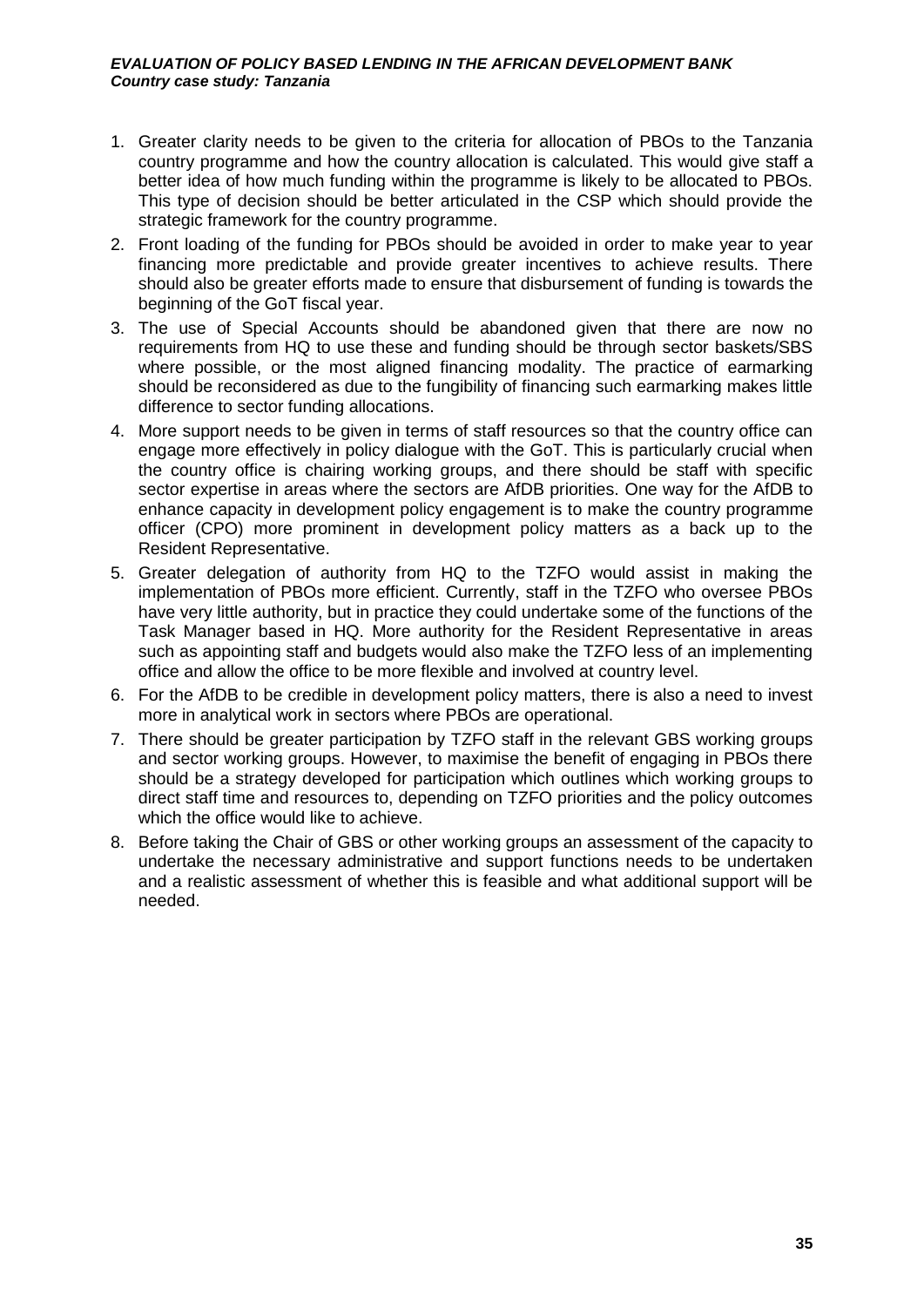1. Greater clarity needs to be given to the criteria for allocation of PBOs to the Tanzania country programme and how the country allocation is calculated. This would give staff a better idea of how much funding within the programme is likely to be allocated to PBOs. This type of decision should be better articulated in the CSP which should provide the strategic framework for the country programme.
2. Front loading of the funding for PBOs should be avoided in order to make year to year financing more predictable and provide greater incentives to achieve results. There should also be greater efforts made to ensure that disbursement of funding is towards the beginning of the GoT fiscal year.
3. The use of Special Accounts should be abandoned given that there are now no requirements from HQ to use these and funding should be through sector baskets/SBS where possible, or the most aligned financing modality. The practice of earmarking should be reconsidered as due to the fungibility of financing such earmarking makes little difference to sector funding allocations.
4. More support needs to be given in terms of staff resources so that the country office can engage more effectively in policy dialogue with the GoT. This is particularly crucial when the country office is chairing working groups, and there should be staff with specific sector expertise in areas where the sectors are AfDB priorities. One way for the AfDB to enhance capacity in development policy engagement is to make the country programme officer (CPO) more prominent in development policy matters as a back up to the Resident Representative.
5. Greater delegation of authority from HQ to the TZFO would assist in making the implementation of PBOs more efficient. Currently, staff in the TZFO who oversee PBOs have very little authority, but in practice they could undertake some of the functions of the Task Manager based in HQ. More authority for the Resident Representative in areas such as appointing staff and budgets would also make the TZFO less of an implementing office and allow the office to be more flexible and involved at country level.
6. For the AfDB to be credible in development policy matters, there is also a need to invest more in analytical work in sectors where PBOs are operational.
7. There should be greater participation by TZFO staff in the relevant GBS working groups and sector working groups. However, to maximise the benefit of engaging in PBOs there should be a strategy developed for participation which outlines which working groups to direct staff time and resources to, depending on TZFO priorities and the policy outcomes which the office would like to achieve.
8. Before taking the Chair of GBS or other working groups an assessment of the capacity to undertake the necessary administrative and support functions needs to be undertaken and a realistic assessment of whether this is feasible and what additional support will be needed.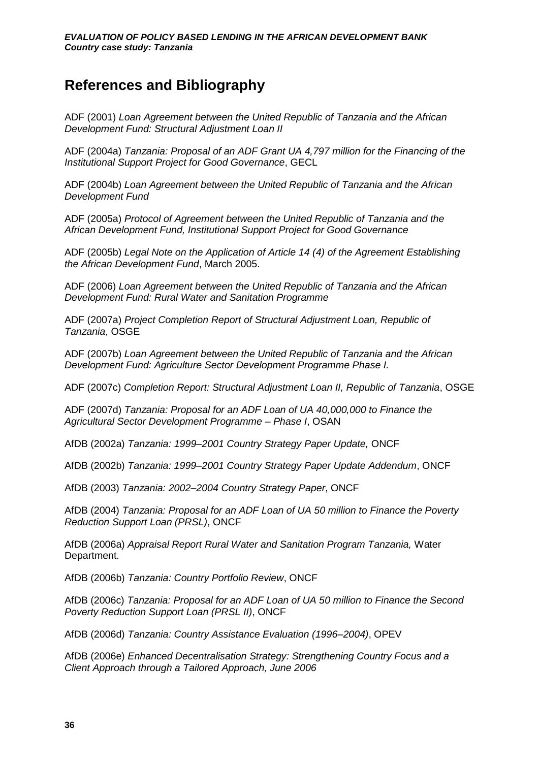# References and Bibliography

ADF (2001) *Loan Agreement between the United Republic of Tanzania and the African Development Fund: Structural Adjustment Loan II*

ADF (2004a) *Tanzania: Proposal of an ADF Grant UA 4,797 million for the Financing of the Institutional Support Project for Good Governance*, GECL

ADF (2004b) *Loan Agreement between the United Republic of Tanzania and the African Development Fund*

ADF (2005a) *Protocol of Agreement between the United Republic of Tanzania and the African Development Fund, Institutional Support Project for Good Governance*

ADF (2005b) *Legal Note on the Application of Article 14 (4) of the Agreement Establishing the African Development Fund*, March 2005.

ADF (2006) *Loan Agreement between the United Republic of Tanzania and the African Development Fund: Rural Water and Sanitation Programme*

ADF (2007a) *Project Completion Report of Structural Adjustment Loan, Republic of Tanzania*, OSGE

ADF (2007b) *Loan Agreement between the United Republic of Tanzania and the African Development Fund: Agriculture Sector Development Programme Phase I.*

ADF (2007c) *Completion Report: Structural Adjustment Loan II, Republic of Tanzania*, OSGE

ADF (2007d) *Tanzania: Proposal for an ADF Loan of UA 40,000,000 to Finance the Agricultural Sector Development Programme – Phase I*, OSAN

AfDB (2002a) *Tanzania: 1999–2001 Country Strategy Paper Update,* ONCF

AfDB (2002b) *Tanzania: 1999–2001 Country Strategy Paper Update Addendum*, ONCF

AfDB (2003) *Tanzania: 2002–2004 Country Strategy Paper*, ONCF

AfDB (2004) *Tanzania: Proposal for an ADF Loan of UA 50 million to Finance the Poverty Reduction Support Loan (PRSL)*, ONCF

AfDB (2006a) *Appraisal Report Rural Water and Sanitation Program Tanzania,* Water Department.

AfDB (2006b) *Tanzania: Country Portfolio Review*, ONCF

AfDB (2006c) *Tanzania: Proposal for an ADF Loan of UA 50 million to Finance the Second Poverty Reduction Support Loan (PRSL II)*, ONCF

AfDB (2006d) *Tanzania: Country Assistance Evaluation (1996–2004)*, OPEV

AfDB (2006e) *Enhanced Decentralisation Strategy: Strengthening Country Focus and a Client Approach through a Tailored Approach, June 2006*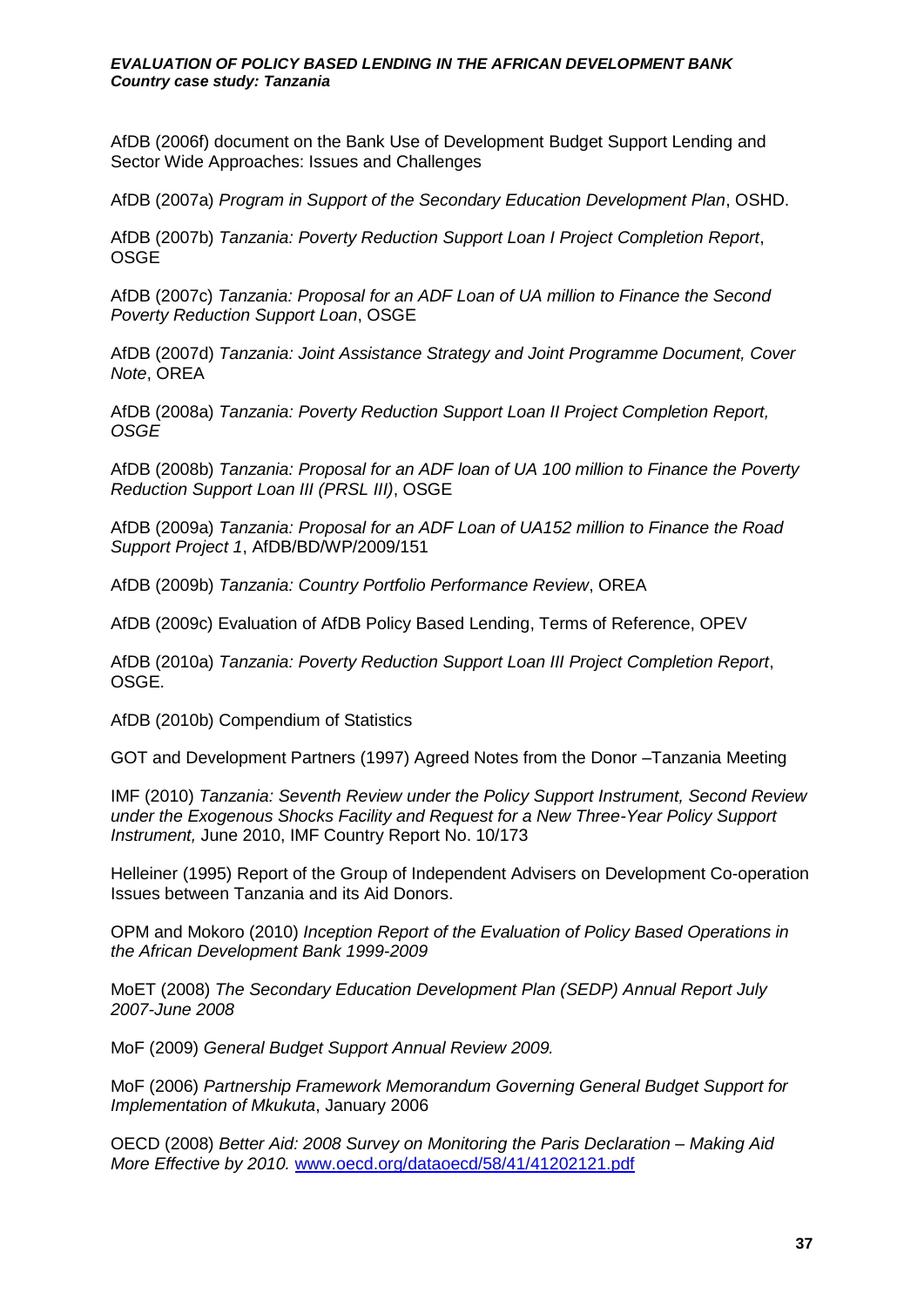AfDB (2006f) document on the Bank Use of Development Budget Support Lending and Sector Wide Approaches: Issues and Challenges

AfDB (2007a) *Program in Support of the Secondary Education Development Plan*, OSHD.

AfDB (2007b) *Tanzania: Poverty Reduction Support Loan I Project Completion Report*, OSGE

AfDB (2007c) *Tanzania: Proposal for an ADF Loan of UA million to Finance the Second Poverty Reduction Support Loan*, OSGE

AfDB (2007d) *Tanzania: Joint Assistance Strategy and Joint Programme Document, Cover Note*, OREA

AfDB (2008a) *Tanzania: Poverty Reduction Support Loan II Project Completion Report, OSGE*

AfDB (2008b) *Tanzania: Proposal for an ADF loan of UA 100 million to Finance the Poverty Reduction Support Loan III (PRSL III)*, OSGE

AfDB (2009a) *Tanzania: Proposal for an ADF Loan of UA152 million to Finance the Road Support Project 1*, AfDB/BD/WP/2009/151

AfDB (2009b) *Tanzania: Country Portfolio Performance Review*, OREA

AfDB (2009c) Evaluation of AfDB Policy Based Lending, Terms of Reference, OPEV

AfDB (2010a) *Tanzania: Poverty Reduction Support Loan III Project Completion Report*, OSGE.

AfDB (2010b) Compendium of Statistics

GOT and Development Partners (1997) Agreed Notes from the Donor –Tanzania Meeting

IMF (2010) *Tanzania: Seventh Review under the Policy Support Instrument, Second Review under the Exogenous Shocks Facility and Request for a New Three-Year Policy Support Instrument,* June 2010, IMF Country Report No. 10/173

Helleiner (1995) Report of the Group of Independent Advisers on Development Co-operation Issues between Tanzania and its Aid Donors.

OPM and Mokoro (2010) *Inception Report of the Evaluation of Policy Based Operations in the African Development Bank 1999-2009*

MoET (2008) *The Secondary Education Development Plan (SEDP) Annual Report July 2007-June 2008*

MoF (2009) *General Budget Support Annual Review 2009.*

MoF (2006) *Partnership Framework Memorandum Governing General Budget Support for Implementation of Mkukuta*, January 2006

OECD (2008) *Better Aid: 2008 Survey on Monitoring the Paris Declaration – Making Aid More Effective by 2010.* www.oecd.org/dataoecd/58/41/41202121.pdf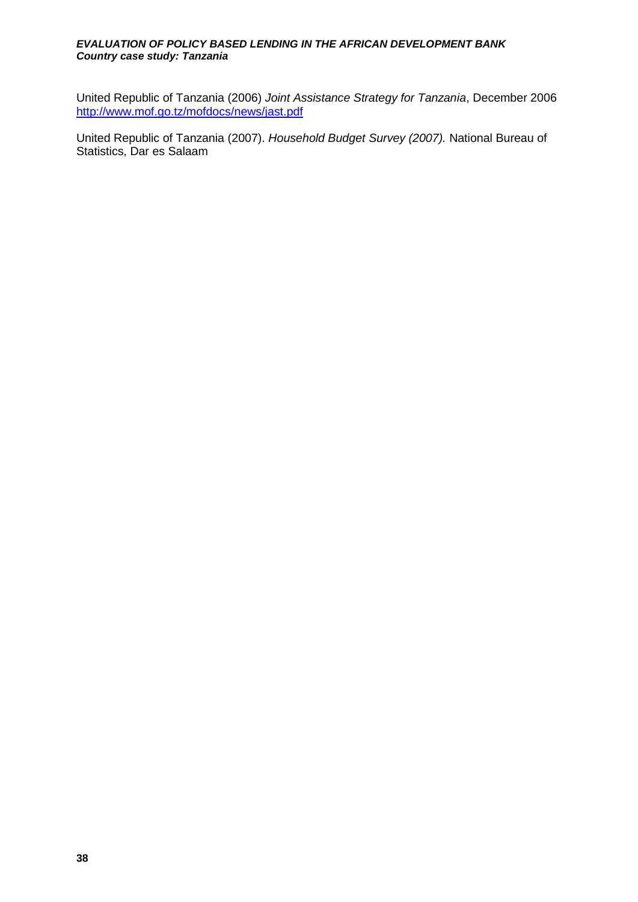United Republic of Tanzania (2006) *Joint Assistance Strategy for Tanzania*, December 2006 [http://www.mof.go.tz/mofdocs/news/jast.pdf](http://www.mof.go.tz/mofdocs/news/jast.pdf)

United Republic of Tanzania (2007). *Household Budget Survey (2007).* National Bureau of Statistics, Dar es Salaam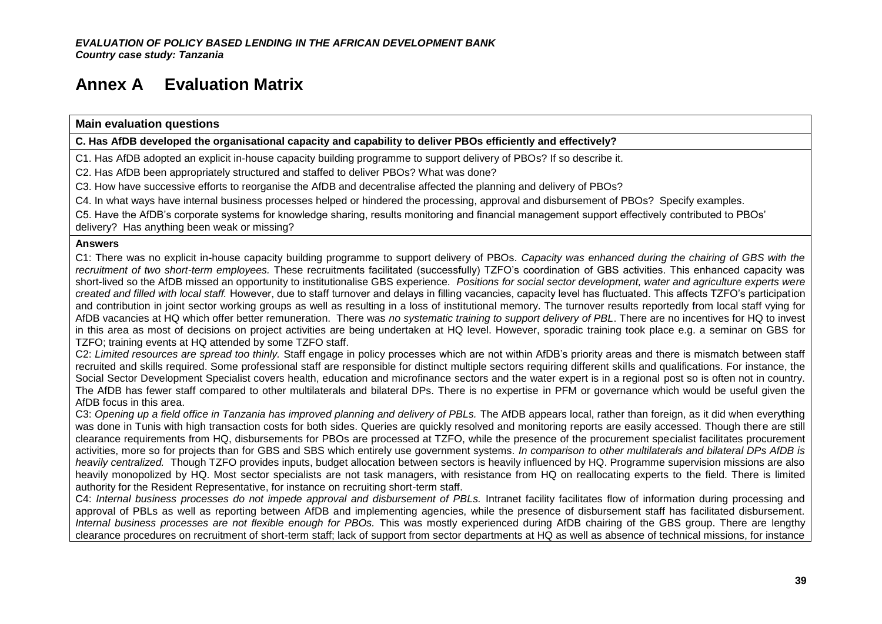# Annex A Evaluation Matrix

**Main evaluation questions**

**C. Has AfDB developed the organisational capacity and capability to deliver PBOs efficiently and effectively?**

C1. Has AfDB adopted an explicit in-house capacity building programme to support delivery of PBOs? If so describe it.

C2. Has AfDB been appropriately structured and staffed to deliver PBOs? What was done?

C3. How have successive efforts to reorganise the AfDB and decentralise affected the planning and delivery of PBOs?

C4. In what ways have internal business processes helped or hindered the processing, approval and disbursement of PBOs? Specify examples.

C5. Have the AfDB's corporate systems for knowledge sharing, results monitoring and financial management support effectively contributed to PBOs' delivery? Has anything been weak or missing?

**Answers**

C1: There was no explicit in-house capacity building programme to support delivery of PBOs. *Capacity was enhanced during the chairing of GBS with the recruitment of two short-term employees.* These recruitments facilitated (successfully) TZFO's coordination of GBS activities. This enhanced capacity was short-lived so the AfDB missed an opportunity to institutionalise GBS experience. *Positions for social sector development, water and agriculture experts were created and filled with local staff.* However, due to staff turnover and delays in filling vacancies, capacity level has fluctuated. This affects TZFO's participation and contribution in joint sector working groups as well as resulting in a loss of institutional memory. The turnover results reportedly from local staff vying for AfDB vacancies at HQ which offer better remuneration. There was *no systematic training to support delivery of PBL*. There are no incentives for HQ to invest in this area as most of decisions on project activities are being undertaken at HQ level. However, sporadic training took place e.g. a seminar on GBS for TZFO; training events at HQ attended by some TZFO staff.

C2: *Limited resources are spread too thinly.* Staff engage in policy processes which are not within AfDB's priority areas and there is mismatch between staff recruited and skills required. Some professional staff are responsible for distinct multiple sectors requiring different skills and qualifications. For instance, the Social Sector Development Specialist covers health, education and microfinance sectors and the water expert is in a regional post so is often not in country. The AfDB has fewer staff compared to other multilaterals and bilateral DPs. There is no expertise in PFM or governance which would be useful given the AfDB focus in this area.

C3: *Opening up a field office in Tanzania has improved planning and delivery of PBLs.* The AfDB appears local, rather than foreign, as it did when everything was done in Tunis with high transaction costs for both sides. Queries are quickly resolved and monitoring reports are easily accessed. Though there are still clearance requirements from HQ, disbursements for PBOs are processed at TZFO, while the presence of the procurement specialist facilitates procurement activities, more so for projects than for GBS and SBS which entirely use government systems. *In comparison to other multilaterals and bilateral DPs AfDB is heavily centralized.* Though TZFO provides inputs, budget allocation between sectors is heavily influenced by HQ. Programme supervision missions are also heavily monopolized by HQ. Most sector specialists are not task managers, with resistance from HQ on reallocating experts to the field. There is limited authority for the Resident Representative, for instance on recruiting short-term staff.

C4: *Internal business processes do not impede approval and disbursement of PBLs.* Intranet facility facilitates flow of information during processing and approval of PBLs as well as reporting between AfDB and implementing agencies, while the presence of disbursement staff has facilitated disbursement. *Internal business processes are not flexible enough for PBOs.* This was mostly experienced during AfDB chairing of the GBS group. There are lengthy clearance procedures on recruitment of short-term staff; lack of support from sector departments at HQ as well as absence of technical missions, for instance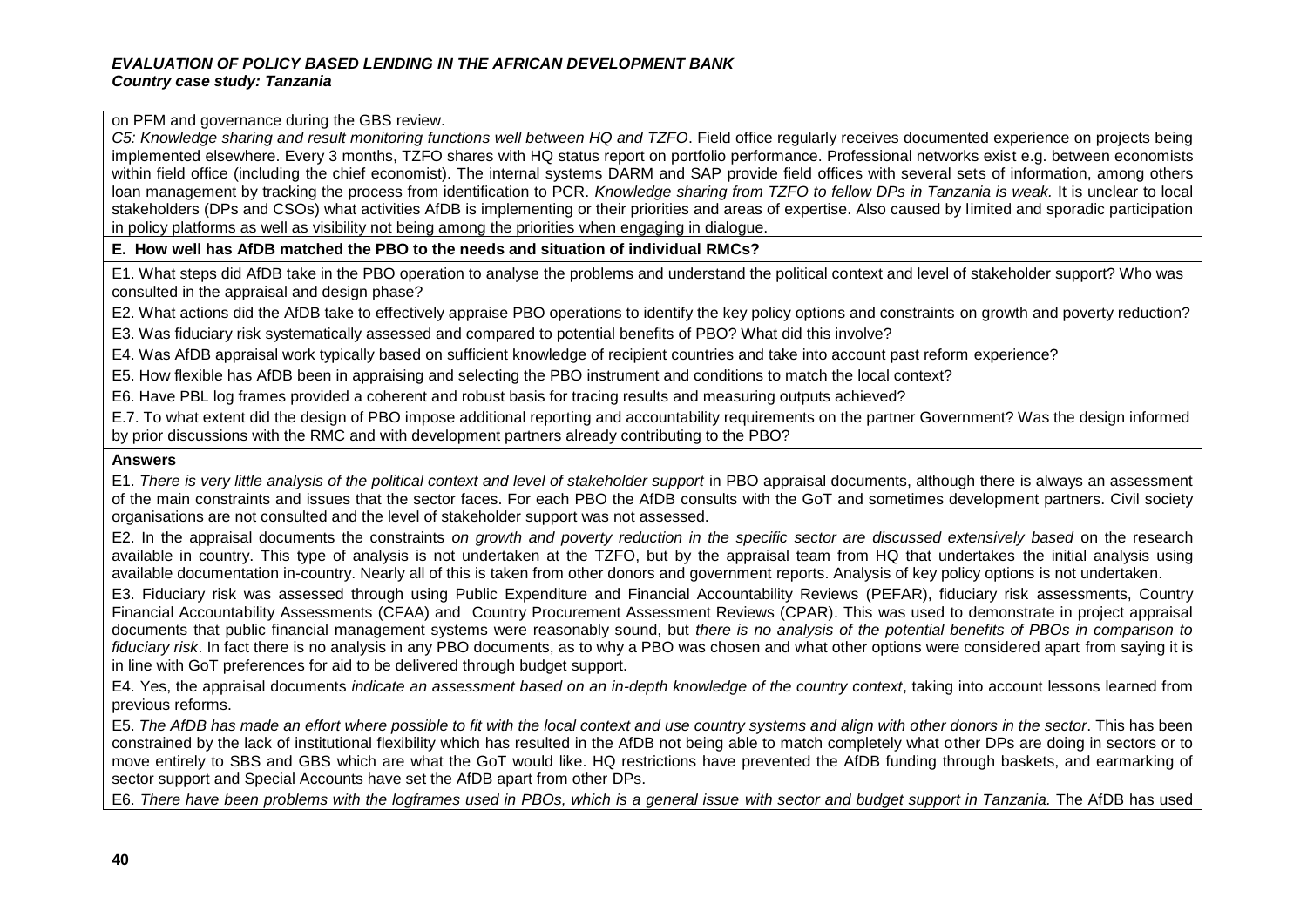on PFM and governance during the GBS review.

*C5: Knowledge sharing and result monitoring functions well between HQ and TZFO*. Field office regularly receives documented experience on projects being implemented elsewhere. Every 3 months, TZFO shares with HQ status report on portfolio performance. Professional networks exist e.g. between economists within field office (including the chief economist). The internal systems DARM and SAP provide field offices with several sets of information, among others loan management by tracking the process from identification to PCR. *Knowledge sharing from TZFO to fellow DPs in Tanzania is weak.* It is unclear to local stakeholders (DPs and CSOs) what activities AfDB is implementing or their priorities and areas of expertise. Also caused by limited and sporadic participation in policy platforms as well as visibility not being among the priorities when engaging in dialogue.

**E. How well has AfDB matched the PBO to the needs and situation of individual RMCs?**

E1. What steps did AfDB take in the PBO operation to analyse the problems and understand the political context and level of stakeholder support? Who was consulted in the appraisal and design phase?

E2. What actions did the AfDB take to effectively appraise PBO operations to identify the key policy options and constraints on growth and poverty reduction?

E3. Was fiduciary risk systematically assessed and compared to potential benefits of PBO? What did this involve?

E4. Was AfDB appraisal work typically based on sufficient knowledge of recipient countries and take into account past reform experience?

E5. How flexible has AfDB been in appraising and selecting the PBO instrument and conditions to match the local context?

E6. Have PBL log frames provided a coherent and robust basis for tracing results and measuring outputs achieved?

E.7. To what extent did the design of PBO impose additional reporting and accountability requirements on the partner Government? Was the design informed by prior discussions with the RMC and with development partners already contributing to the PBO?

**Answers**

E1. *There is very little analysis of the political context and level of stakeholder support* in PBO appraisal documents, although there is always an assessment of the main constraints and issues that the sector faces. For each PBO the AfDB consults with the GoT and sometimes development partners. Civil society organisations are not consulted and the level of stakeholder support was not assessed.

E2. In the appraisal documents the constraints *on growth and poverty reduction in the specific sector are discussed extensively based* on the research available in country. This type of analysis is not undertaken at the TZFO, but by the appraisal team from HQ that undertakes the initial analysis using available documentation in-country. Nearly all of this is taken from other donors and government reports. Analysis of key policy options is not undertaken.

E3. Fiduciary risk was assessed through using Public Expenditure and Financial Accountability Reviews (PEFAR), fiduciary risk assessments, Country Financial Accountability Assessments (CFAA) and Country Procurement Assessment Reviews (CPAR). This was used to demonstrate in project appraisal documents that public financial management systems were reasonably sound, but *there is no analysis of the potential benefits of PBOs in comparison to fiduciary risk*. In fact there is no analysis in any PBO documents, as to why a PBO was chosen and what other options were considered apart from saying it is in line with GoT preferences for aid to be delivered through budget support.

E4. Yes, the appraisal documents *indicate an assessment based on an in-depth knowledge of the country context*, taking into account lessons learned from previous reforms.

E5. *The AfDB has made an effort where possible to fit with the local context and use country systems and align with other donors in the sector*. This has been constrained by the lack of institutional flexibility which has resulted in the AfDB not being able to match completely what other DPs are doing in sectors or to move entirely to SBS and GBS which are what the GoT would like. HQ restrictions have prevented the AfDB funding through baskets, and earmarking of sector support and Special Accounts have set the AfDB apart from other DPs.

E6. *There have been problems with the logframes used in PBOs, which is a general issue with sector and budget support in Tanzania.* The AfDB has used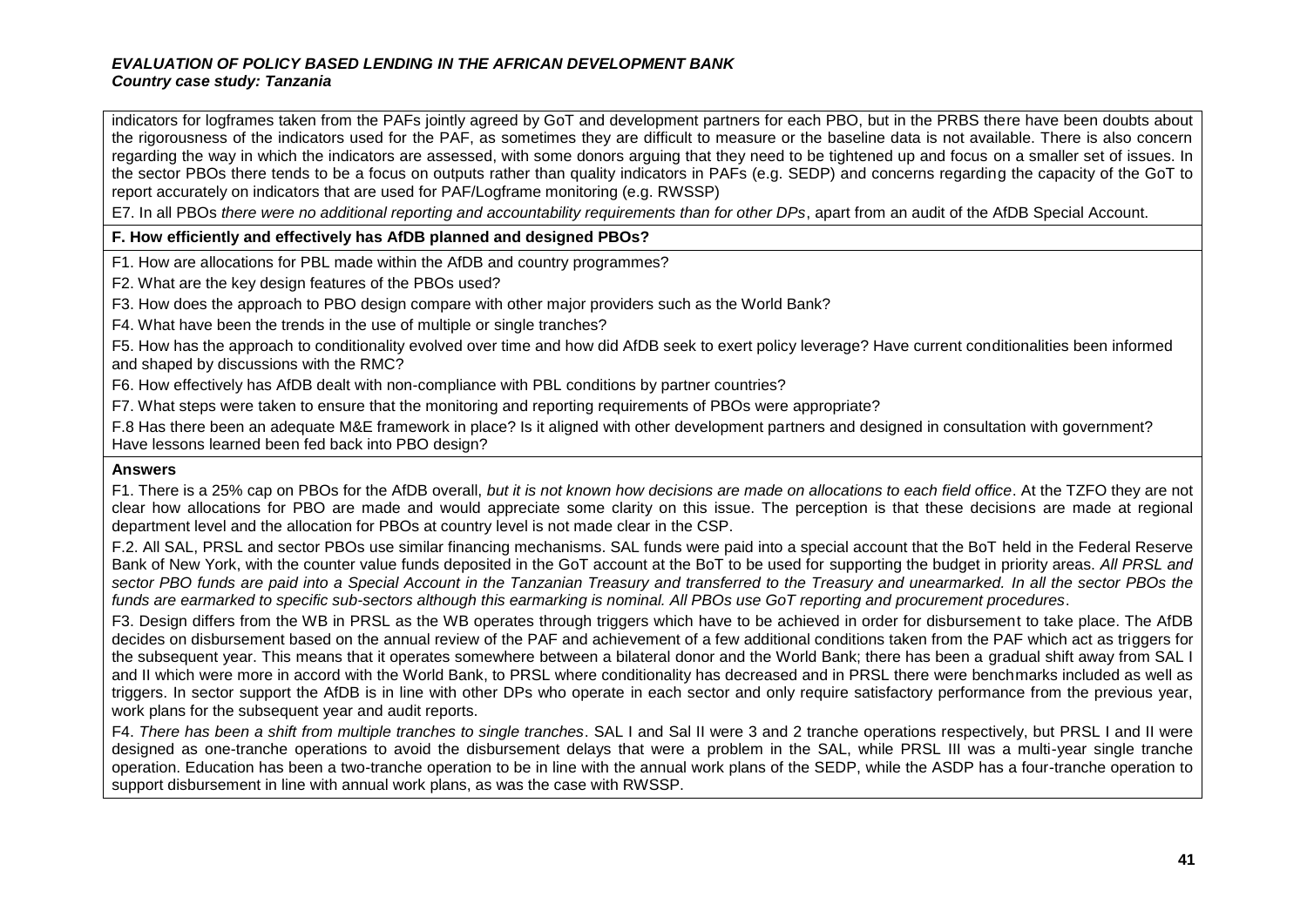indicators for logframes taken from the PAFs jointly agreed by GoT and development partners for each PBO, but in the PRBS there have been doubts about the rigorousness of the indicators used for the PAF, as sometimes they are difficult to measure or the baseline data is not available. There is also concern regarding the way in which the indicators are assessed, with some donors arguing that they need to be tightened up and focus on a smaller set of issues. In the sector PBOs there tends to be a focus on outputs rather than quality indicators in PAFs (e.g. SEDP) and concerns regarding the capacity of the GoT to report accurately on indicators that are used for PAF/Logframe monitoring (e.g. RWSSP)

E7. In all PBOs *there were no additional reporting and accountability requirements than for other DPs*, apart from an audit of the AfDB Special Account.

**F. How efficiently and effectively has AfDB planned and designed PBOs?**

F1. How are allocations for PBL made within the AfDB and country programmes?

F2. What are the key design features of the PBOs used?

F3. How does the approach to PBO design compare with other major providers such as the World Bank?

F4. What have been the trends in the use of multiple or single tranches?

F5. How has the approach to conditionality evolved over time and how did AfDB seek to exert policy leverage? Have current conditionalities been informed and shaped by discussions with the RMC?

F6. How effectively has AfDB dealt with non-compliance with PBL conditions by partner countries?

F7. What steps were taken to ensure that the monitoring and reporting requirements of PBOs were appropriate?

F.8 Has there been an adequate M&E framework in place? Is it aligned with other development partners and designed in consultation with government? Have lessons learned been fed back into PBO design?

**Answers**

F1. There is a 25% cap on PBOs for the AfDB overall, *but it is not known how decisions are made on allocations to each field office*. At the TZFO they are not clear how allocations for PBO are made and would appreciate some clarity on this issue. The perception is that these decisions are made at regional department level and the allocation for PBOs at country level is not made clear in the CSP.

F.2. All SAL, PRSL and sector PBOs use similar financing mechanisms. SAL funds were paid into a special account that the BoT held in the Federal Reserve Bank of New York, with the counter value funds deposited in the GoT account at the BoT to be used for supporting the budget in priority areas. *All PRSL and sector PBO funds are paid into a Special Account in the Tanzanian Treasury and transferred to the Treasury and unearmarked. In all the sector PBOs the funds are earmarked to specific sub-sectors although this earmarking is nominal. All PBOs use GoT reporting and procurement procedures*.

F3. Design differs from the WB in PRSL as the WB operates through triggers which have to be achieved in order for disbursement to take place. The AfDB decides on disbursement based on the annual review of the PAF and achievement of a few additional conditions taken from the PAF which act as triggers for the subsequent year. This means that it operates somewhere between a bilateral donor and the World Bank; there has been a gradual shift away from SAL I and II which were more in accord with the World Bank, to PRSL where conditionality has decreased and in PRSL there were benchmarks included as well as triggers. In sector support the AfDB is in line with other DPs who operate in each sector and only require satisfactory performance from the previous year, work plans for the subsequent year and audit reports.

F4. *There has been a shift from multiple tranches to single tranches*. SAL I and Sal II were 3 and 2 tranche operations respectively, but PRSL I and II were designed as one-tranche operations to avoid the disbursement delays that were a problem in the SAL, while PRSL III was a multi-year single tranche operation. Education has been a two-tranche operation to be in line with the annual work plans of the SEDP, while the ASDP has a four-tranche operation to support disbursement in line with annual work plans, as was the case with RWSSP.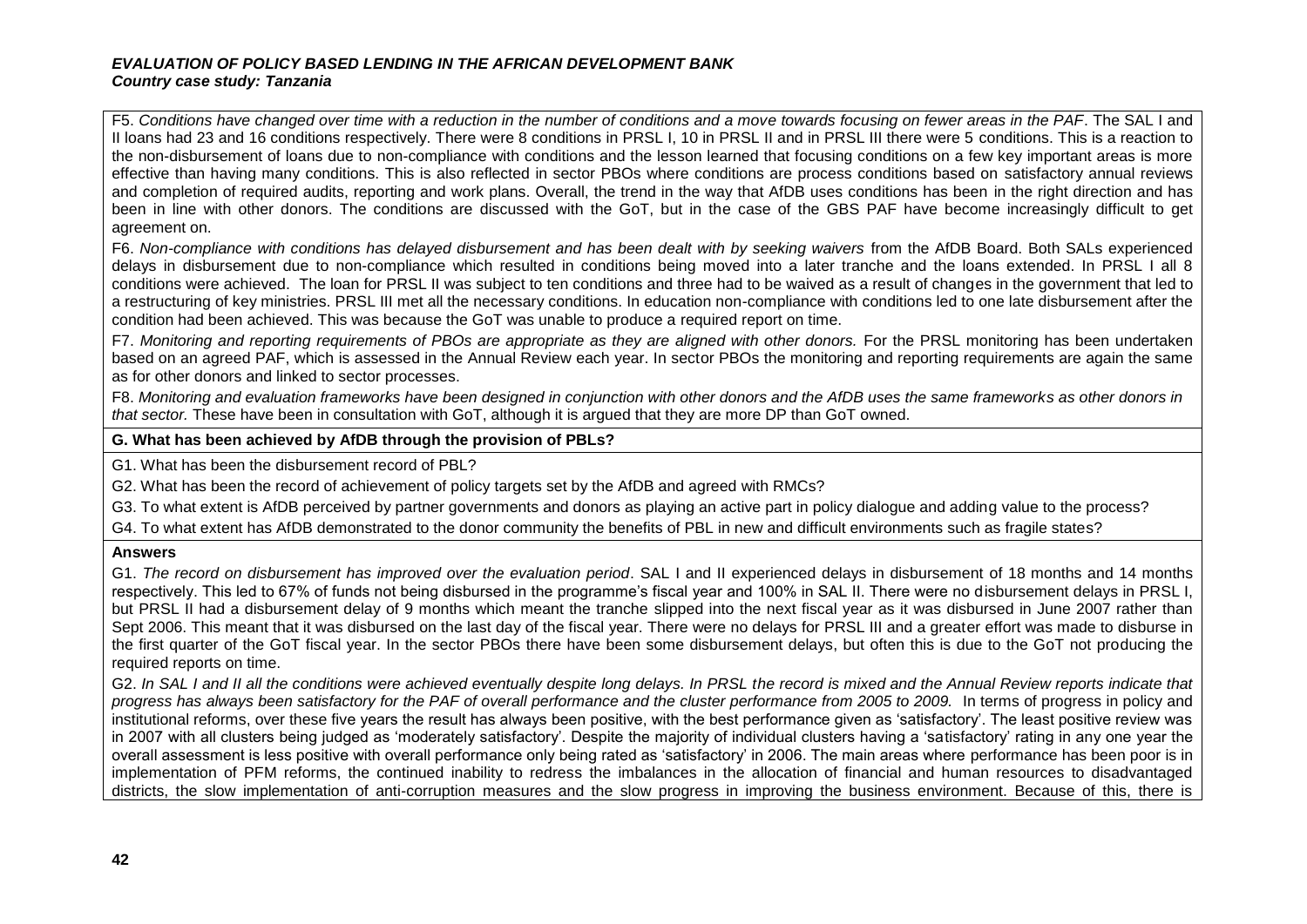F5. *Conditions have changed over time with a reduction in the number of conditions and a move towards focusing on fewer areas in the PAF*. The SAL I and II loans had 23 and 16 conditions respectively. There were 8 conditions in PRSL I, 10 in PRSL II and in PRSL III there were 5 conditions. This is a reaction to the non-disbursement of loans due to non-compliance with conditions and the lesson learned that focusing conditions on a few key important areas is more effective than having many conditions. This is also reflected in sector PBOs where conditions are process conditions based on satisfactory annual reviews and completion of required audits, reporting and work plans. Overall, the trend in the way that AfDB uses conditions has been in the right direction and has been in line with other donors. The conditions are discussed with the GoT, but in the case of the GBS PAF have become increasingly difficult to get agreement on.

F6. *Non-compliance with conditions has delayed disbursement and has been dealt with by seeking waivers* from the AfDB Board. Both SALs experienced delays in disbursement due to non-compliance which resulted in conditions being moved into a later tranche and the loans extended. In PRSL I all 8 conditions were achieved. The loan for PRSL II was subject to ten conditions and three had to be waived as a result of changes in the government that led to a restructuring of key ministries. PRSL III met all the necessary conditions. In education non-compliance with conditions led to one late disbursement after the condition had been achieved. This was because the GoT was unable to produce a required report on time.

F7. *Monitoring and reporting requirements of PBOs are appropriate as they are aligned with other donors.* For the PRSL monitoring has been undertaken based on an agreed PAF, which is assessed in the Annual Review each year. In sector PBOs the monitoring and reporting requirements are again the same as for other donors and linked to sector processes.

F8. *Monitoring and evaluation frameworks have been designed in conjunction with other donors and the AfDB uses the same frameworks as other donors in that sector.* These have been in consultation with GoT, although it is argued that they are more DP than GoT owned.

**G. What has been achieved by AfDB through the provision of PBLs?**

G1. What has been the disbursement record of PBL?

G2. What has been the record of achievement of policy targets set by the AfDB and agreed with RMCs?

G3. To what extent is AfDB perceived by partner governments and donors as playing an active part in policy dialogue and adding value to the process?

G4. To what extent has AfDB demonstrated to the donor community the benefits of PBL in new and difficult environments such as fragile states?

**Answers**

G1. *The record on disbursement has improved over the evaluation period*. SAL I and II experienced delays in disbursement of 18 months and 14 months respectively. This led to 67% of funds not being disbursed in the programme's fiscal year and 100% in SAL II. There were no disbursement delays in PRSL I, but PRSL II had a disbursement delay of 9 months which meant the tranche slipped into the next fiscal year as it was disbursed in June 2007 rather than Sept 2006. This meant that it was disbursed on the last day of the fiscal year. There were no delays for PRSL III and a greater effort was made to disburse in the first quarter of the GoT fiscal year. In the sector PBOs there have been some disbursement delays, but often this is due to the GoT not producing the required reports on time.

G2. *In SAL I and II all the conditions were achieved eventually despite long delays. In PRSL the record is mixed and the Annual Review reports indicate that progress has always been satisfactory for the PAF of overall performance and the cluster performance from 2005 to 2009.* In terms of progress in policy and institutional reforms, over these five years the result has always been positive, with the best performance given as 'satisfactory'. The least positive review was in 2007 with all clusters being judged as 'moderately satisfactory'. Despite the majority of individual clusters having a 'satisfactory' rating in any one year the overall assessment is less positive with overall performance only being rated as 'satisfactory' in 2006. The main areas where performance has been poor is in implementation of PFM reforms, the continued inability to redress the imbalances in the allocation of financial and human resources to disadvantaged districts, the slow implementation of anti-corruption measures and the slow progress in improving the business environment. Because of this, there is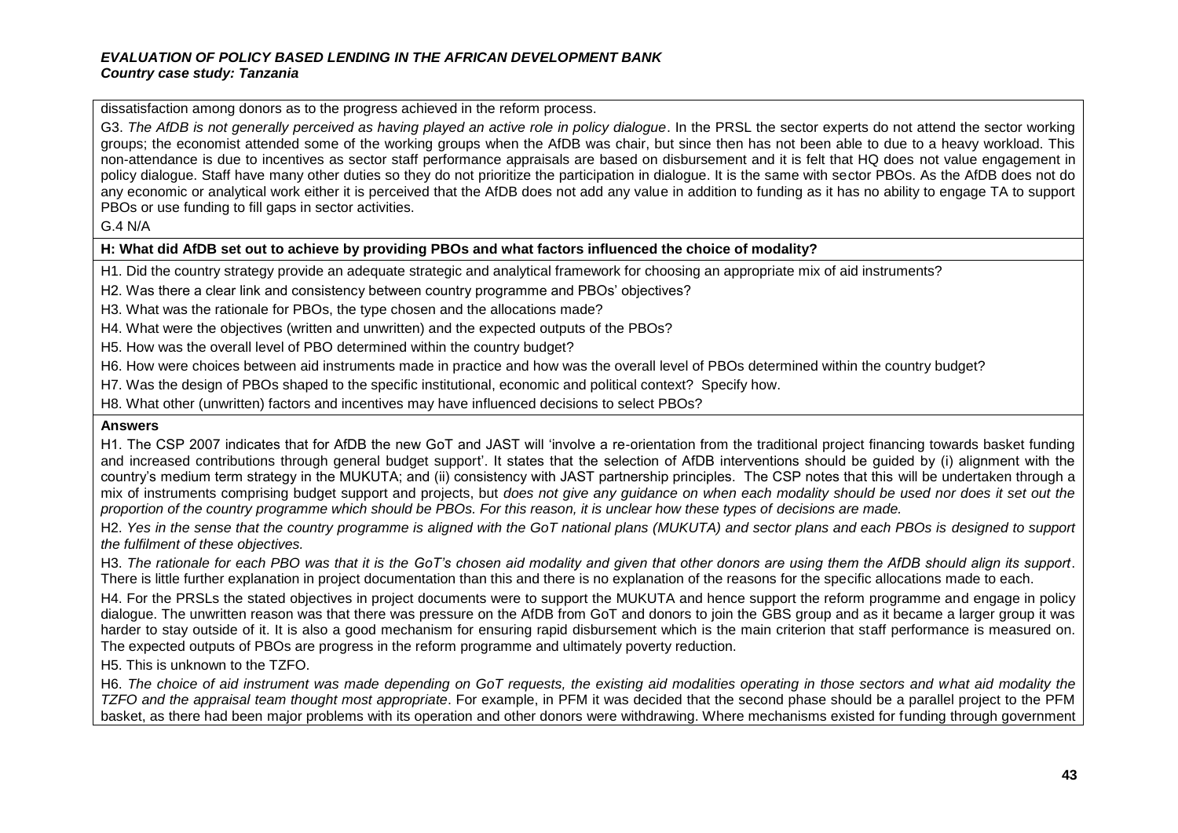dissatisfaction among donors as to the progress achieved in the reform process.

G3. *The AfDB is not generally perceived as having played an active role in policy dialogue*. In the PRSL the sector experts do not attend the sector working groups; the economist attended some of the working groups when the AfDB was chair, but since then has not been able to due to a heavy workload. This non-attendance is due to incentives as sector staff performance appraisals are based on disbursement and it is felt that HQ does not value engagement in policy dialogue. Staff have many other duties so they do not prioritize the participation in dialogue. It is the same with sector PBOs. As the AfDB does not do any economic or analytical work either it is perceived that the AfDB does not add any value in addition to funding as it has no ability to engage TA to support PBOs or use funding to fill gaps in sector activities.

G.4 N/A

**H: What did AfDB set out to achieve by providing PBOs and what factors influenced the choice of modality?**

H1. Did the country strategy provide an adequate strategic and analytical framework for choosing an appropriate mix of aid instruments?

H2. Was there a clear link and consistency between country programme and PBOs' objectives?

H3. What was the rationale for PBOs, the type chosen and the allocations made?

H4. What were the objectives (written and unwritten) and the expected outputs of the PBOs?

H5. How was the overall level of PBO determined within the country budget?

H6. How were choices between aid instruments made in practice and how was the overall level of PBOs determined within the country budget?

H7. Was the design of PBOs shaped to the specific institutional, economic and political context? Specify how.

H8. What other (unwritten) factors and incentives may have influenced decisions to select PBOs?

**Answers**

H1. The CSP 2007 indicates that for AfDB the new GoT and JAST will 'involve a re-orientation from the traditional project financing towards basket funding and increased contributions through general budget support'. It states that the selection of AfDB interventions should be guided by (i) alignment with the country's medium term strategy in the MUKUTA; and (ii) consistency with JAST partnership principles. The CSP notes that this will be undertaken through a mix of instruments comprising budget support and projects, but *does not give any guidance on when each modality should be used nor does it set out the proportion of the country programme which should be PBOs. For this reason, it is unclear how these types of decisions are made.*

H2. *Yes in the sense that the country programme is aligned with the GoT national plans (MUKUTA) and sector plans and each PBOs is designed to support the fulfilment of these objectives.*

H3. *The rationale for each PBO was that it is the GoT's chosen aid modality and given that other donors are using them the AfDB should align its support*. There is little further explanation in project documentation than this and there is no explanation of the reasons for the specific allocations made to each.

H4. For the PRSLs the stated objectives in project documents were to support the MUKUTA and hence support the reform programme and engage in policy dialogue. The unwritten reason was that there was pressure on the AfDB from GoT and donors to join the GBS group and as it became a larger group it was harder to stay outside of it. It is also a good mechanism for ensuring rapid disbursement which is the main criterion that staff performance is measured on. The expected outputs of PBOs are progress in the reform programme and ultimately poverty reduction.

H5. This is unknown to the TZFO.

H6. *The choice of aid instrument was made depending on GoT requests, the existing aid modalities operating in those sectors and what aid modality the TZFO and the appraisal team thought most appropriate*. For example, in PFM it was decided that the second phase should be a parallel project to the PFM basket, as there had been major problems with its operation and other donors were withdrawing. Where mechanisms existed for funding through government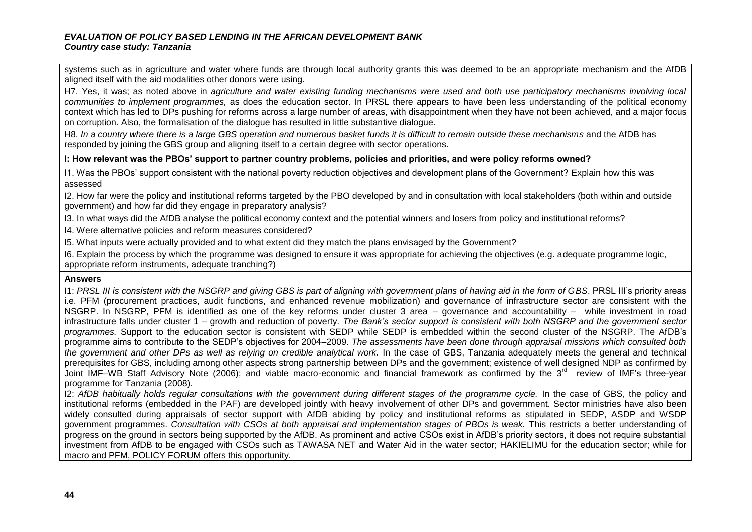systems such as in agriculture and water where funds are through local authority grants this was deemed to be an appropriate mechanism and the AfDB aligned itself with the aid modalities other donors were using.

H7. Yes, it was; as noted above in *agriculture and water existing funding mechanisms were used and both use participatory mechanisms involving local communities to implement programmes,* as does the education sector. In PRSL there appears to have been less understanding of the political economy context which has led to DPs pushing for reforms across a large number of areas, with disappointment when they have not been achieved, and a major focus on corruption. Also, the formalisation of the dialogue has resulted in little substantive dialogue.

H8. *In a country where there is a large GBS operation and numerous basket funds it is difficult to remain outside these mechanisms* and the AfDB has responded by joining the GBS group and aligning itself to a certain degree with sector operations.

**I: How relevant was the PBOs' support to partner country problems, policies and priorities, and were policy reforms owned?**

I1. Was the PBOs' support consistent with the national poverty reduction objectives and development plans of the Government? Explain how this was assessed

I2. How far were the policy and institutional reforms targeted by the PBO developed by and in consultation with local stakeholders (both within and outside government) and how far did they engage in preparatory analysis?

I3. In what ways did the AfDB analyse the political economy context and the potential winners and losers from policy and institutional reforms?

I4. Were alternative policies and reform measures considered?

I5. What inputs were actually provided and to what extent did they match the plans envisaged by the Government?

I6. Explain the process by which the programme was designed to ensure it was appropriate for achieving the objectives (e.g. adequate programme logic, appropriate reform instruments, adequate tranching?)

**Answers**

I1: *PRSL III is consistent with the NSGRP and giving GBS is part of aligning with government plans of having aid in the form of GBS*. PRSL III's priority areas i.e. PFM (procurement practices, audit functions, and enhanced revenue mobilization) and governance of infrastructure sector are consistent with the NSGRP. In NSGRP, PFM is identified as one of the key reforms under cluster 3 area – governance and accountability – while investment in road infrastructure falls under cluster 1 – growth and reduction of poverty. *The Bank's sector support is consistent with both NSGRP and the government sector programmes.* Support to the education sector is consistent with SEDP while SEDP is embedded within the second cluster of the NSGRP. The AfDB's programme aims to contribute to the SEDP's objectives for 2004–2009. *The assessments have been done through appraisal missions which consulted both the government and other DPs as well as relying on credible analytical work.* In the case of GBS, Tanzania adequately meets the general and technical prerequisites for GBS, including among other aspects strong partnership between DPs and the government; existence of well designed NDP as confirmed by Joint IMF–WB Staff Advisory Note (2006); and viable macro-economic and financial framework as confirmed by the 3rd review of IMF's three-year programme for Tanzania (2008).

I2: *AfDB habitually holds regular consultations with the government during different stages of the programme cycle.* In the case of GBS, the policy and institutional reforms (embedded in the PAF) are developed jointly with heavy involvement of other DPs and government. Sector ministries have also been widely consulted during appraisals of sector support with AfDB abiding by policy and institutional reforms as stipulated in SEDP, ASDP and WSDP government programmes. *Consultation with CSOs at both appraisal and implementation stages of PBOs is weak.* This restricts a better understanding of progress on the ground in sectors being supported by the AfDB. As prominent and active CSOs exist in AfDB's priority sectors, it does not require substantial investment from AfDB to be engaged with CSOs such as TAWASA NET and Water Aid in the water sector; HAKIELIMU for the education sector; while for macro and PFM, POLICY FORUM offers this opportunity.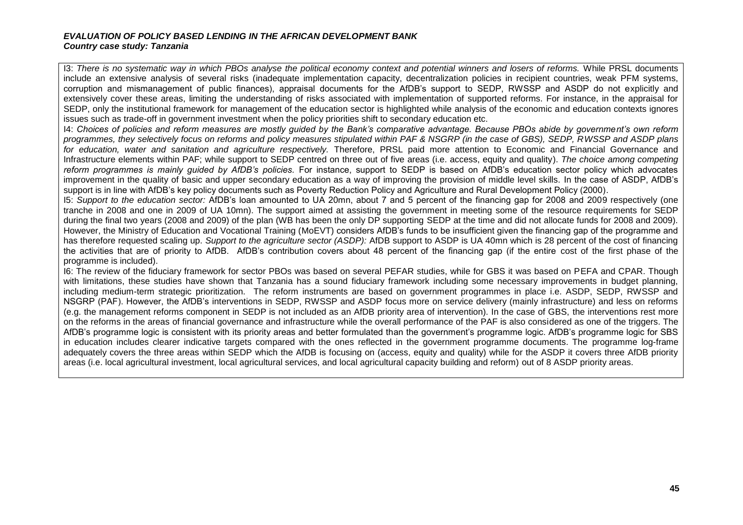I3: *There is no systematic way in which PBOs analyse the political economy context and potential winners and losers of reforms.* While PRSL documents include an extensive analysis of several risks (inadequate implementation capacity, decentralization policies in recipient countries, weak PFM systems, corruption and mismanagement of public finances), appraisal documents for the AfDB's support to SEDP, RWSSP and ASDP do not explicitly and extensively cover these areas, limiting the understanding of risks associated with implementation of supported reforms. For instance, in the appraisal for SEDP, only the institutional framework for management of the education sector is highlighted while analysis of the economic and education contexts ignores issues such as trade-off in government investment when the policy priorities shift to secondary education etc.

I4: *Choices of policies and reform measures are mostly guided by the Bank's comparative advantage. Because PBOs abide by government's own reform programmes, they selectively focus on reforms and policy measures stipulated within PAF & NSGRP (in the case of GBS), SEDP, RWSSP and ASDP plans for education, water and sanitation and agriculture respectively.* Therefore, PRSL paid more attention to Economic and Financial Governance and Infrastructure elements within PAF; while support to SEDP centred on three out of five areas (i.e. access, equity and quality). *The choice among competing reform programmes is mainly guided by AfDB's policies.* For instance, support to SEDP is based on AfDB's education sector policy which advocates improvement in the quality of basic and upper secondary education as a way of improving the provision of middle level skills. In the case of ASDP, AfDB's support is in line with AfDB's key policy documents such as Poverty Reduction Policy and Agriculture and Rural Development Policy (2000).

I5: *Support to the education sector:* AfDB's loan amounted to UA 20mn, about 7 and 5 percent of the financing gap for 2008 and 2009 respectively (one tranche in 2008 and one in 2009 of UA 10mn). The support aimed at assisting the government in meeting some of the resource requirements for SEDP during the final two years (2008 and 2009) of the plan (WB has been the only DP supporting SEDP at the time and did not allocate funds for 2008 and 2009). However, the Ministry of Education and Vocational Training (MoEVT) considers AfDB's funds to be insufficient given the financing gap of the programme and has therefore requested scaling up. *Support to the agriculture sector (ASDP):* AfDB support to ASDP is UA 40mn which is 28 percent of the cost of financing the activities that are of priority to AfDB. AfDB's contribution covers about 48 percent of the financing gap (if the entire cost of the first phase of the programme is included).

I6: The review of the fiduciary framework for sector PBOs was based on several PEFAR studies, while for GBS it was based on PEFA and CPAR. Though with limitations, these studies have shown that Tanzania has a sound fiduciary framework including some necessary improvements in budget planning, including medium-term strategic prioritization. The reform instruments are based on government programmes in place i.e. ASDP, SEDP, RWSSP and NSGRP (PAF). However, the AfDB's interventions in SEDP, RWSSP and ASDP focus more on service delivery (mainly infrastructure) and less on reforms (e.g. the management reforms component in SEDP is not included as an AfDB priority area of intervention). In the case of GBS, the interventions rest more on the reforms in the areas of financial governance and infrastructure while the overall performance of the PAF is also considered as one of the triggers. The AfDB's programme logic is consistent with its priority areas and better formulated than the government's programme logic. AfDB's programme logic for SBS in education includes clearer indicative targets compared with the ones reflected in the government programme documents. The programme log-frame adequately covers the three areas within SEDP which the AfDB is focusing on (access, equity and quality) while for the ASDP it covers three AfDB priority areas (i.e. local agricultural investment, local agricultural services, and local agricultural capacity building and reform) out of 8 ASDP priority areas.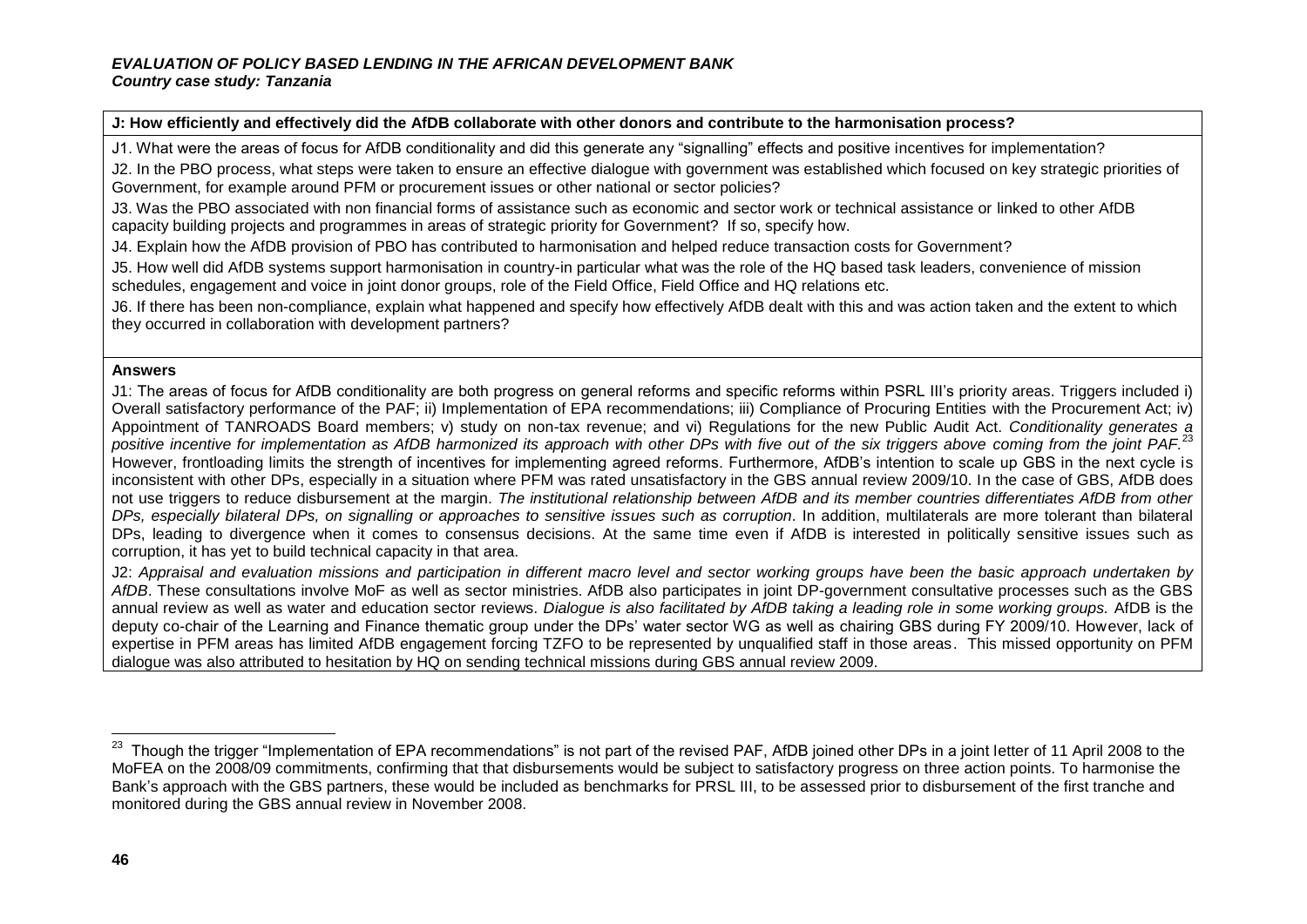**J: How efficiently and effectively did the AfDB collaborate with other donors and contribute to the harmonisation process?**

J1. What were the areas of focus for AfDB conditionality and did this generate any "signalling" effects and positive incentives for implementation?

J2. In the PBO process, what steps were taken to ensure an effective dialogue with government was established which focused on key strategic priorities of Government, for example around PFM or procurement issues or other national or sector policies?

J3. Was the PBO associated with non financial forms of assistance such as economic and sector work or technical assistance or linked to other AfDB capacity building projects and programmes in areas of strategic priority for Government? If so, specify how.

J4. Explain how the AfDB provision of PBO has contributed to harmonisation and helped reduce transaction costs for Government?

J5. How well did AfDB systems support harmonisation in country-in particular what was the role of the HQ based task leaders, convenience of mission schedules, engagement and voice in joint donor groups, role of the Field Office, Field Office and HQ relations etc.

J6. If there has been non-compliance, explain what happened and specify how effectively AfDB dealt with this and was action taken and the extent to which they occurred in collaboration with development partners?

**Answers**

J1: The areas of focus for AfDB conditionality are both progress on general reforms and specific reforms within PSRL III's priority areas. Triggers included i) Overall satisfactory performance of the PAF; ii) Implementation of EPA recommendations; iii) Compliance of Procuring Entities with the Procurement Act; iv) Appointment of TANROADS Board members; v) study on non-tax revenue; and vi) Regulations for the new Public Audit Act. *Conditionality generates a positive incentive for implementation as AfDB harmonized its approach with other DPs with five out of the six triggers above coming from the joint PAF.*[23] However, frontloading limits the strength of incentives for implementing agreed reforms. Furthermore, AfDB's intention to scale up GBS in the next cycle is inconsistent with other DPs, especially in a situation where PFM was rated unsatisfactory in the GBS annual review 2009/10. In the case of GBS, AfDB does not use triggers to reduce disbursement at the margin. *The institutional relationship between AfDB and its member countries differentiates AfDB from other DPs, especially bilateral DPs, on signalling or approaches to sensitive issues such as corruption*. In addition, multilaterals are more tolerant than bilateral DPs, leading to divergence when it comes to consensus decisions. At the same time even if AfDB is interested in politically sensitive issues such as corruption, it has yet to build technical capacity in that area.

J2: *Appraisal and evaluation missions and participation in different macro level and sector working groups have been the basic approach undertaken by AfDB*. These consultations involve MoF as well as sector ministries. AfDB also participates in joint DP-government consultative processes such as the GBS annual review as well as water and education sector reviews. *Dialogue is also facilitated by AfDB taking a leading role in some working groups.* AfDB is the deputy co-chair of the Learning and Finance thematic group under the DPs' water sector WG as well as chairing GBS during FY 2009/10. However, lack of expertise in PFM areas has limited AfDB engagement forcing TZFO to be represented by unqualified staff in those areas. This missed opportunity on PFM dialogue was also attributed to hesitation by HQ on sending technical missions during GBS annual review 2009.

---

[23] Though the trigger "Implementation of EPA recommendations" is not part of the revised PAF, AfDB joined other DPs in a joint letter of 11 April 2008 to the MoFEA on the 2008/09 commitments, confirming that that disbursements would be subject to satisfactory progress on three action points. To harmonise the Bank's approach with the GBS partners, these would be included as benchmarks for PRSL III, to be assessed prior to disbursement of the first tranche and monitored during the GBS annual review in November 2008.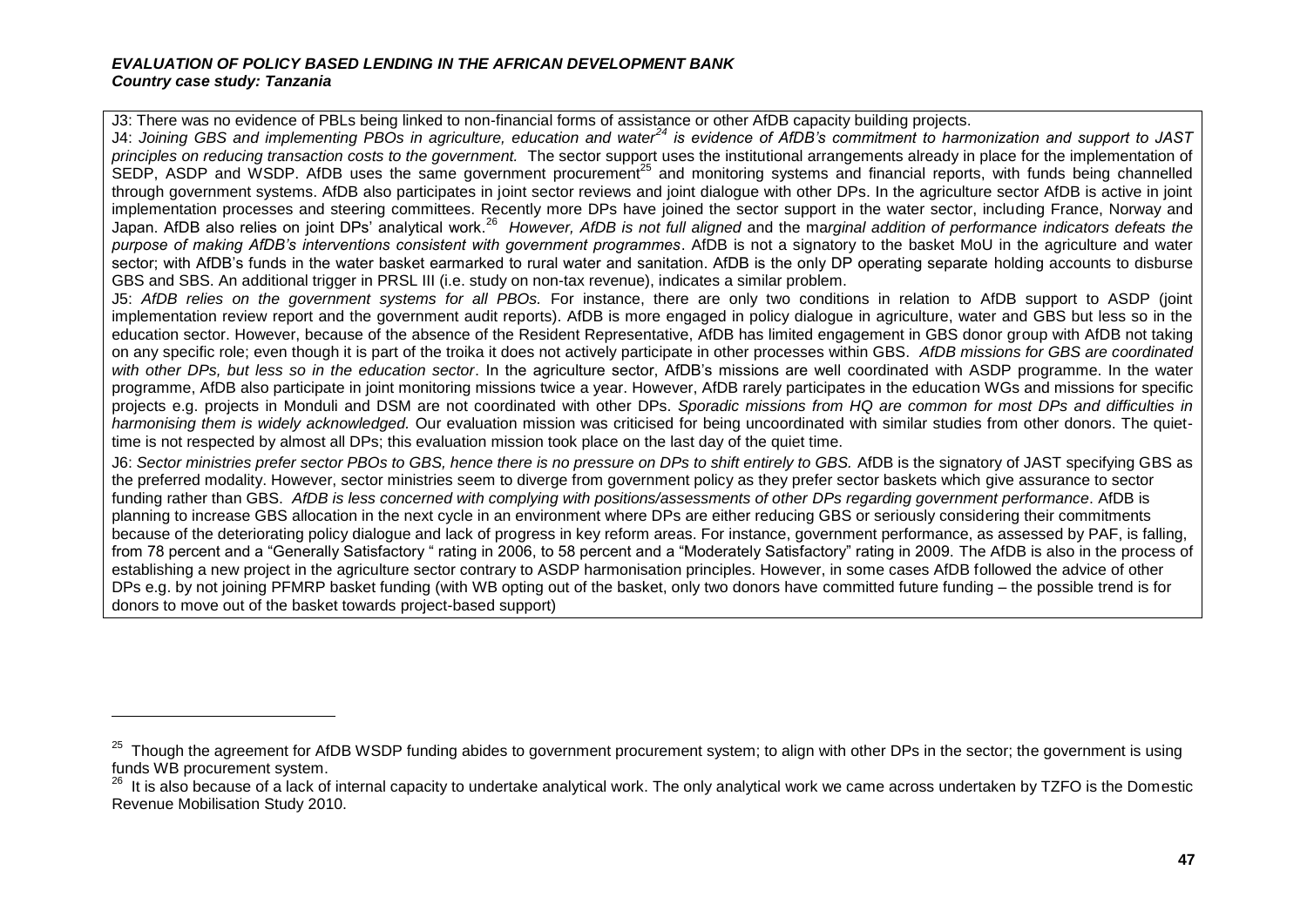J3: There was no evidence of PBLs being linked to non-financial forms of assistance or other AfDB capacity building projects.

J4: *Joining GBS and implementing PBOs in agriculture, education and water*[24] *is evidence of AfDB's commitment to harmonization and support to JAST principles on reducing transaction costs to the government.* The sector support uses the institutional arrangements already in place for the implementation of SEDP, ASDP and WSDP. AfDB uses the same government procurement[25] and monitoring systems and financial reports, with funds being channelled through government systems. AfDB also participates in joint sector reviews and joint dialogue with other DPs. In the agriculture sector AfDB is active in joint implementation processes and steering committees. Recently more DPs have joined the sector support in the water sector, including France, Norway and Japan. AfDB also relies on joint DPs' analytical work.[26] *However, AfDB is not full aligned* and the m*arginal addition of performance indicators defeats the purpose of making AfDB's interventions consistent with government programmes*. AfDB is not a signatory to the basket MoU in the agriculture and water sector; with AfDB's funds in the water basket earmarked to rural water and sanitation. AfDB is the only DP operating separate holding accounts to disburse GBS and SBS. An additional trigger in PRSL III (i.e. study on non-tax revenue), indicates a similar problem.

J5: *AfDB relies on the government systems for all PBOs.* For instance, there are only two conditions in relation to AfDB support to ASDP (joint implementation review report and the government audit reports). AfDB is more engaged in policy dialogue in agriculture, water and GBS but less so in the education sector. However, because of the absence of the Resident Representative, AfDB has limited engagement in GBS donor group with AfDB not taking on any specific role; even though it is part of the troika it does not actively participate in other processes within GBS. *AfDB missions for GBS are coordinated with other DPs, but less so in the education sector*. In the agriculture sector, AfDB's missions are well coordinated with ASDP programme. In the water programme, AfDB also participate in joint monitoring missions twice a year. However, AfDB rarely participates in the education WGs and missions for specific projects e.g. projects in Monduli and DSM are not coordinated with other DPs. *Sporadic missions from HQ are common for most DPs and difficulties in harmonising them is widely acknowledged.* Our evaluation mission was criticised for being uncoordinated with similar studies from other donors. The quiet-time is not respected by almost all DPs; this evaluation mission took place on the last day of the quiet time.

J6: *Sector ministries prefer sector PBOs to GBS, hence there is no pressure on DPs to shift entirely to GBS.* AfDB is the signatory of JAST specifying GBS as the preferred modality. However, sector ministries seem to diverge from government policy as they prefer sector baskets which give assurance to sector funding rather than GBS. *AfDB is less concerned with complying with positions/assessments of other DPs regarding government performance*. AfDB is planning to increase GBS allocation in the next cycle in an environment where DPs are either reducing GBS or seriously considering their commitments because of the deteriorating policy dialogue and lack of progress in key reform areas. For instance, government performance, as assessed by PAF, is falling, from 78 percent and a "Generally Satisfactory " rating in 2006, to 58 percent and a "Moderately Satisfactory" rating in 2009. The AfDB is also in the process of establishing a new project in the agriculture sector contrary to ASDP harmonisation principles. However, in some cases AfDB followed the advice of other DPs e.g. by not joining PFMRP basket funding (with WB opting out of the basket, only two donors have committed future funding – the possible trend is for donors to move out of the basket towards project-based support)

---

[25] Though the agreement for AfDB WSDP funding abides to government procurement system; to align with other DPs in the sector; the government is using funds WB procurement system.

[26] It is also because of a lack of internal capacity to undertake analytical work. The only analytical work we came across undertaken by TZFO is the Domestic Revenue Mobilisation Study 2010.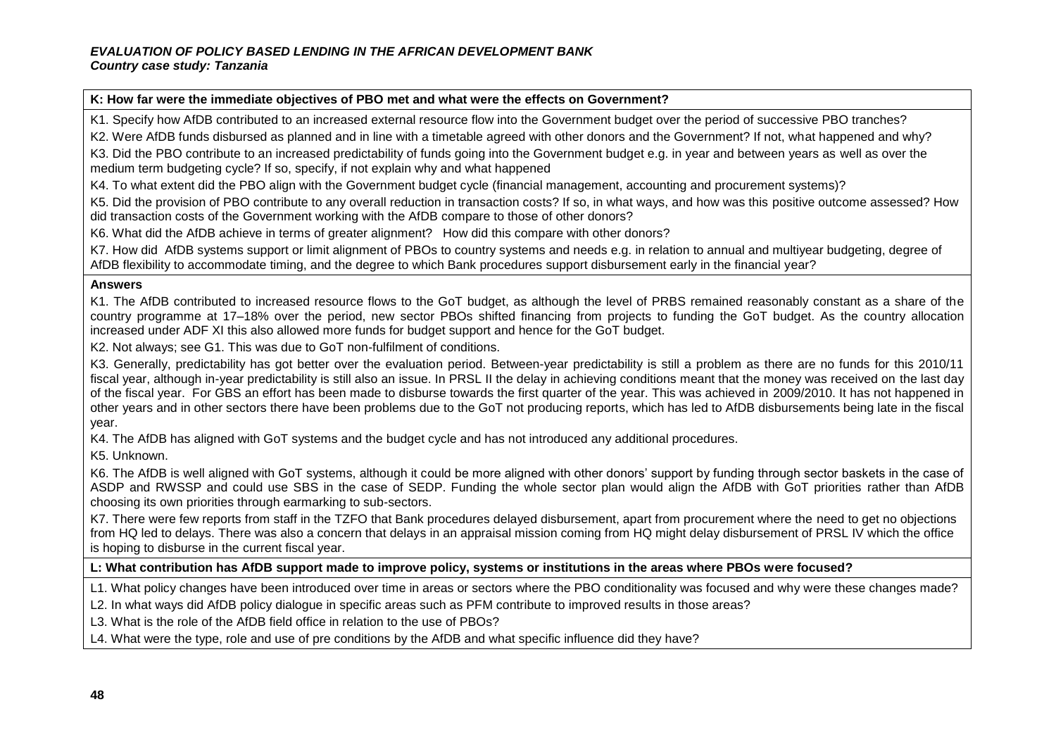**K: How far were the immediate objectives of PBO met and what were the effects on Government?**

K1. Specify how AfDB contributed to an increased external resource flow into the Government budget over the period of successive PBO tranches?

K2. Were AfDB funds disbursed as planned and in line with a timetable agreed with other donors and the Government? If not, what happened and why?

K3. Did the PBO contribute to an increased predictability of funds going into the Government budget e.g. in year and between years as well as over the medium term budgeting cycle? If so, specify, if not explain why and what happened

K4. To what extent did the PBO align with the Government budget cycle (financial management, accounting and procurement systems)?

K5. Did the provision of PBO contribute to any overall reduction in transaction costs? If so, in what ways, and how was this positive outcome assessed? How did transaction costs of the Government working with the AfDB compare to those of other donors?

K6. What did the AfDB achieve in terms of greater alignment? How did this compare with other donors?

K7. How did AfDB systems support or limit alignment of PBOs to country systems and needs e.g. in relation to annual and multiyear budgeting, degree of AfDB flexibility to accommodate timing, and the degree to which Bank procedures support disbursement early in the financial year?

**Answers**

K1. The AfDB contributed to increased resource flows to the GoT budget, as although the level of PRBS remained reasonably constant as a share of the country programme at 17–18% over the period, new sector PBOs shifted financing from projects to funding the GoT budget. As the country allocation increased under ADF XI this also allowed more funds for budget support and hence for the GoT budget.

K2. Not always; see G1. This was due to GoT non-fulfilment of conditions.

K3. Generally, predictability has got better over the evaluation period. Between-year predictability is still a problem as there are no funds for this 2010/11 fiscal year, although in-year predictability is still also an issue. In PRSL II the delay in achieving conditions meant that the money was received on the last day of the fiscal year. For GBS an effort has been made to disburse towards the first quarter of the year. This was achieved in 2009/2010. It has not happened in other years and in other sectors there have been problems due to the GoT not producing reports, which has led to AfDB disbursements being late in the fiscal year.

K4. The AfDB has aligned with GoT systems and the budget cycle and has not introduced any additional procedures.

K5. Unknown.

K6. The AfDB is well aligned with GoT systems, although it could be more aligned with other donors' support by funding through sector baskets in the case of ASDP and RWSSP and could use SBS in the case of SEDP. Funding the whole sector plan would align the AfDB with GoT priorities rather than AfDB choosing its own priorities through earmarking to sub-sectors.

K7. There were few reports from staff in the TZFO that Bank procedures delayed disbursement, apart from procurement where the need to get no objections from HQ led to delays. There was also a concern that delays in an appraisal mission coming from HQ might delay disbursement of PRSL IV which the office is hoping to disburse in the current fiscal year.

**L: What contribution has AfDB support made to improve policy, systems or institutions in the areas where PBOs were focused?**

L1. What policy changes have been introduced over time in areas or sectors where the PBO conditionality was focused and why were these changes made?

L2. In what ways did AfDB policy dialogue in specific areas such as PFM contribute to improved results in those areas?

L3. What is the role of the AfDB field office in relation to the use of PBOs?

L4. What were the type, role and use of pre conditions by the AfDB and what specific influence did they have?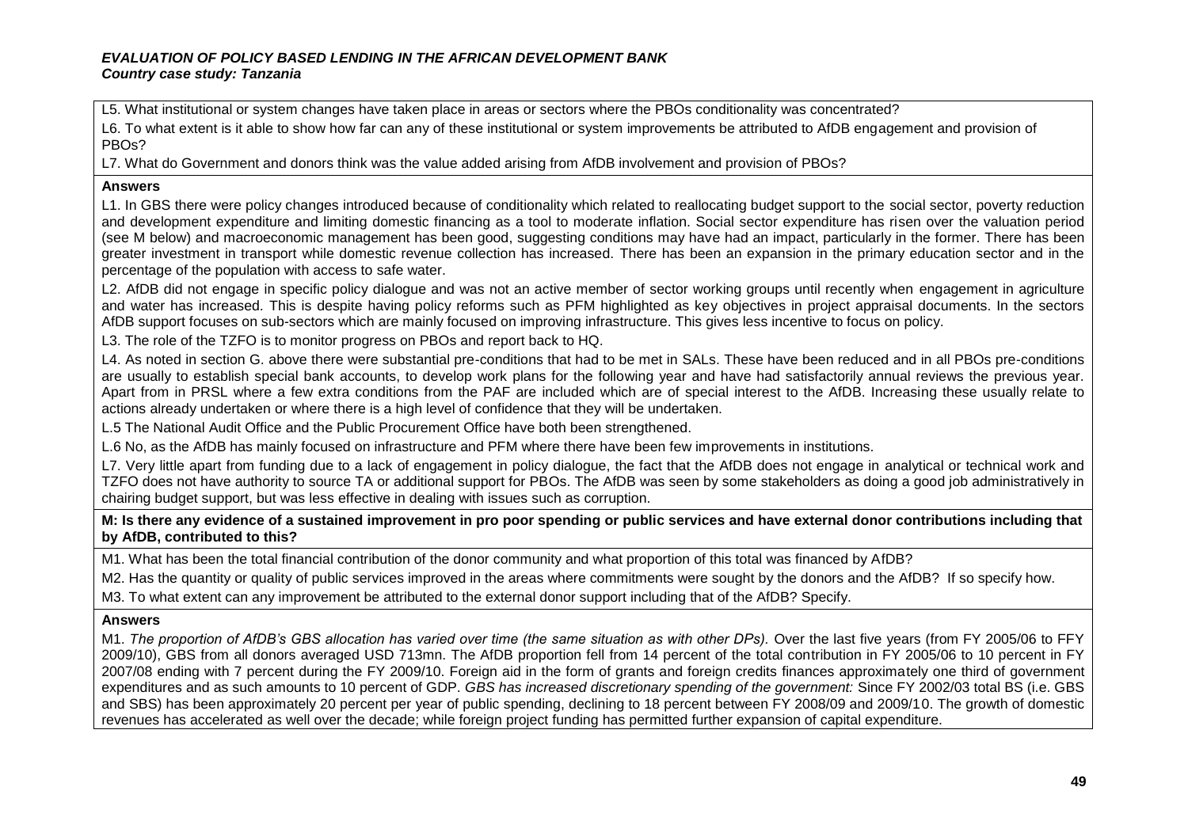L5. What institutional or system changes have taken place in areas or sectors where the PBOs conditionality was concentrated?

L6. To what extent is it able to show how far can any of these institutional or system improvements be attributed to AfDB engagement and provision of PBOs?

L7. What do Government and donors think was the value added arising from AfDB involvement and provision of PBOs?

**Answers**

L1. In GBS there were policy changes introduced because of conditionality which related to reallocating budget support to the social sector, poverty reduction and development expenditure and limiting domestic financing as a tool to moderate inflation. Social sector expenditure has risen over the valuation period (see M below) and macroeconomic management has been good, suggesting conditions may have had an impact, particularly in the former. There has been greater investment in transport while domestic revenue collection has increased. There has been an expansion in the primary education sector and in the percentage of the population with access to safe water.

L2. AfDB did not engage in specific policy dialogue and was not an active member of sector working groups until recently when engagement in agriculture and water has increased. This is despite having policy reforms such as PFM highlighted as key objectives in project appraisal documents. In the sectors AfDB support focuses on sub-sectors which are mainly focused on improving infrastructure. This gives less incentive to focus on policy.

L3. The role of the TZFO is to monitor progress on PBOs and report back to HQ.

L4. As noted in section G. above there were substantial pre-conditions that had to be met in SALs. These have been reduced and in all PBOs pre-conditions are usually to establish special bank accounts, to develop work plans for the following year and have had satisfactorily annual reviews the previous year. Apart from in PRSL where a few extra conditions from the PAF are included which are of special interest to the AfDB. Increasing these usually relate to actions already undertaken or where there is a high level of confidence that they will be undertaken.

L.5 The National Audit Office and the Public Procurement Office have both been strengthened.

L.6 No, as the AfDB has mainly focused on infrastructure and PFM where there have been few improvements in institutions.

L7. Very little apart from funding due to a lack of engagement in policy dialogue, the fact that the AfDB does not engage in analytical or technical work and TZFO does not have authority to source TA or additional support for PBOs. The AfDB was seen by some stakeholders as doing a good job administratively in chairing budget support, but was less effective in dealing with issues such as corruption.

**M: Is there any evidence of a sustained improvement in pro poor spending or public services and have external donor contributions including that by AfDB, contributed to this?**

M1. What has been the total financial contribution of the donor community and what proportion of this total was financed by AfDB?

M2. Has the quantity or quality of public services improved in the areas where commitments were sought by the donors and the AfDB? If so specify how.

M3. To what extent can any improvement be attributed to the external donor support including that of the AfDB? Specify.

**Answers**

M1. *The proportion of AfDB's GBS allocation has varied over time (the same situation as with other DPs).* Over the last five years (from FY 2005/06 to FFY 2009/10), GBS from all donors averaged USD 713mn. The AfDB proportion fell from 14 percent of the total contribution in FY 2005/06 to 10 percent in FY 2007/08 ending with 7 percent during the FY 2009/10. Foreign aid in the form of grants and foreign credits finances approximately one third of government expenditures and as such amounts to 10 percent of GDP. *GBS has increased discretionary spending of the government:* Since FY 2002/03 total BS (i.e. GBS and SBS) has been approximately 20 percent per year of public spending, declining to 18 percent between FY 2008/09 and 2009/10. The growth of domestic revenues has accelerated as well over the decade; while foreign project funding has permitted further expansion of capital expenditure.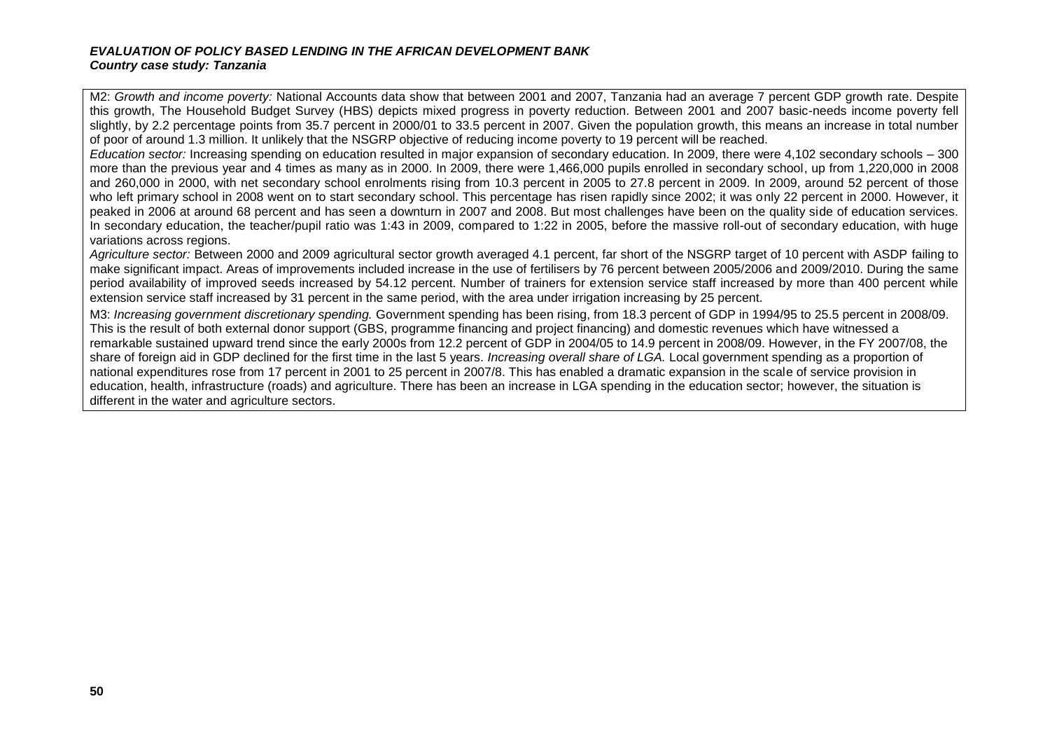M2: *Growth and income poverty:* National Accounts data show that between 2001 and 2007, Tanzania had an average 7 percent GDP growth rate. Despite this growth, The Household Budget Survey (HBS) depicts mixed progress in poverty reduction. Between 2001 and 2007 basic-needs income poverty fell slightly, by 2.2 percentage points from 35.7 percent in 2000/01 to 33.5 percent in 2007. Given the population growth, this means an increase in total number of poor of around 1.3 million. It unlikely that the NSGRP objective of reducing income poverty to 19 percent will be reached.

*Education sector:* Increasing spending on education resulted in major expansion of secondary education. In 2009, there were 4,102 secondary schools – 300 more than the previous year and 4 times as many as in 2000. In 2009, there were 1,466,000 pupils enrolled in secondary school, up from 1,220,000 in 2008 and 260,000 in 2000, with net secondary school enrolments rising from 10.3 percent in 2005 to 27.8 percent in 2009. In 2009, around 52 percent of those who left primary school in 2008 went on to start secondary school. This percentage has risen rapidly since 2002; it was only 22 percent in 2000. However, it peaked in 2006 at around 68 percent and has seen a downturn in 2007 and 2008. But most challenges have been on the quality side of education services. In secondary education, the teacher/pupil ratio was 1:43 in 2009, compared to 1:22 in 2005, before the massive roll-out of secondary education, with huge variations across regions.

*Agriculture sector:* Between 2000 and 2009 agricultural sector growth averaged 4.1 percent, far short of the NSGRP target of 10 percent with ASDP failing to make significant impact. Areas of improvements included increase in the use of fertilisers by 76 percent between 2005/2006 and 2009/2010. During the same period availability of improved seeds increased by 54.12 percent. Number of trainers for extension service staff increased by more than 400 percent while extension service staff increased by 31 percent in the same period, with the area under irrigation increasing by 25 percent.

M3: *Increasing government discretionary spending.* Government spending has been rising, from 18.3 percent of GDP in 1994/95 to 25.5 percent in 2008/09. This is the result of both external donor support (GBS, programme financing and project financing) and domestic revenues which have witnessed a remarkable sustained upward trend since the early 2000s from 12.2 percent of GDP in 2004/05 to 14.9 percent in 2008/09. However, in the FY 2007/08, the share of foreign aid in GDP declined for the first time in the last 5 years. *Increasing overall share of LGA.* Local government spending as a proportion of national expenditures rose from 17 percent in 2001 to 25 percent in 2007/8. This has enabled a dramatic expansion in the scale of service provision in education, health, infrastructure (roads) and agriculture. There has been an increase in LGA spending in the education sector; however, the situation is different in the water and agriculture sectors.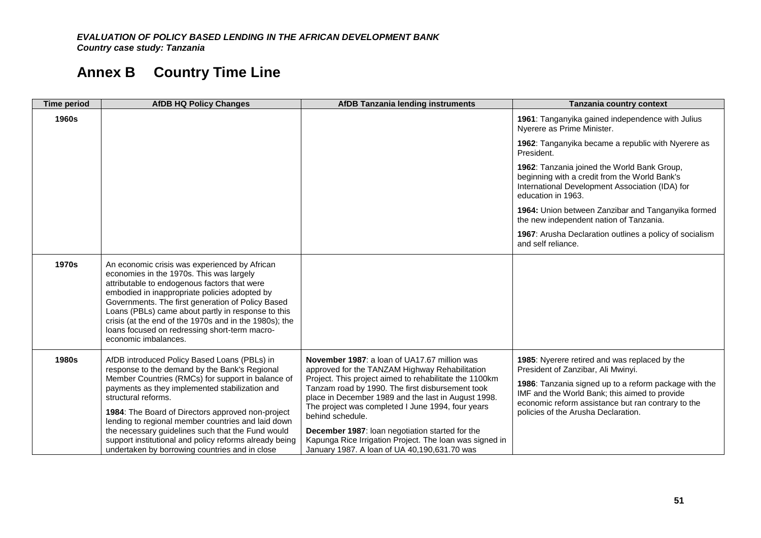# Annex B Country Time Line

| Time period | AfDB HQ Policy Changes | AfDB Tanzania lending instruments | Tanzania country context |
|---|---|---|---|
| **1960s** | | | **1961**: Tanganyika gained independence with Julius Nyerere as Prime Minister.<br><br>**1962**: Tanganyika became a republic with Nyerere as President.<br><br>**1962**: Tanzania joined the World Bank Group, beginning with a credit from the World Bank's International Development Association (IDA) for education in 1963.<br><br>**1964:** Union between Zanzibar and Tanganyika formed the new independent nation of Tanzania.<br><br>**1967**: Arusha Declaration outlines a policy of socialism and self reliance. |
| **1970s** | An economic crisis was experienced by African economies in the 1970s. This was largely attributable to endogenous factors that were embodied in inappropriate policies adopted by Governments. The first generation of Policy Based Loans (PBLs) came about partly in response to this crisis (at the end of the 1970s and in the 1980s); the loans focused on redressing short-term macro-economic imbalances. | | |
| **1980s** | AfDB introduced Policy Based Loans (PBLs) in response to the demand by the Bank's Regional Member Countries (RMCs) for support in balance of payments as they implemented stabilization and structural reforms.<br><br>**1984**: The Board of Directors approved non-project lending to regional member countries and laid down the necessary guidelines such that the Fund would support institutional and policy reforms already being undertaken by borrowing countries and in close | **November 1987**: a loan of UA17.67 million was approved for the TANZAM Highway Rehabilitation Project. This project aimed to rehabilitate the 1100km Tanzam road by 1990. The first disbursement took place in December 1989 and the last in August 1998. The project was completed I June 1994, four years behind schedule.<br><br>**December 1987**: loan negotiation started for the Kapunga Rice Irrigation Project. The loan was signed in January 1987. A loan of UA 40,190,631.70 was | **1985**: Nyerere retired and was replaced by the President of Zanzibar, Ali Mwinyi.<br><br>**1986**: Tanzania signed up to a reform package with the IMF and the World Bank; this aimed to provide economic reform assistance but ran contrary to the policies of the Arusha Declaration. |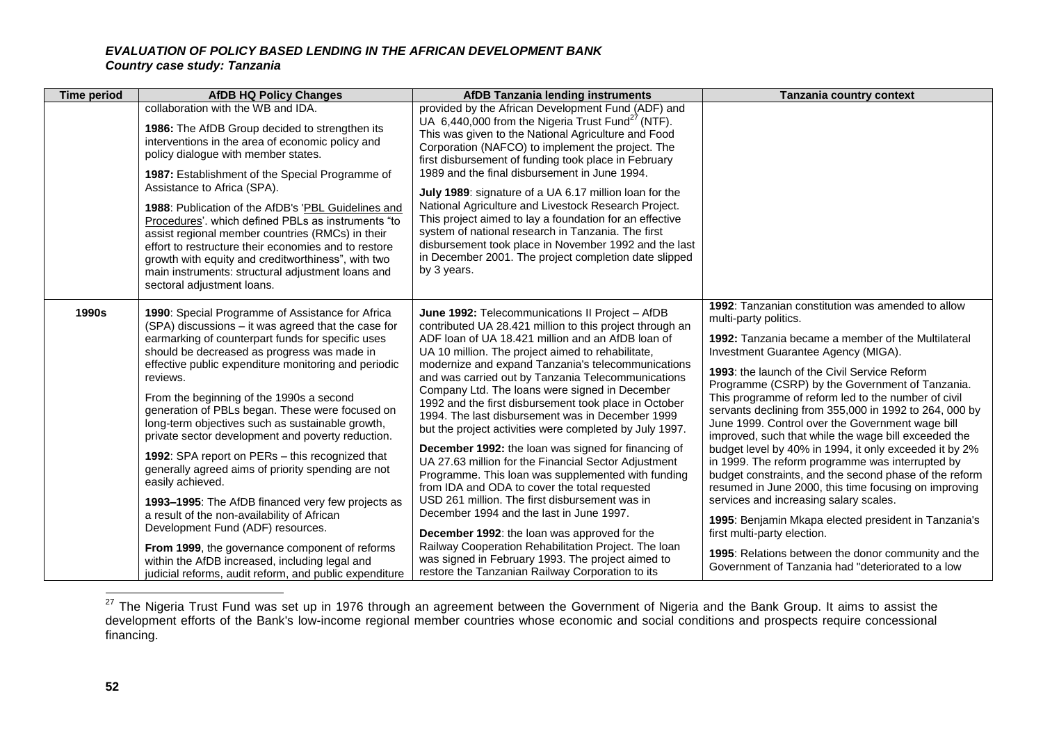| Time period | AfDB HQ Policy Changes | AfDB Tanzania lending instruments | Tanzania country context |
|---|---|---|---|
| | collaboration with the WB and IDA.<br><br>**1986:** The AfDB Group decided to strengthen its interventions in the area of economic policy and policy dialogue with member states.<br><br>**1987:** Establishment of the Special Programme of Assistance to Africa (SPA).<br><br>**1988**: Publication of the AfDB's 'PBL Guidelines and Procedures'. which defined PBLs as instruments "to assist regional member countries (RMCs) in their effort to restructure their economies and to restore growth with equity and creditworthiness", with two main instruments: structural adjustment loans and sectoral adjustment loans. | provided by the African Development Fund (ADF) and UA 6,440,000 from the Nigeria Trust Fund[27] (NTF). This was given to the National Agriculture and Food Corporation (NAFCO) to implement the project. The first disbursement of funding took place in February 1989 and the final disbursement in June 1994.<br><br>**July 1989**: signature of a UA 6.17 million loan for the National Agriculture and Livestock Research Project. This project aimed to lay a foundation for an effective system of national research in Tanzania. The first disbursement took place in November 1992 and the last in December 2001. The project completion date slipped by 3 years. | |
| **1990s** | **1990**: Special Programme of Assistance for Africa (SPA) discussions – it was agreed that the case for earmarking of counterpart funds for specific uses should be decreased as progress was made in effective public expenditure monitoring and periodic reviews.<br><br>From the beginning of the 1990s a second generation of PBLs began. These were focused on long-term objectives such as sustainable growth, private sector development and poverty reduction.<br><br>**1992**: SPA report on PERs – this recognized that generally agreed aims of priority spending are not easily achieved.<br><br>**1993–1995**: The AfDB financed very few projects as a result of the non-availability of African Development Fund (ADF) resources.<br><br>**From 1999**, the governance component of reforms within the AfDB increased, including legal and judicial reforms, audit reform, and public expenditure | **June 1992:** Telecommunications II Project – AfDB contributed UA 28.421 million to this project through an ADF loan of UA 18.421 million and an AfDB loan of UA 10 million. The project aimed to rehabilitate, modernize and expand Tanzania's telecommunications and was carried out by Tanzania Telecommunications Company Ltd. The loans were signed in December 1992 and the first disbursement took place in October 1994. The last disbursement was in December 1999 but the project activities were completed by July 1997.<br><br>**December 1992:** the loan was signed for financing of UA 27.63 million for the Financial Sector Adjustment Programme. This loan was supplemented with funding from IDA and ODA to cover the total requested USD 261 million. The first disbursement was in December 1994 and the last in June 1997.<br><br>**December 1992**: the loan was approved for the Railway Cooperation Rehabilitation Project. The loan was signed in February 1993. The project aimed to restore the Tanzanian Railway Corporation to its | **1992**: Tanzanian constitution was amended to allow multi-party politics.<br><br>**1992:** Tanzania became a member of the Multilateral Investment Guarantee Agency (MIGA).<br><br>**1993**: the launch of the Civil Service Reform Programme (CSRP) by the Government of Tanzania. This programme of reform led to the number of civil servants declining from 355,000 in 1992 to 264, 000 by June 1999. Control over the Government wage bill improved, such that while the wage bill exceeded the budget level by 40% in 1994, it only exceeded it by 2% in 1999. The reform programme was interrupted by budget constraints, and the second phase of the reform resumed in June 2000, this time focusing on improving services and increasing salary scales.<br><br>**1995**: Benjamin Mkapa elected president in Tanzania's first multi-party election.<br><br>**1995**: Relations between the donor community and the Government of Tanzania had "deteriorated to a low |

[27] The Nigeria Trust Fund was set up in 1976 through an agreement between the Government of Nigeria and the Bank Group. It aims to assist the development efforts of the Bank's low-income regional member countries whose economic and social conditions and prospects require concessional financing.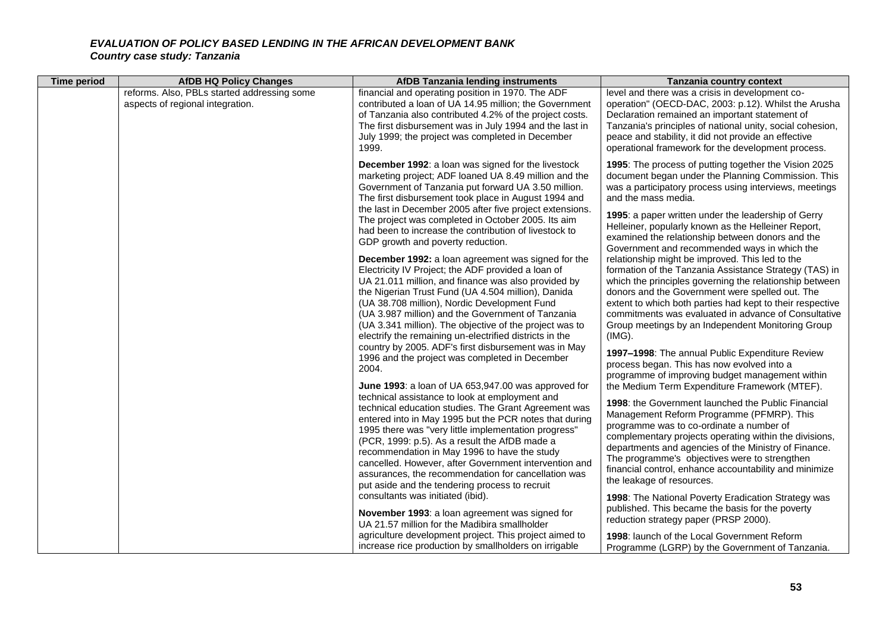***EVALUATION OF POLICY BASED LENDING IN THE AFRICAN DEVELOPMENT BANK***
***Country case study: Tanzania***

| Time period | AfDB HQ Policy Changes | AfDB Tanzania lending instruments | Tanzania country context |
|---|---|---|---|
| | reforms. Also, PBLs started addressing some aspects of regional integration. | financial and operating position in 1970. The ADF contributed a loan of UA 14.95 million; the Government of Tanzania also contributed 4.2% of the project costs. The first disbursement was in July 1994 and the last in July 1999; the project was completed in December 1999.<br><br>**December 1992**: a loan was signed for the livestock marketing project; ADF loaned UA 8.49 million and the Government of Tanzania put forward UA 3.50 million. The first disbursement took place in August 1994 and the last in December 2005 after five project extensions. The project was completed in October 2005. Its aim had been to increase the contribution of livestock to GDP growth and poverty reduction.<br><br>**December 1992:** a loan agreement was signed for the Electricity IV Project; the ADF provided a loan of UA 21.011 million, and finance was also provided by the Nigerian Trust Fund (UA 4.504 million), Danida (UA 38.708 million), Nordic Development Fund (UA 3.987 million) and the Government of Tanzania (UA 3.341 million). The objective of the project was to electrify the remaining un-electrified districts in the country by 2005. ADF's first disbursement was in May 1996 and the project was completed in December 2004.<br><br>**June 1993**: a loan of UA 653,947.00 was approved for technical assistance to look at employment and technical education studies. The Grant Agreement was entered into in May 1995 but the PCR notes that during 1995 there was "very little implementation progress" (PCR, 1999: p.5). As a result the AfDB made a recommendation in May 1996 to have the study cancelled. However, after Government intervention and assurances, the recommendation for cancellation was put aside and the tendering process to recruit consultants was initiated (ibid).<br><br>**November 1993**: a loan agreement was signed for UA 21.57 million for the Madibira smallholder agriculture development project. This project aimed to increase rice production by smallholders on irrigable | level and there was a crisis in development co-operation" (OECD-DAC, 2003: p.12). Whilst the Arusha Declaration remained an important statement of Tanzania's principles of national unity, social cohesion, peace and stability, it did not provide an effective operational framework for the development process.<br><br>**1995**: The process of putting together the Vision 2025 document began under the Planning Commission. This was a participatory process using interviews, meetings and the mass media.<br><br>**1995**: a paper written under the leadership of Gerry Helleiner, popularly known as the Helleiner Report, examined the relationship between donors and the Government and recommended ways in which the relationship might be improved. This led to the formation of the Tanzania Assistance Strategy (TAS) in which the principles governing the relationship between donors and the Government were spelled out. The extent to which both parties had kept to their respective commitments was evaluated in advance of Consultative Group meetings by an Independent Monitoring Group (IMG).<br><br>**1997–1998**: The annual Public Expenditure Review process began. This has now evolved into a programme of improving budget management within the Medium Term Expenditure Framework (MTEF).<br><br>**1998**: the Government launched the Public Financial Management Reform Programme (PFMRP). This programme was to co-ordinate a number of complementary projects operating within the divisions, departments and agencies of the Ministry of Finance. The programme's objectives were to strengthen financial control, enhance accountability and minimize the leakage of resources.<br><br>**1998**: The National Poverty Eradication Strategy was published. This became the basis for the poverty reduction strategy paper (PRSP 2000).<br><br>**1998**: launch of the Local Government Reform Programme (LGRP) by the Government of Tanzania. |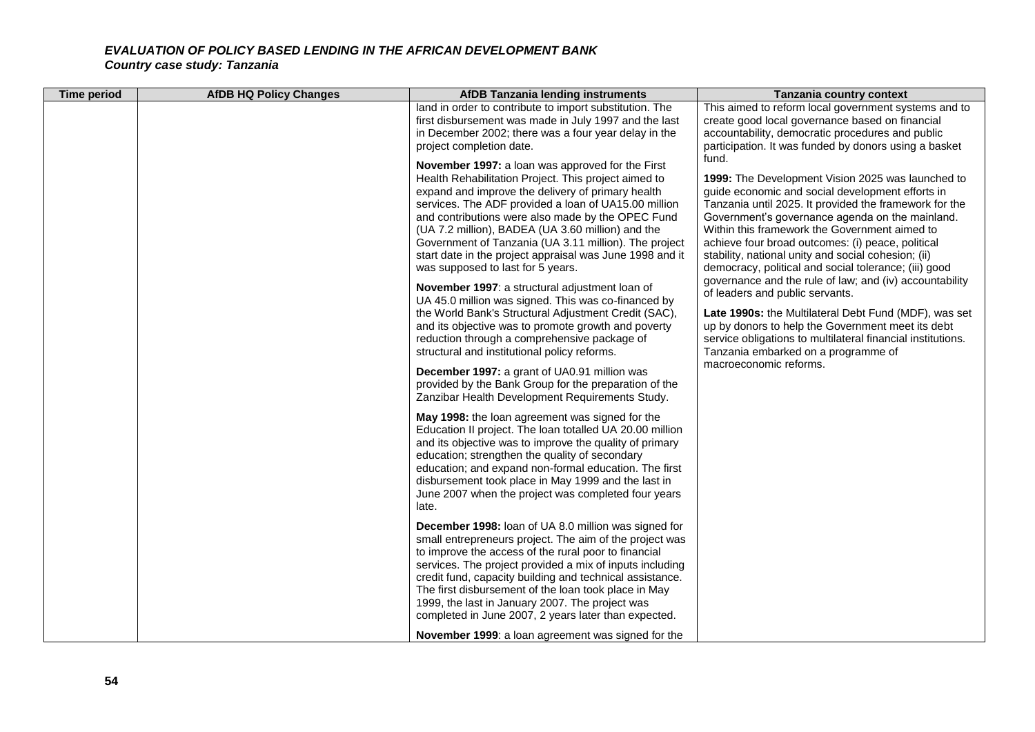*EVALUATION OF POLICY BASED LENDING IN THE AFRICAN DEVELOPMENT BANK*
*Country case study: Tanzania*

| Time period | AfDB HQ Policy Changes | AfDB Tanzania lending instruments | Tanzania country context |
|---|---|---|---|
| | | land in order to contribute to import substitution. The first disbursement was made in July 1997 and the last in December 2002; there was a four year delay in the project completion date.<br><br>**November 1997:** a loan was approved for the First Health Rehabilitation Project. This project aimed to expand and improve the delivery of primary health services. The ADF provided a loan of UA15.00 million and contributions were also made by the OPEC Fund (UA 7.2 million), BADEA (UA 3.60 million) and the Government of Tanzania (UA 3.11 million). The project start date in the project appraisal was June 1998 and it was supposed to last for 5 years.<br><br>**November 1997**: a structural adjustment loan of UA 45.0 million was signed. This was co-financed by the World Bank's Structural Adjustment Credit (SAC), and its objective was to promote growth and poverty reduction through a comprehensive package of structural and institutional policy reforms.<br><br>**December 1997:** a grant of UA0.91 million was provided by the Bank Group for the preparation of the Zanzibar Health Development Requirements Study.<br><br>**May 1998:** the loan agreement was signed for the Education II project. The loan totalled UA 20.00 million and its objective was to improve the quality of primary education; strengthen the quality of secondary education; and expand non-formal education. The first disbursement took place in May 1999 and the last in June 2007 when the project was completed four years late.<br><br>**December 1998:** loan of UA 8.0 million was signed for small entrepreneurs project. The aim of the project was to improve the access of the rural poor to financial services. The project provided a mix of inputs including credit fund, capacity building and technical assistance. The first disbursement of the loan took place in May 1999, the last in January 2007. The project was completed in June 2007, 2 years later than expected.<br><br>**November 1999**: a loan agreement was signed for the | This aimed to reform local government systems and to create good local governance based on financial accountability, democratic procedures and public participation. It was funded by donors using a basket fund.<br><br>**1999:** The Development Vision 2025 was launched to guide economic and social development efforts in Tanzania until 2025. It provided the framework for the Government's governance agenda on the mainland. Within this framework the Government aimed to achieve four broad outcomes: (i) peace, political stability, national unity and social cohesion; (ii) democracy, political and social tolerance; (iii) good governance and the rule of law; and (iv) accountability of leaders and public servants.<br><br>**Late 1990s:** the Multilateral Debt Fund (MDF), was set up by donors to help the Government meet its debt service obligations to multilateral financial institutions. Tanzania embarked on a programme of macroeconomic reforms. |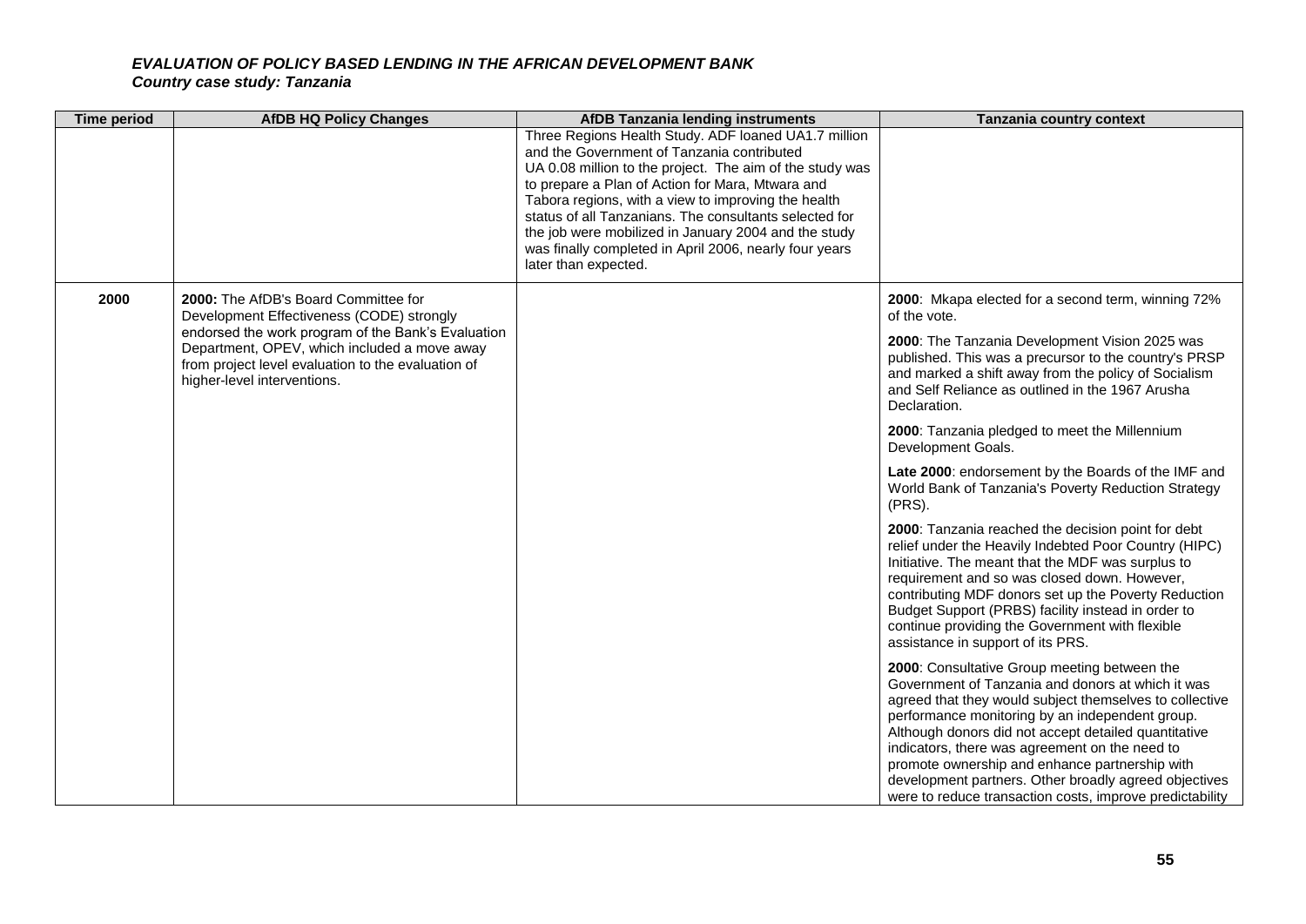***EVALUATION OF POLICY BASED LENDING IN THE AFRICAN DEVELOPMENT BANK***
***Country case study: Tanzania***

| Time period | AfDB HQ Policy Changes | AfDB Tanzania lending instruments | Tanzania country context |
|---|---|---|---|
| | | Three Regions Health Study. ADF loaned UA1.7 million and the Government of Tanzania contributed UA 0.08 million to the project. The aim of the study was to prepare a Plan of Action for Mara, Mtwara and Tabora regions, with a view to improving the health status of all Tanzanians. The consultants selected for the job were mobilized in January 2004 and the study was finally completed in April 2006, nearly four years later than expected. | |
| **2000** | **2000:** The AfDB's Board Committee for Development Effectiveness (CODE) strongly endorsed the work program of the Bank's Evaluation Department, OPEV, which included a move away from project level evaluation to the evaluation of higher-level interventions. | | **2000**: Mkapa elected for a second term, winning 72% of the vote.<br><br>**2000**: The Tanzania Development Vision 2025 was published. This was a precursor to the country's PRSP and marked a shift away from the policy of Socialism and Self Reliance as outlined in the 1967 Arusha Declaration.<br><br>**2000**: Tanzania pledged to meet the Millennium Development Goals.<br><br>**Late 2000**: endorsement by the Boards of the IMF and World Bank of Tanzania's Poverty Reduction Strategy (PRS).<br><br>**2000**: Tanzania reached the decision point for debt relief under the Heavily Indebted Poor Country (HIPC) Initiative. The meant that the MDF was surplus to requirement and so was closed down. However, contributing MDF donors set up the Poverty Reduction Budget Support (PRBS) facility instead in order to continue providing the Government with flexible assistance in support of its PRS.<br><br>**2000**: Consultative Group meeting between the Government of Tanzania and donors at which it was agreed that they would subject themselves to collective performance monitoring by an independent group. Although donors did not accept detailed quantitative indicators, there was agreement on the need to promote ownership and enhance partnership with development partners. Other broadly agreed objectives were to reduce transaction costs, improve predictability |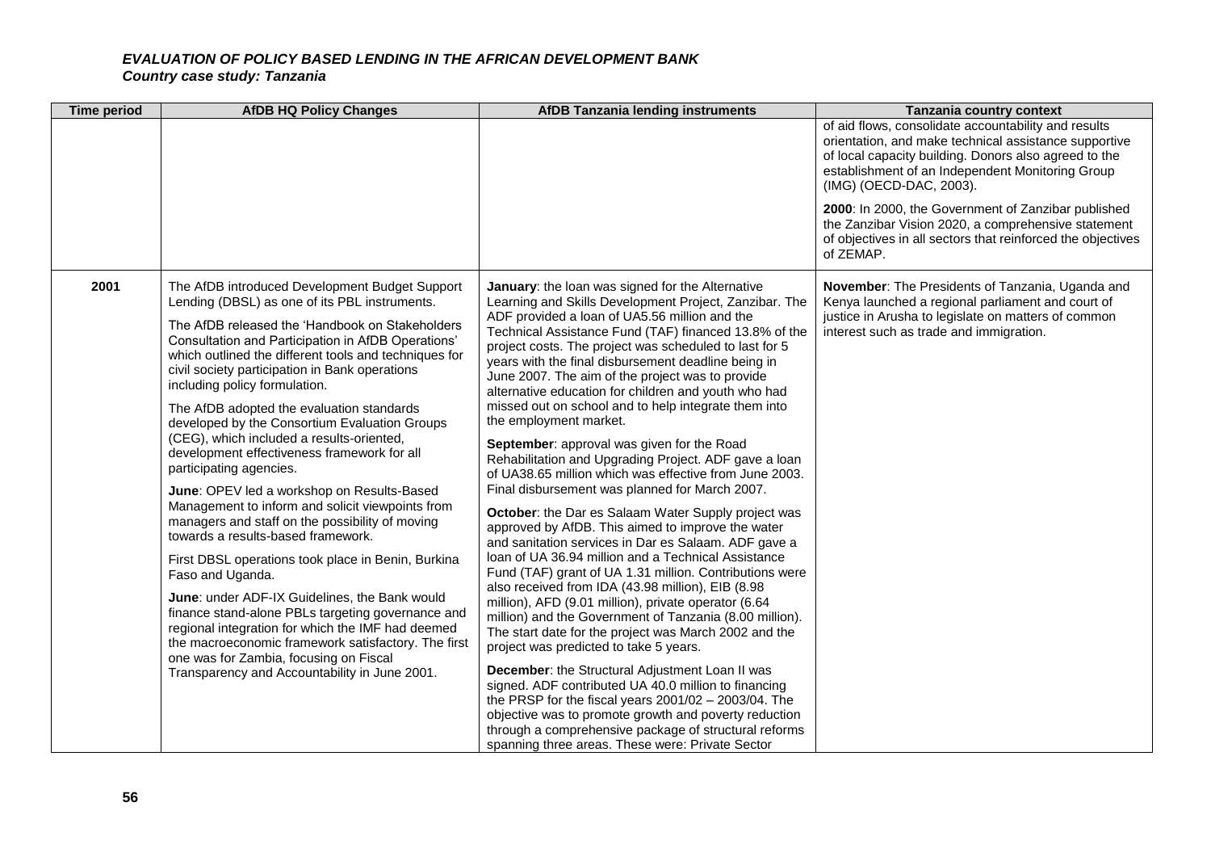| Time period | AfDB HQ Policy Changes | AfDB Tanzania lending instruments | Tanzania country context |
|---|---|---|---|
| | | | of aid flows, consolidate accountability and results orientation, and make technical assistance supportive of local capacity building. Donors also agreed to the establishment of an Independent Monitoring Group (IMG) (OECD-DAC, 2003).<br><br>**2000**: In 2000, the Government of Zanzibar published the Zanzibar Vision 2020, a comprehensive statement of objectives in all sectors that reinforced the objectives of ZEMAP. |
| **2001** | The AfDB introduced Development Budget Support Lending (DBSL) as one of its PBL instruments.<br><br>The AfDB released the 'Handbook on Stakeholders Consultation and Participation in AfDB Operations' which outlined the different tools and techniques for civil society participation in Bank operations including policy formulation.<br><br>The AfDB adopted the evaluation standards developed by the Consortium Evaluation Groups (CEG), which included a results-oriented, development effectiveness framework for all participating agencies.<br><br>**June**: OPEV led a workshop on Results-Based Management to inform and solicit viewpoints from managers and staff on the possibility of moving towards a results-based framework.<br><br>First DBSL operations took place in Benin, Burkina Faso and Uganda.<br><br>**June**: under ADF-IX Guidelines, the Bank would finance stand-alone PBLs targeting governance and regional integration for which the IMF had deemed the macroeconomic framework satisfactory. The first one was for Zambia, focusing on Fiscal Transparency and Accountability in June 2001. | **January**: the loan was signed for the Alternative Learning and Skills Development Project, Zanzibar. The ADF provided a loan of UA5.56 million and the Technical Assistance Fund (TAF) financed 13.8% of the project costs. The project was scheduled to last for 5 years with the final disbursement deadline being in June 2007. The aim of the project was to provide alternative education for children and youth who had missed out on school and to help integrate them into the employment market.<br><br>**September**: approval was given for the Road Rehabilitation and Upgrading Project. ADF gave a loan of UA38.65 million which was effective from June 2003. Final disbursement was planned for March 2007.<br><br>**October**: the Dar es Salaam Water Supply project was approved by AfDB. This aimed to improve the water and sanitation services in Dar es Salaam. ADF gave a loan of UA 36.94 million and a Technical Assistance Fund (TAF) grant of UA 1.31 million. Contributions were also received from IDA (43.98 million), EIB (8.98 million), AFD (9.01 million), private operator (6.64 million) and the Government of Tanzania (8.00 million). The start date for the project was March 2002 and the project was predicted to take 5 years.<br><br>**December**: the Structural Adjustment Loan II was signed. ADF contributed UA 40.0 million to financing the PRSP for the fiscal years 2001/02 – 2003/04. The objective was to promote growth and poverty reduction through a comprehensive package of structural reforms spanning three areas. These were: Private Sector | **November**: The Presidents of Tanzania, Uganda and Kenya launched a regional parliament and court of justice in Arusha to legislate on matters of common interest such as trade and immigration. |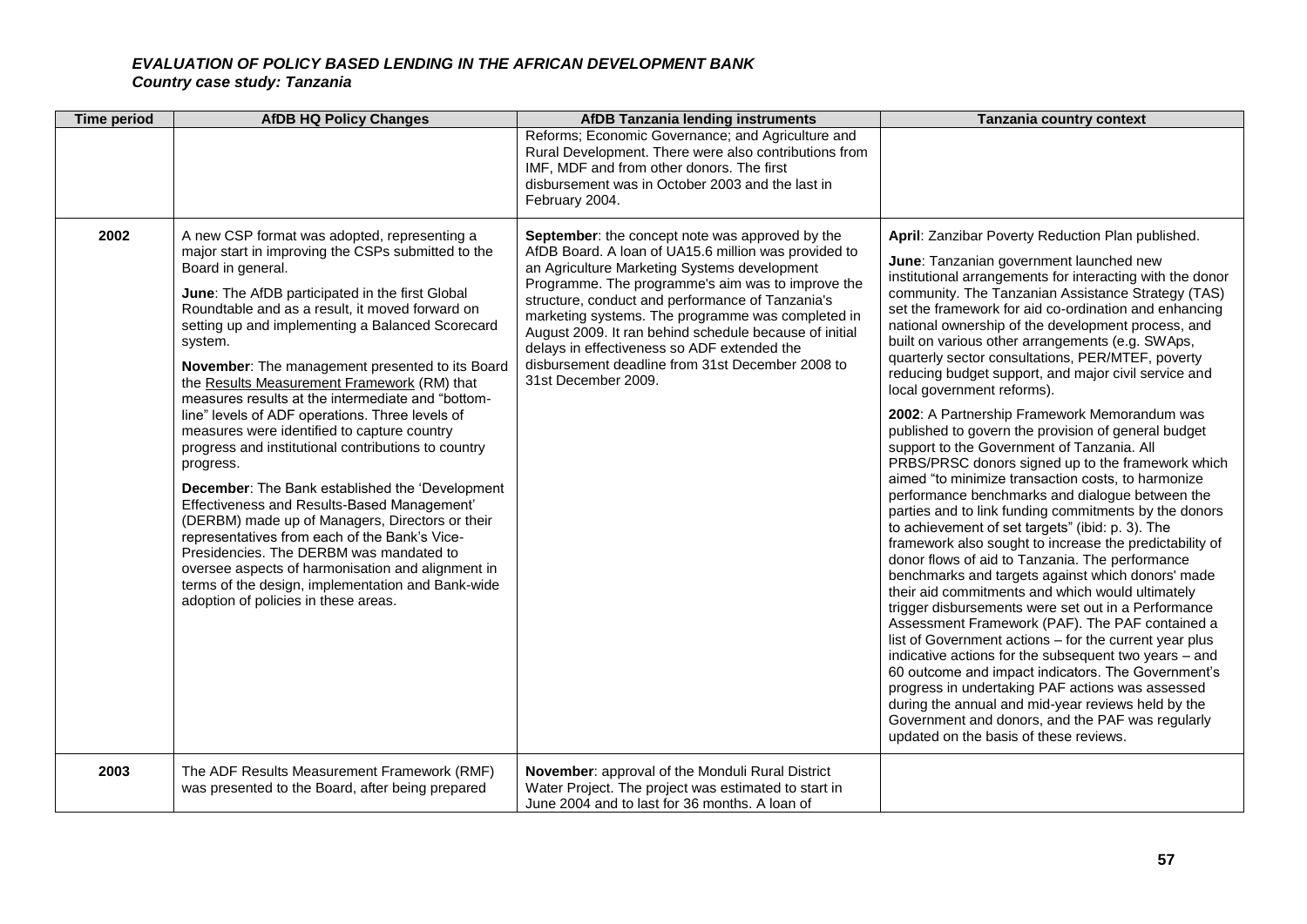***EVALUATION OF POLICY BASED LENDING IN THE AFRICAN DEVELOPMENT BANK***
***Country case study: Tanzania***

| Time period | AfDB HQ Policy Changes | AfDB Tanzania lending instruments | Tanzania country context |
|---|---|---|---|
| | | Reforms; Economic Governance; and Agriculture and Rural Development. There were also contributions from IMF, MDF and from other donors. The first disbursement was in October 2003 and the last in February 2004. | |
| **2002** | A new CSP format was adopted, representing a major start in improving the CSPs submitted to the Board in general.<br><br>**June**: The AfDB participated in the first Global Roundtable and as a result, it moved forward on setting up and implementing a Balanced Scorecard system.<br><br>**November**: The management presented to its Board the Results Measurement Framework (RM) that measures results at the intermediate and "bottom-line" levels of ADF operations. Three levels of measures were identified to capture country progress and institutional contributions to country progress.<br><br>**December**: The Bank established the 'Development Effectiveness and Results-Based Management' (DERBM) made up of Managers, Directors or their representatives from each of the Bank's Vice-Presidencies. The DERBM was mandated to oversee aspects of harmonisation and alignment in terms of the design, implementation and Bank-wide adoption of policies in these areas. | **September**: the concept note was approved by the AfDB Board. A loan of UA15.6 million was provided to an Agriculture Marketing Systems development Programme. The programme's aim was to improve the structure, conduct and performance of Tanzania's marketing systems. The programme was completed in August 2009. It ran behind schedule because of initial delays in effectiveness so ADF extended the disbursement deadline from 31st December 2008 to 31st December 2009. | **April**: Zanzibar Poverty Reduction Plan published.<br><br>**June**: Tanzanian government launched new institutional arrangements for interacting with the donor community. The Tanzanian Assistance Strategy (TAS) set the framework for aid co-ordination and enhancing national ownership of the development process, and built on various other arrangements (e.g. SWAps, quarterly sector consultations, PER/MTEF, poverty reducing budget support, and major civil service and local government reforms).<br><br>**2002**: A Partnership Framework Memorandum was published to govern the provision of general budget support to the Government of Tanzania. All PRBS/PRSC donors signed up to the framework which aimed "to minimize transaction costs, to harmonize performance benchmarks and dialogue between the parties and to link funding commitments by the donors to achievement of set targets" (ibid: p. 3). The framework also sought to increase the predictability of donor flows of aid to Tanzania. The performance benchmarks and targets against which donors' made their aid commitments and which would ultimately trigger disbursements were set out in a Performance Assessment Framework (PAF). The PAF contained a list of Government actions – for the current year plus indicative actions for the subsequent two years – and 60 outcome and impact indicators. The Government's progress in undertaking PAF actions was assessed during the annual and mid-year reviews held by the Government and donors, and the PAF was regularly updated on the basis of these reviews. |
| **2003** | The ADF Results Measurement Framework (RMF) was presented to the Board, after being prepared | **November**: approval of the Monduli Rural District Water Project. The project was estimated to start in June 2004 and to last for 36 months. A loan of | |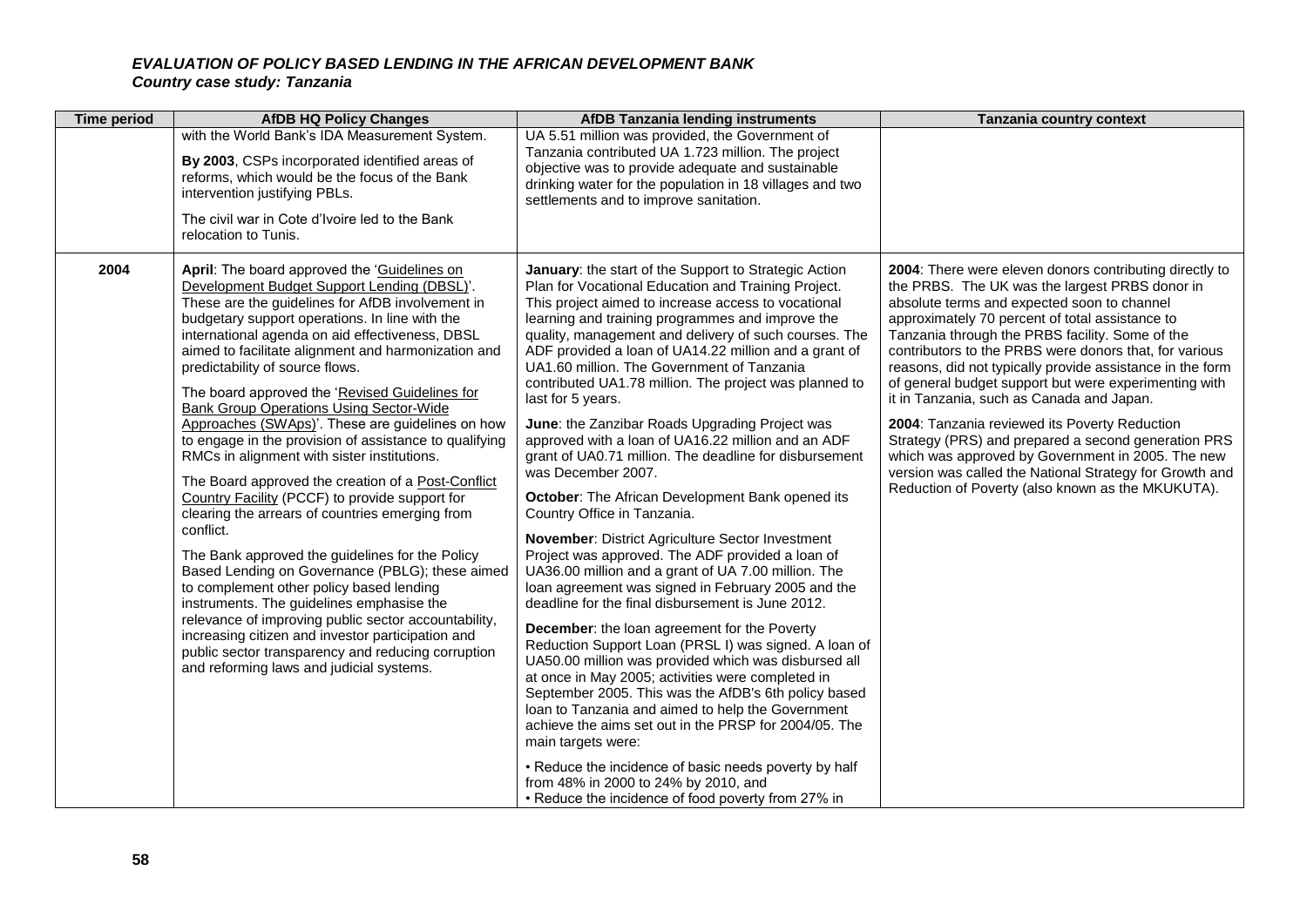| Time period | AfDB HQ Policy Changes | AfDB Tanzania lending instruments | Tanzania country context |
|---|---|---|---|
| | with the World Bank's IDA Measurement System.<br><br>**By 2003**, CSPs incorporated identified areas of reforms, which would be the focus of the Bank intervention justifying PBLs.<br><br>The civil war in Cote d'Ivoire led to the Bank relocation to Tunis. | UA 5.51 million was provided, the Government of Tanzania contributed UA 1.723 million. The project objective was to provide adequate and sustainable drinking water for the population in 18 villages and two settlements and to improve sanitation. | |
| **2004** | **April**: The board approved the 'Guidelines on Development Budget Support Lending (DBSL)'. These are the guidelines for AfDB involvement in budgetary support operations. In line with the international agenda on aid effectiveness, DBSL aimed to facilitate alignment and harmonization and predictability of source flows.<br><br>The board approved the 'Revised Guidelines for Bank Group Operations Using Sector-Wide Approaches (SWAps)'. These are guidelines on how to engage in the provision of assistance to qualifying RMCs in alignment with sister institutions.<br><br>The Board approved the creation of a Post-Conflict Country Facility (PCCF) to provide support for clearing the arrears of countries emerging from conflict.<br><br>The Bank approved the guidelines for the Policy Based Lending on Governance (PBLG); these aimed to complement other policy based lending instruments. The guidelines emphasise the relevance of improving public sector accountability, increasing citizen and investor participation and public sector transparency and reducing corruption and reforming laws and judicial systems. | **January**: the start of the Support to Strategic Action Plan for Vocational Education and Training Project. This project aimed to increase access to vocational learning and training programmes and improve the quality, management and delivery of such courses. The ADF provided a loan of UA14.22 million and a grant of UA1.60 million. The Government of Tanzania contributed UA1.78 million. The project was planned to last for 5 years.<br><br>**June**: the Zanzibar Roads Upgrading Project was approved with a loan of UA16.22 million and an ADF grant of UA0.71 million. The deadline for disbursement was December 2007.<br><br>**October**: The African Development Bank opened its Country Office in Tanzania.<br><br>**November**: District Agriculture Sector Investment Project was approved. The ADF provided a loan of UA36.00 million and a grant of UA 7.00 million. The loan agreement was signed in February 2005 and the deadline for the final disbursement is June 2012.<br><br>**December**: the loan agreement for the Poverty Reduction Support Loan (PRSL I) was signed. A loan of UA50.00 million was provided which was disbursed all at once in May 2005; activities were completed in September 2005. This was the AfDB's 6th policy based loan to Tanzania and aimed to help the Government achieve the aims set out in the PRSP for 2004/05. The main targets were:<br><br>• Reduce the incidence of basic needs poverty by half from 48% in 2000 to 24% by 2010, and<br>• Reduce the incidence of food poverty from 27% in | **2004**: There were eleven donors contributing directly to the PRBS. The UK was the largest PRBS donor in absolute terms and expected soon to channel approximately 70 percent of total assistance to Tanzania through the PRBS facility. Some of the contributors to the PRBS were donors that, for various reasons, did not typically provide assistance in the form of general budget support but were experimenting with it in Tanzania, such as Canada and Japan.<br><br>**2004**: Tanzania reviewed its Poverty Reduction Strategy (PRS) and prepared a second generation PRS which was approved by Government in 2005. The new version was called the National Strategy for Growth and Reduction of Poverty (also known as the MKUKUTA). |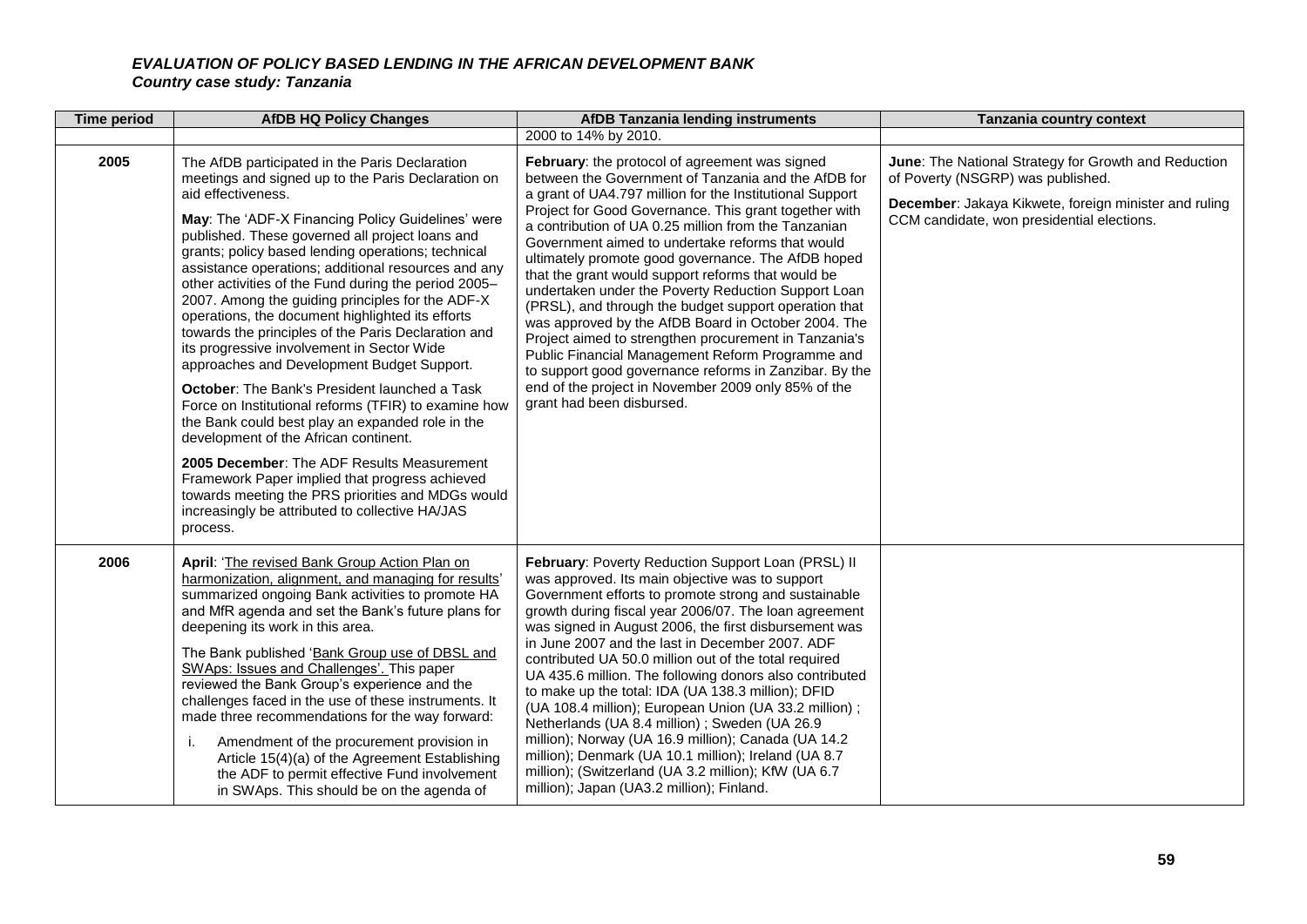*EVALUATION OF POLICY BASED LENDING IN THE AFRICAN DEVELOPMENT BANK*
*Country case study: Tanzania*

| Time period | AfDB HQ Policy Changes | AfDB Tanzania lending instruments | Tanzania country context |
|---|---|---|---|
| | | 2000 to 14% by 2010. | |
| **2005** | The AfDB participated in the Paris Declaration meetings and signed up to the Paris Declaration on aid effectiveness.<br><br>**May**: The 'ADF-X Financing Policy Guidelines' were published. These governed all project loans and grants; policy based lending operations; technical assistance operations; additional resources and any other activities of the Fund during the period 2005–2007. Among the guiding principles for the ADF-X operations, the document highlighted its efforts towards the principles of the Paris Declaration and its progressive involvement in Sector Wide approaches and Development Budget Support.<br><br>**October**: The Bank's President launched a Task Force on Institutional reforms (TFIR) to examine how the Bank could best play an expanded role in the development of the African continent.<br><br>**2005 December**: The ADF Results Measurement Framework Paper implied that progress achieved towards meeting the PRS priorities and MDGs would increasingly be attributed to collective HA/JAS process. | **February**: the protocol of agreement was signed between the Government of Tanzania and the AfDB for a grant of UA4.797 million for the Institutional Support Project for Good Governance. This grant together with a contribution of UA 0.25 million from the Tanzanian Government aimed to undertake reforms that would ultimately promote good governance. The AfDB hoped that the grant would support reforms that would be undertaken under the Poverty Reduction Support Loan (PRSL), and through the budget support operation that was approved by the AfDB Board in October 2004. The Project aimed to strengthen procurement in Tanzania's Public Financial Management Reform Programme and to support good governance reforms in Zanzibar. By the end of the project in November 2009 only 85% of the grant had been disbursed. | **June**: The National Strategy for Growth and Reduction of Poverty (NSGRP) was published.<br><br>**December**: Jakaya Kikwete, foreign minister and ruling CCM candidate, won presidential elections. |
| **2006** | **April**: 'The revised Bank Group Action Plan on harmonization, alignment, and managing for results' summarized ongoing Bank activities to promote HA and MfR agenda and set the Bank's future plans for deepening its work in this area.<br><br>The Bank published 'Bank Group use of DBSL and SWAps: Issues and Challenges'. This paper reviewed the Bank Group's experience and the challenges faced in the use of these instruments. It made three recommendations for the way forward:<br><br>i. Amendment of the procurement provision in Article 15(4)(a) of the Agreement Establishing the ADF to permit effective Fund involvement in SWAps. This should be on the agenda of | **February**: Poverty Reduction Support Loan (PRSL) II was approved. Its main objective was to support Government efforts to promote strong and sustainable growth during fiscal year 2006/07. The loan agreement was signed in August 2006, the first disbursement was in June 2007 and the last in December 2007. ADF contributed UA 50.0 million out of the total required UA 435.6 million. The following donors also contributed to make up the total: IDA (UA 138.3 million); DFID (UA 108.4 million); European Union (UA 33.2 million) ; Netherlands (UA 8.4 million) ; Sweden (UA 26.9 million); Norway (UA 16.9 million); Canada (UA 14.2 million); Denmark (UA 10.1 million); Ireland (UA 8.7 million); (Switzerland (UA 3.2 million); KfW (UA 6.7 million); Japan (UA3.2 million); Finland. | |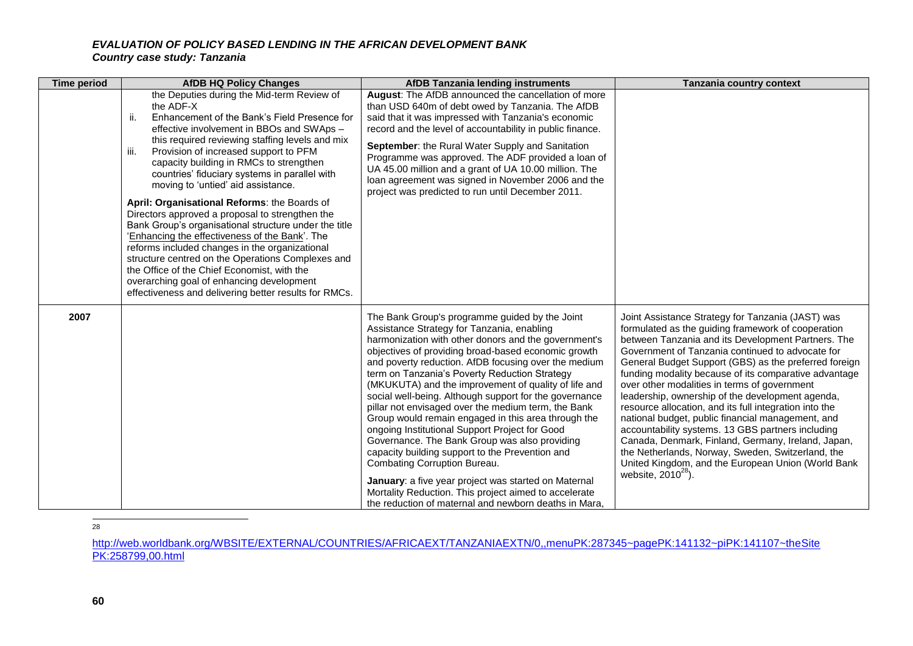| Time period | AfDB HQ Policy Changes | AfDB Tanzania lending instruments | Tanzania country context |
|---|---|---|---|
| | the Deputies during the Mid-term Review of the ADF-X<br>ii. Enhancement of the Bank's Field Presence for effective involvement in BBOs and SWAps – this required reviewing staffing levels and mix<br>iii. Provision of increased support to PFM capacity building in RMCs to strengthen countries' fiduciary systems in parallel with moving to 'untied' aid assistance.<br><br>**April: Organisational Reforms**: the Boards of Directors approved a proposal to strengthen the Bank Group's organisational structure under the title 'Enhancing the effectiveness of the Bank'. The reforms included changes in the organizational structure centred on the Operations Complexes and the Office of the Chief Economist, with the overarching goal of enhancing development effectiveness and delivering better results for RMCs. | **August**: The AfDB announced the cancellation of more than USD 640m of debt owed by Tanzania. The AfDB said that it was impressed with Tanzania's economic record and the level of accountability in public finance.<br><br>**September**: the Rural Water Supply and Sanitation Programme was approved. The ADF provided a loan of UA 45.00 million and a grant of UA 10.00 million. The loan agreement was signed in November 2006 and the project was predicted to run until December 2011. | |
| **2007** | | The Bank Group's programme guided by the Joint Assistance Strategy for Tanzania, enabling harmonization with other donors and the government's objectives of providing broad-based economic growth and poverty reduction. AfDB focusing over the medium term on Tanzania's Poverty Reduction Strategy (MKUKUTA) and the improvement of quality of life and social well-being. Although support for the governance pillar not envisaged over the medium term, the Bank Group would remain engaged in this area through the ongoing Institutional Support Project for Good Governance. The Bank Group was also providing capacity building support to the Prevention and Combating Corruption Bureau.<br><br>**January**: a five year project was started on Maternal Mortality Reduction. This project aimed to accelerate the reduction of maternal and newborn deaths in Mara, | Joint Assistance Strategy for Tanzania (JAST) was formulated as the guiding framework of cooperation between Tanzania and its Development Partners. The Government of Tanzania continued to advocate for General Budget Support (GBS) as the preferred foreign funding modality because of its comparative advantage over other modalities in terms of government leadership, ownership of the development agenda, resource allocation, and its full integration into the national budget, public financial management, and accountability systems. 13 GBS partners including Canada, Denmark, Finland, Germany, Ireland, Japan, the Netherlands, Norway, Sweden, Switzerland, the United Kingdom, and the European Union (World Bank website, 2010[28]). |

[28] http://web.worldbank.org/WBSITE/EXTERNAL/COUNTRIES/AFRICAEXT/TANZANIAEXTN/0,,menuPK:287345~pagePK:141132~piPK:141107~theSitePK:258799,00.html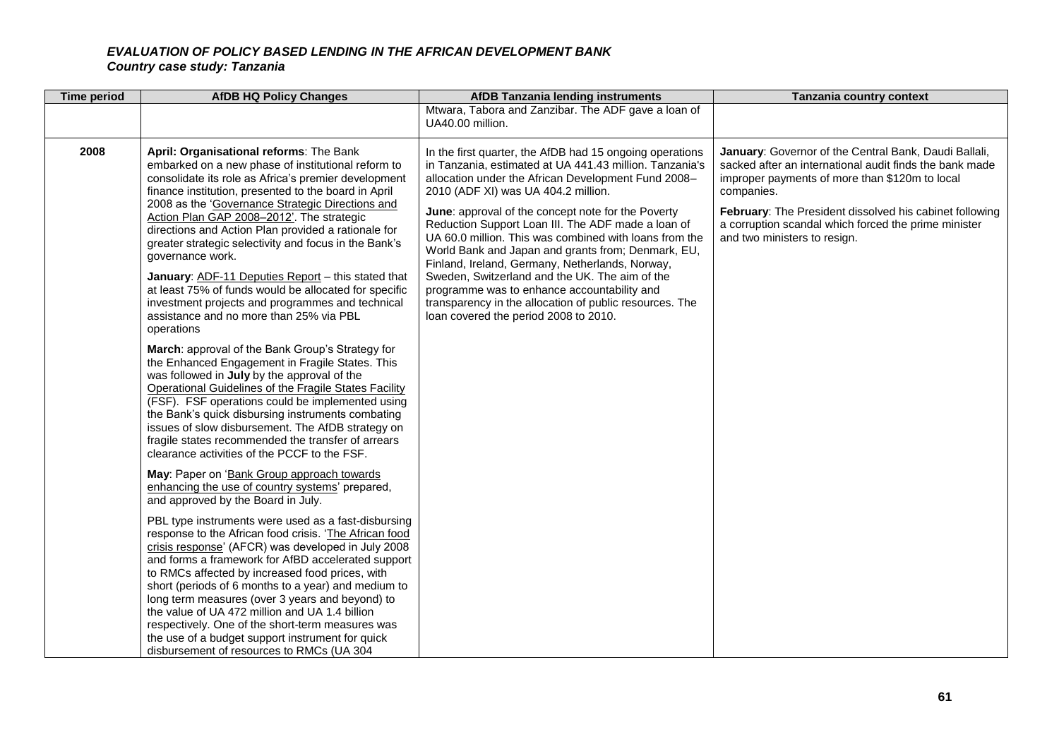***EVALUATION OF POLICY BASED LENDING IN THE AFRICAN DEVELOPMENT BANK***
***Country case study: Tanzania***

| Time period | AfDB HQ Policy Changes | AfDB Tanzania lending instruments | Tanzania country context |
|---|---|---|---|
| | | Mtwara, Tabora and Zanzibar. The ADF gave a loan of UA40.00 million. | |
| **2008** | **April: Organisational reforms**: The Bank embarked on a new phase of institutional reform to consolidate its role as Africa's premier development finance institution, presented to the board in April 2008 as the 'Governance Strategic Directions and Action Plan GAP 2008–2012'. The strategic directions and Action Plan provided a rationale for greater strategic selectivity and focus in the Bank's governance work.<br><br>**January**: ADF-11 Deputies Report – this stated that at least 75% of funds would be allocated for specific investment projects and programmes and technical assistance and no more than 25% via PBL operations<br><br>**March**: approval of the Bank Group's Strategy for the Enhanced Engagement in Fragile States. This was followed in **July** by the approval of the Operational Guidelines of the Fragile States Facility (FSF). FSF operations could be implemented using the Bank's quick disbursing instruments combating issues of slow disbursement. The AfDB strategy on fragile states recommended the transfer of arrears clearance activities of the PCCF to the FSF.<br><br>**May**: Paper on 'Bank Group approach towards enhancing the use of country systems' prepared, and approved by the Board in July.<br><br>PBL type instruments were used as a fast-disbursing response to the African food crisis. 'The African food crisis response' (AFCR) was developed in July 2008 and forms a framework for AfBD accelerated support to RMCs affected by increased food prices, with short (periods of 6 months to a year) and medium to long term measures (over 3 years and beyond) to the value of UA 472 million and UA 1.4 billion respectively. One of the short-term measures was the use of a budget support instrument for quick disbursement of resources to RMCs (UA 304 | In the first quarter, the AfDB had 15 ongoing operations in Tanzania, estimated at UA 441.43 million. Tanzania's allocation under the African Development Fund 2008–2010 (ADF XI) was UA 404.2 million.<br><br>**June**: approval of the concept note for the Poverty Reduction Support Loan III. The ADF made a loan of UA 60.0 million. This was combined with loans from the World Bank and Japan and grants from; Denmark, EU, Finland, Ireland, Germany, Netherlands, Norway, Sweden, Switzerland and the UK. The aim of the programme was to enhance accountability and transparency in the allocation of public resources. The loan covered the period 2008 to 2010. | **January**: Governor of the Central Bank, Daudi Ballali, sacked after an international audit finds the bank made improper payments of more than \$120m to local companies.<br><br>**February**: The President dissolved his cabinet following a corruption scandal which forced the prime minister and two ministers to resign. |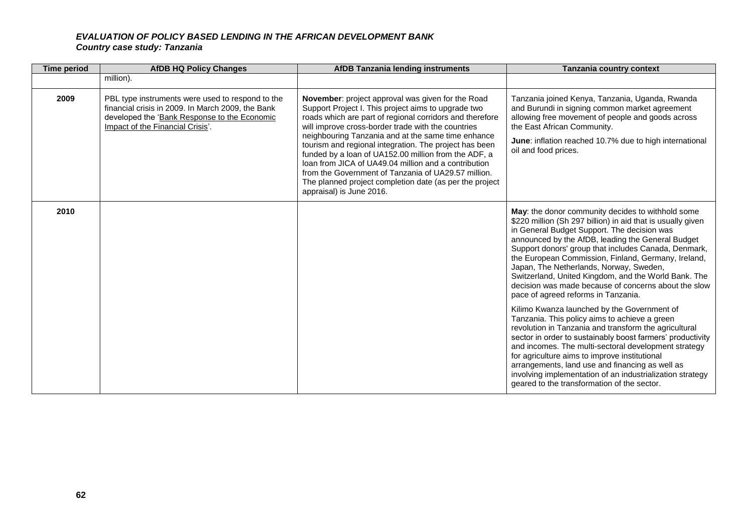***EVALUATION OF POLICY BASED LENDING IN THE AFRICAN DEVELOPMENT BANK***
***Country case study: Tanzania***

| Time period | AfDB HQ Policy Changes | AfDB Tanzania lending instruments | Tanzania country context |
|---|---|---|---|
| | million). | | |
| **2009** | PBL type instruments were used to respond to the financial crisis in 2009. In March 2009, the Bank developed the 'Bank Response to the Economic Impact of the Financial Crisis'. | **November**: project approval was given for the Road Support Project I. This project aims to upgrade two roads which are part of regional corridors and therefore will improve cross-border trade with the countries neighbouring Tanzania and at the same time enhance tourism and regional integration. The project has been funded by a loan of UA152.00 million from the ADF, a loan from JICA of UA49.04 million and a contribution from the Government of Tanzania of UA29.57 million. The planned project completion date (as per the project appraisal) is June 2016. | Tanzania joined Kenya, Tanzania, Uganda, Rwanda and Burundi in signing common market agreement allowing free movement of people and goods across the East African Community.<br><br>**June**: inflation reached 10.7% due to high international oil and food prices. |
| **2010** | | | **May**: the donor community decides to withhold some \$220 million (Sh 297 billion) in aid that is usually given in General Budget Support. The decision was announced by the AfDB, leading the General Budget Support donors' group that includes Canada, Denmark, the European Commission, Finland, Germany, Ireland, Japan, The Netherlands, Norway, Sweden, Switzerland, United Kingdom, and the World Bank. The decision was made because of concerns about the slow pace of agreed reforms in Tanzania.<br><br>Kilimo Kwanza launched by the Government of Tanzania. This policy aims to achieve a green revolution in Tanzania and transform the agricultural sector in order to sustainably boost farmers' productivity and incomes. The multi-sectoral development strategy for agriculture aims to improve institutional arrangements, land use and financing as well as involving implementation of an industrialization strategy geared to the transformation of the sector. |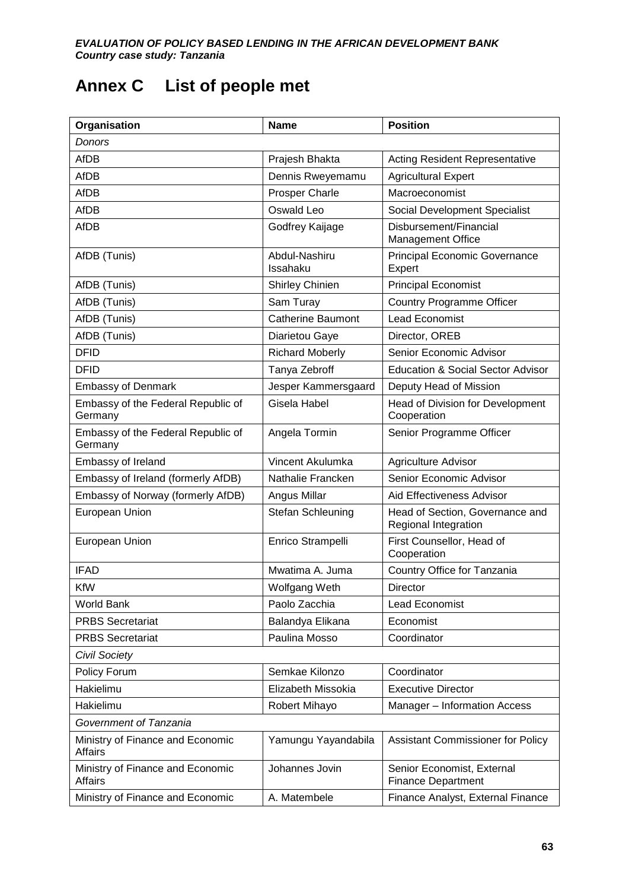# Annex C List of people met

| Organisation | Name | Position |
|---|---|---|
| *Donors* | | |
| AfDB | Prajesh Bhakta | Acting Resident Representative |
| AfDB | Dennis Rweyemamu | Agricultural Expert |
| AfDB | Prosper Charle | Macroeconomist |
| AfDB | Oswald Leo | Social Development Specialist |
| AfDB | Godfrey Kaijage | Disbursement/Financial Management Office |
| AfDB (Tunis) | Abdul-Nashiru Issahaku | Principal Economic Governance Expert |
| AfDB (Tunis) | Shirley Chinien | Principal Economist |
| AfDB (Tunis) | Sam Turay | Country Programme Officer |
| AfDB (Tunis) | Catherine Baumont | Lead Economist |
| AfDB (Tunis) | Diarietou Gaye | Director, OREB |
| DFID | Richard Moberly | Senior Economic Advisor |
| DFID | Tanya Zebroff | Education & Social Sector Advisor |
| Embassy of Denmark | Jesper Kammersgaard | Deputy Head of Mission |
| Embassy of the Federal Republic of Germany | Gisela Habel | Head of Division for Development Cooperation |
| Embassy of the Federal Republic of Germany | Angela Tormin | Senior Programme Officer |
| Embassy of Ireland | Vincent Akulumka | Agriculture Advisor |
| Embassy of Ireland (formerly AfDB) | Nathalie Francken | Senior Economic Advisor |
| Embassy of Norway (formerly AfDB) | Angus Millar | Aid Effectiveness Advisor |
| European Union | Stefan Schleuning | Head of Section, Governance and Regional Integration |
| European Union | Enrico Strampelli | First Counsellor, Head of Cooperation |
| IFAD | Mwatima A. Juma | Country Office for Tanzania |
| KfW | Wolfgang Weth | Director |
| World Bank | Paolo Zacchia | Lead Economist |
| PRBS Secretariat | Balandya Elikana | Economist |
| PRBS Secretariat | Paulina Mosso | Coordinator |
| *Civil Society* | | |
| Policy Forum | Semkae Kilonzo | Coordinator |
| Hakielimu | Elizabeth Missokia | Executive Director |
| Hakielimu | Robert Mihayo | Manager – Information Access |
| *Government of Tanzania* | | |
| Ministry of Finance and Economic Affairs | Yamungu Yayandabila | Assistant Commissioner for Policy |
| Ministry of Finance and Economic Affairs | Johannes Jovin | Senior Economist, External Finance Department |
| Ministry of Finance and Economic | A. Matembele | Finance Analyst, External Finance |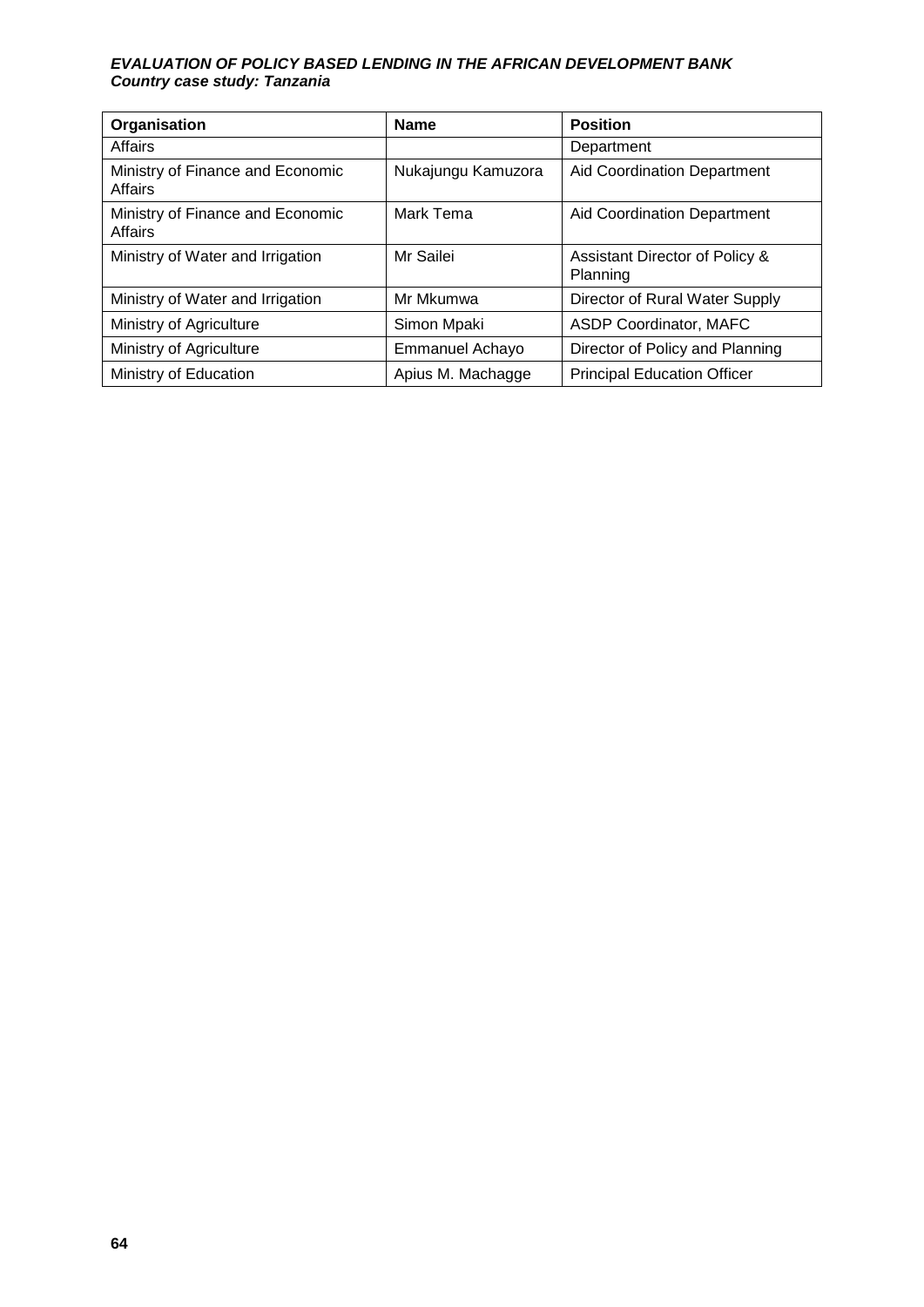| Organisation | Name | Position |
|---|---|---|
| Affairs | | Department |
| Ministry of Finance and Economic Affairs | Nukajungu Kamuzora | Aid Coordination Department |
| Ministry of Finance and Economic Affairs | Mark Tema | Aid Coordination Department |
| Ministry of Water and Irrigation | Mr Sailei | Assistant Director of Policy & Planning |
| Ministry of Water and Irrigation | Mr Mkumwa | Director of Rural Water Supply |
| Ministry of Agriculture | Simon Mpaki | ASDP Coordinator, MAFC |
| Ministry of Agriculture | Emmanuel Achayo | Director of Policy and Planning |
| Ministry of Education | Apius M. Machagge | Principal Education Officer |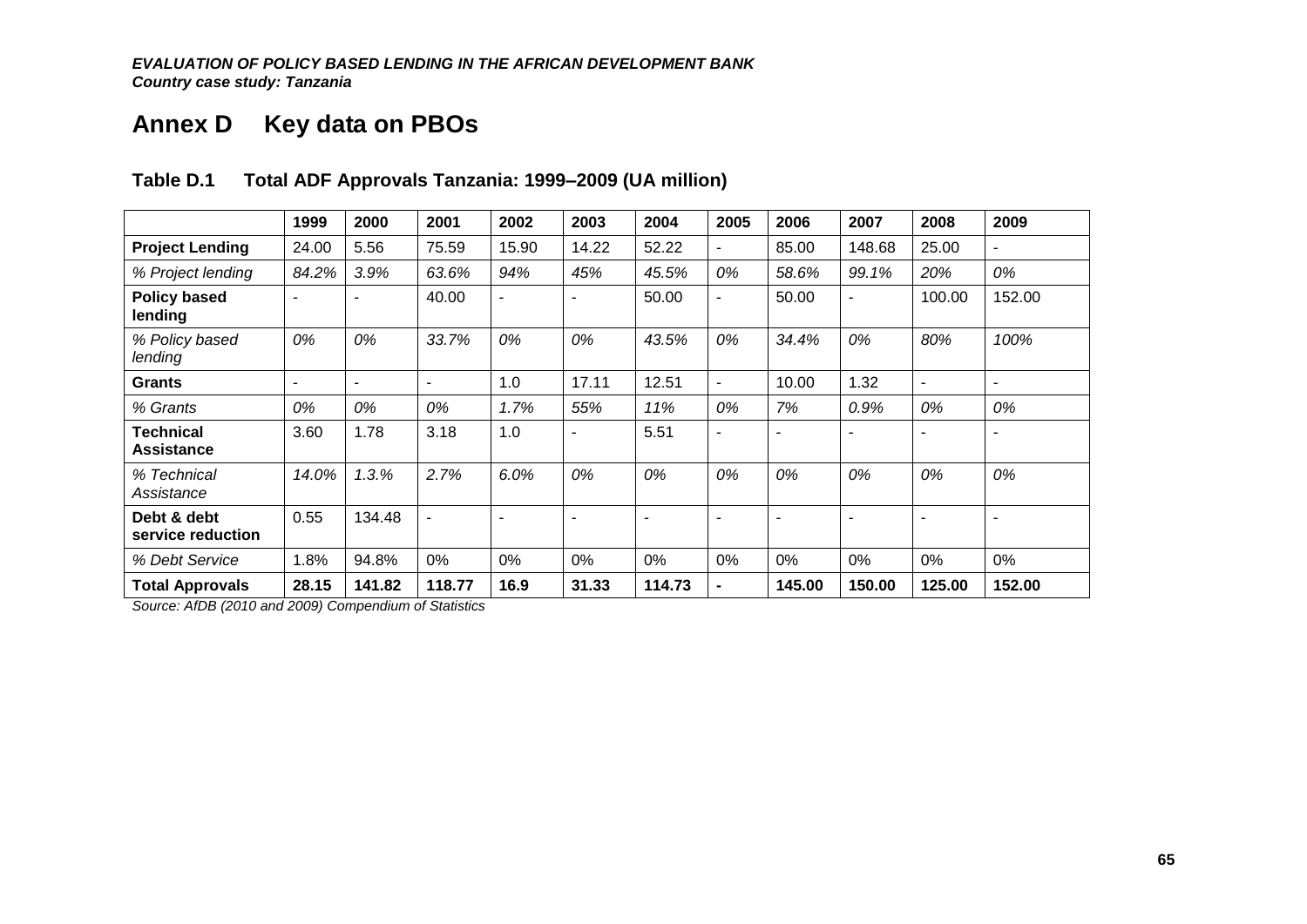# Annex D Key data on PBOs

## Table D.1 Total ADF Approvals Tanzania: 1999–2009 (UA million)

| | 1999 | 2000 | 2001 | 2002 | 2003 | 2004 | 2005 | 2006 | 2007 | 2008 | 2009 |
|---|---|---|---|---|---|---|---|---|---|---|---|
| **Project Lending** | 24.00 | 5.56 | 75.59 | 15.90 | 14.22 | 52.22 | - | 85.00 | 148.68 | 25.00 | - |
| *% Project lending* | *84.2%* | *3.9%* | *63.6%* | *94%* | *45%* | *45.5%* | *0%* | *58.6%* | *99.1%* | *20%* | *0%* |
| **Policy based lending** | - | - | 40.00 | - | - | 50.00 | - | 50.00 | - | 100.00 | 152.00 |
| *% Policy based lending* | *0%* | *0%* | *33.7%* | *0%* | *0%* | *43.5%* | *0%* | *34.4%* | *0%* | *80%* | *100%* |
| **Grants** | - | - | - | 1.0 | 17.11 | 12.51 | - | 10.00 | 1.32 | - | - |
| *% Grants* | *0%* | *0%* | *0%* | *1.7%* | *55%* | *11%* | *0%* | *7%* | *0.9%* | *0%* | *0%* |
| **Technical Assistance** | 3.60 | 1.78 | 3.18 | 1.0 | - | 5.51 | - | - | - | - | - |
| *% Technical Assistance* | *14.0%* | *1.3.%* | *2.7%* | *6.0%* | *0%* | *0%* | *0%* | *0%* | *0%* | *0%* | *0%* |
| **Debt & debt service reduction** | 0.55 | 134.48 | - | - | - | - | - | - | - | - | - |
| *% Debt Service* | 1.8% | 94.8% | 0% | 0% | 0% | 0% | 0% | 0% | 0% | 0% | 0% |
| **Total Approvals** | **28.15** | **141.82** | **118.77** | **16.9** | **31.33** | **114.73** | **-** | **145.00** | **150.00** | **125.00** | **152.00** |

*Source: AfDB (2010 and 2009) Compendium of Statistics*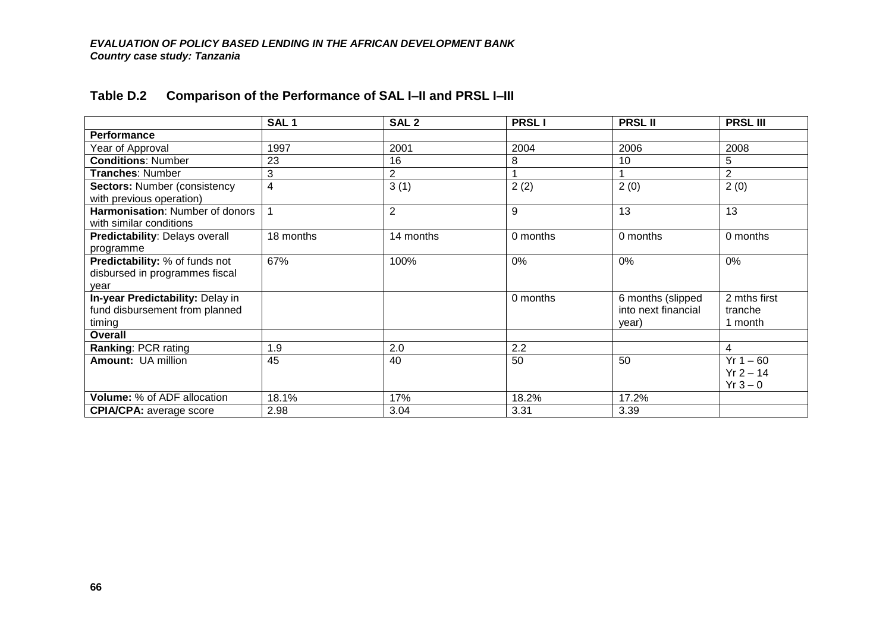### Table D.2 Comparison of the Performance of SAL I–II and PRSL I–III

| | SAL 1 | SAL 2 | PRSL I | PRSL II | PRSL III |
|---|---|---|---|---|---|
| **Performance** | | | | | |
| Year of Approval | 1997 | 2001 | 2004 | 2006 | 2008 |
| **Conditions**: Number | 23 | 16 | 8 | 10 | 5 |
| **Tranches**: Number | 3 | 2 | 1 | 1 | 2 |
| **Sectors:** Number (consistency with previous operation) | 4 | 3 (1) | 2 (2) | 2 (0) | 2 (0) |
| **Harmonisation**: Number of donors with similar conditions | 1 | 2 | 9 | 13 | 13 |
| **Predictability**: Delays overall programme | 18 months | 14 months | 0 months | 0 months | 0 months |
| **Predictability:** % of funds not disbursed in programmes fiscal year | 67% | 100% | 0% | 0% | 0% |
| **In-year Predictability:** Delay in fund disbursement from planned timing | | | 0 months | 6 months (slipped into next financial year) | 2 mths first tranche 1 month |
| **Overall** | | | | | |
| **Ranking**: PCR rating | 1.9 | 2.0 | 2.2 | | 4 |
| **Amount:** UA million | 45 | 40 | 50 | 50 | Yr 1 – 60 Yr 2 – 14 Yr 3 – 0 |
| **Volume:** % of ADF allocation | 18.1% | 17% | 18.2% | 17.2% | |
| **CPIA/CPA:** average score | 2.98 | 3.04 | 3.31 | 3.39 | |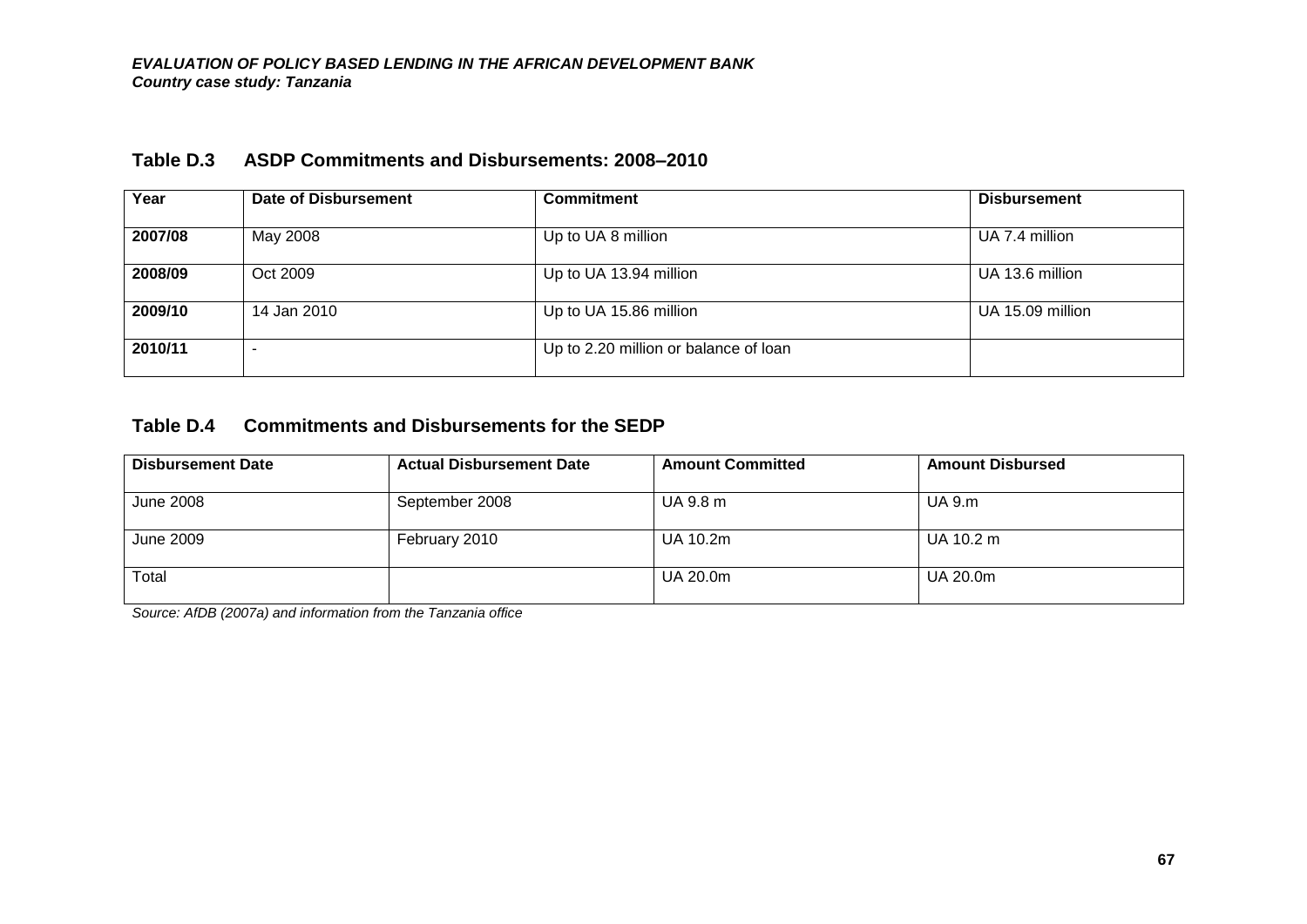**Table D.3 ASDP Commitments and Disbursements: 2008–2010**

| Year | Date of Disbursement | Commitment | Disbursement |
|---|---|---|---|
| **2007/08** | May 2008 | Up to UA 8 million | UA 7.4 million |
| **2008/09** | Oct 2009 | Up to UA 13.94 million | UA 13.6 million |
| **2009/10** | 14 Jan 2010 | Up to UA 15.86 million | UA 15.09 million |
| **2010/11** | - | Up to 2.20 million or balance of loan | |

**Table D.4 Commitments and Disbursements for the SEDP**

| Disbursement Date | Actual Disbursement Date | Amount Committed | Amount Disbursed |
|---|---|---|---|
| June 2008 | September 2008 | UA 9.8 m | UA 9.m |
| June 2009 | February 2010 | UA 10.2m | UA 10.2 m |
| Total | | UA 20.0m | UA 20.0m |

*Source: AfDB (2007a) and information from the Tanzania office*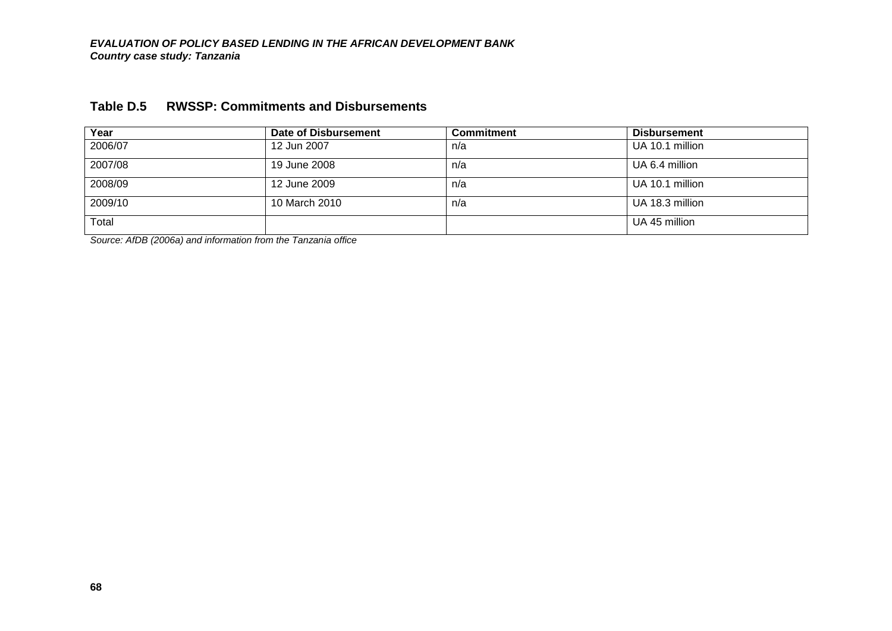## Table D.5 RWSSP: Commitments and Disbursements

| Year | Date of Disbursement | Commitment | Disbursement |
|---|---|---|---|
| 2006/07 | 12 Jun 2007 | n/a | UA 10.1 million |
| 2007/08 | 19 June 2008 | n/a | UA 6.4 million |
| 2008/09 | 12 June 2009 | n/a | UA 10.1 million |
| 2009/10 | 10 March 2010 | n/a | UA 18.3 million |
| Total | | | UA 45 million |

*Source: AfDB (2006a) and information from the Tanzania office*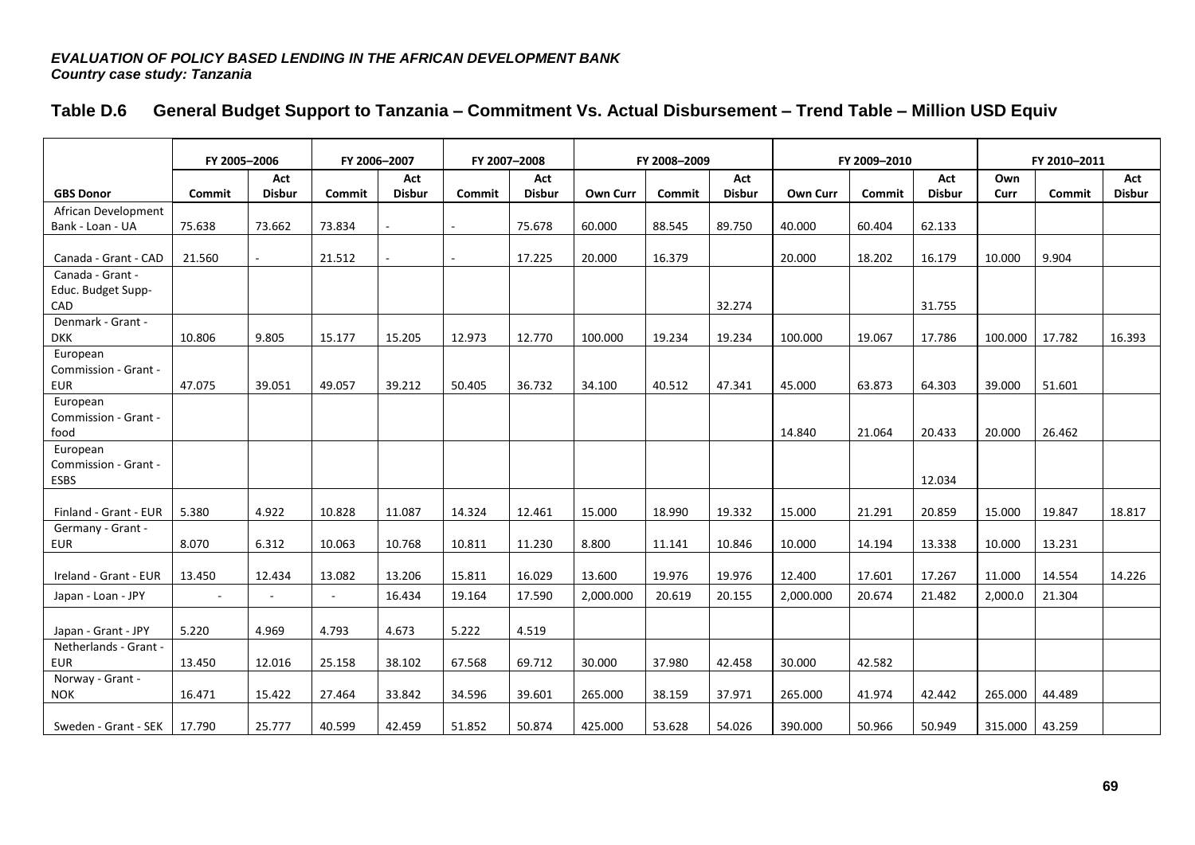*EVALUATION OF POLICY BASED LENDING IN THE AFRICAN DEVELOPMENT BANK*
*Country case study: Tanzania*

## Table D.6 General Budget Support to Tanzania – Commitment Vs. Actual Disbursement – Trend Table – Million USD Equiv

| | FY 2005–2006 | | FY 2006–2007 | | FY 2007–2008 | | FY 2008–2009 | | | FY 2009–2010 | | | FY 2010–2011 | | |
|---|---|---|---|---|---|---|---|---|---|---|---|---|---|---|---|
| **GBS Donor** | **Commit** | **Act Disbur** | **Commit** | **Act Disbur** | **Commit** | **Act Disbur** | **Own Curr** | **Commit** | **Act Disbur** | **Own Curr** | **Commit** | **Act Disbur** | **Own Curr** | **Commit** | **Act Disbur** |
| African Development Bank - Loan - UA | 75.638 | 73.662 | 73.834 | - | - | 75.678 | 60.000 | 88.545 | 89.750 | 40.000 | 60.404 | 62.133 | | | |
| Canada - Grant - CAD | 21.560 | - | 21.512 | - | - | 17.225 | 20.000 | 16.379 | | 20.000 | 18.202 | 16.179 | 10.000 | 9.904 | |
| Canada - Grant - Educ. Budget Supp- CAD | | | | | | | | | 32.274 | | | 31.755 | | | |
| Denmark - Grant - DKK | 10.806 | 9.805 | 15.177 | 15.205 | 12.973 | 12.770 | 100.000 | 19.234 | 19.234 | 100.000 | 19.067 | 17.786 | 100.000 | 17.782 | 16.393 |
| European Commission - Grant - EUR | 47.075 | 39.051 | 49.057 | 39.212 | 50.405 | 36.732 | 34.100 | 40.512 | 47.341 | 45.000 | 63.873 | 64.303 | 39.000 | 51.601 | |
| European Commission - Grant - food | | | | | | | | | | 14.840 | 21.064 | 20.433 | 20.000 | 26.462 | |
| European Commission - Grant - ESBS | | | | | | | | | | | | 12.034 | | | |
| Finland - Grant - EUR | 5.380 | 4.922 | 10.828 | 11.087 | 14.324 | 12.461 | 15.000 | 18.990 | 19.332 | 15.000 | 21.291 | 20.859 | 15.000 | 19.847 | 18.817 |
| Germany - Grant - EUR | 8.070 | 6.312 | 10.063 | 10.768 | 10.811 | 11.230 | 8.800 | 11.141 | 10.846 | 10.000 | 14.194 | 13.338 | 10.000 | 13.231 | |
| Ireland - Grant - EUR | 13.450 | 12.434 | 13.082 | 13.206 | 15.811 | 16.029 | 13.600 | 19.976 | 19.976 | 12.400 | 17.601 | 17.267 | 11.000 | 14.554 | 14.226 |
| Japan - Loan - JPY | - | - | - | 16.434 | 19.164 | 17.590 | 2,000.000 | 20.619 | 20.155 | 2,000.000 | 20.674 | 21.482 | 2,000.0 | 21.304 | |
| Japan - Grant - JPY | 5.220 | 4.969 | 4.793 | 4.673 | 5.222 | 4.519 | | | | | | | | | |
| Netherlands - Grant - EUR | 13.450 | 12.016 | 25.158 | 38.102 | 67.568 | 69.712 | 30.000 | 37.980 | 42.458 | 30.000 | 42.582 | | | | |
| Norway - Grant - NOK | 16.471 | 15.422 | 27.464 | 33.842 | 34.596 | 39.601 | 265.000 | 38.159 | 37.971 | 265.000 | 41.974 | 42.442 | 265.000 | 44.489 | |
| Sweden - Grant - SEK | 17.790 | 25.777 | 40.599 | 42.459 | 51.852 | 50.874 | 425.000 | 53.628 | 54.026 | 390.000 | 50.966 | 50.949 | 315.000 | 43.259 | |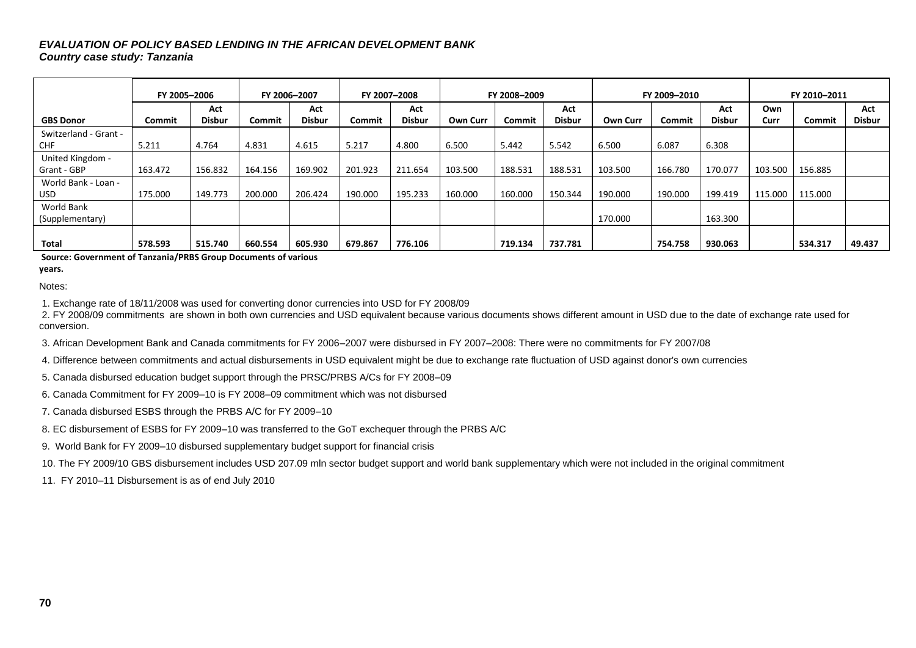***EVALUATION OF POLICY BASED LENDING IN THE AFRICAN DEVELOPMENT BANK***
***Country case study: Tanzania***

| | FY 2005–2006 | | FY 2006–2007 | | FY 2007–2008 | | FY 2008–2009 | | | FY 2009–2010 | | | FY 2010–2011 | | |
|---|---|---|---|---|---|---|---|---|---|---|---|---|---|---|---|
| **GBS Donor** | **Commit** | **Act Disbur** | **Commit** | **Act Disbur** | **Commit** | **Act Disbur** | **Own Curr** | **Commit** | **Act Disbur** | **Own Curr** | **Commit** | **Act Disbur** | **Own Curr** | **Commit** | **Act Disbur** |
| Switzerland - Grant - CHF | 5.211 | 4.764 | 4.831 | 4.615 | 5.217 | 4.800 | 6.500 | 5.442 | 5.542 | 6.500 | 6.087 | 6.308 | | | |
| United Kingdom - Grant - GBP | 163.472 | 156.832 | 164.156 | 169.902 | 201.923 | 211.654 | 103.500 | 188.531 | 188.531 | 103.500 | 166.780 | 170.077 | 103.500 | 156.885 | |
| World Bank - Loan - USD | 175.000 | 149.773 | 200.000 | 206.424 | 190.000 | 195.233 | 160.000 | 160.000 | 150.344 | 190.000 | 190.000 | 199.419 | 115.000 | 115.000 | |
| World Bank (Supplementary) | | | | | | | | | | 170.000 | | 163.300 | | | |
| **Total** | **578.593** | **515.740** | **660.554** | **605.930** | **679.867** | **776.106** | | **719.134** | **737.781** | | **754.758** | **930.063** | | **534.317** | **49.437** |

**Source: Government of Tanzania/PRBS Group Documents of various years.**

Notes:

1. Exchange rate of 18/11/2008 was used for converting donor currencies into USD for FY 2008/09
2. FY 2008/09 commitments are shown in both own currencies and USD equivalent because various documents shows different amount in USD due to the date of exchange rate used for conversion.
3. African Development Bank and Canada commitments for FY 2006–2007 were disbursed in FY 2007–2008: There were no commitments for FY 2007/08
4. Difference between commitments and actual disbursements in USD equivalent might be due to exchange rate fluctuation of USD against donor's own currencies
5. Canada disbursed education budget support through the PRSC/PRBS A/Cs for FY 2008–09
6. Canada Commitment for FY 2009–10 is FY 2008–09 commitment which was not disbursed
7. Canada disbursed ESBS through the PRBS A/C for FY 2009–10
8. EC disbursement of ESBS for FY 2009–10 was transferred to the GoT exchequer through the PRBS A/C
9. World Bank for FY 2009–10 disbursed supplementary budget support for financial crisis
10. The FY 2009/10 GBS disbursement includes USD 207.09 mln sector budget support and world bank supplementary which were not included in the original commitment
11. FY 2010–11 Disbursement is as of end July 2010